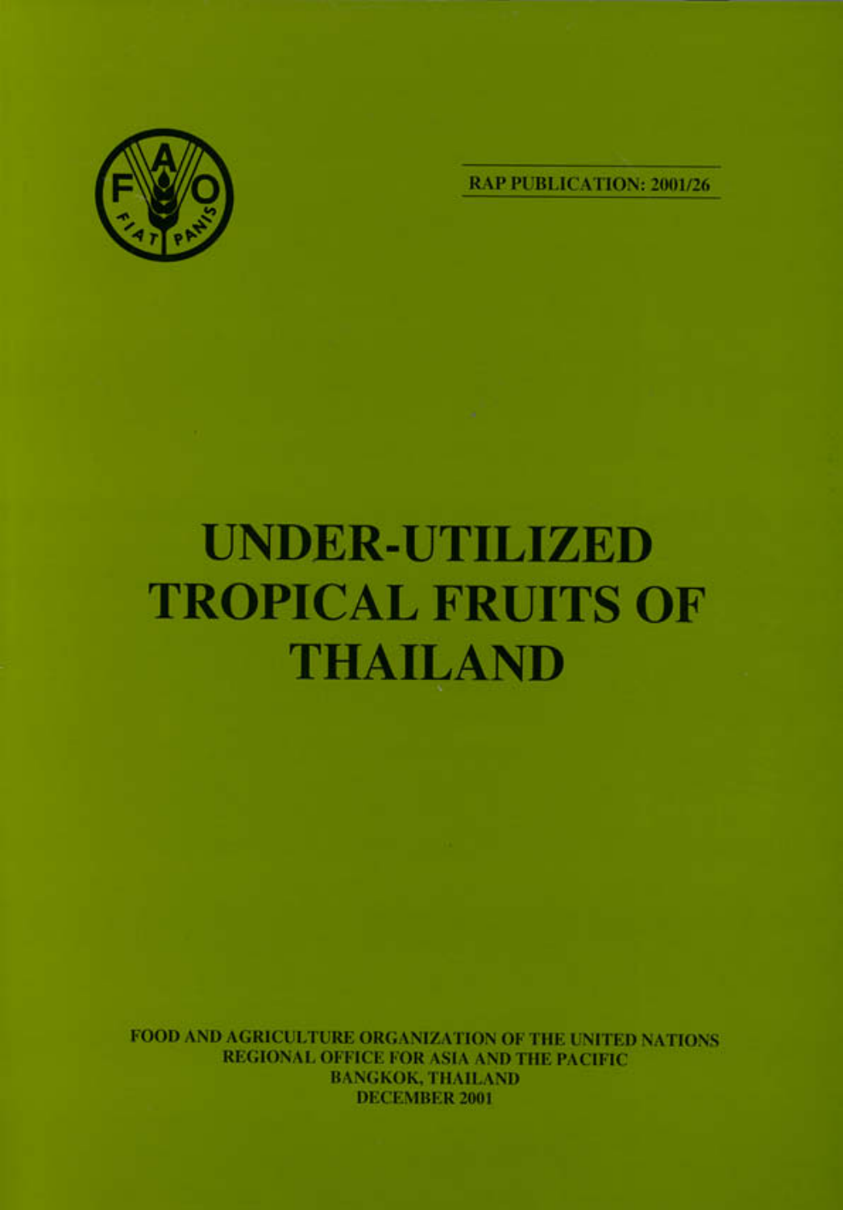RAP PUBLICATION: 2001/26

# UNDER-UTILIZED TROPICAL FRUITS OF THAILAND

FOOD AND AGRICULTURE ORGANIZATION OF THE UNITED NATIONS
REGIONAL OFFICE FOR ASIA AND THE PACIFIC
BANGKOK, THAILAND
DECEMBER 2001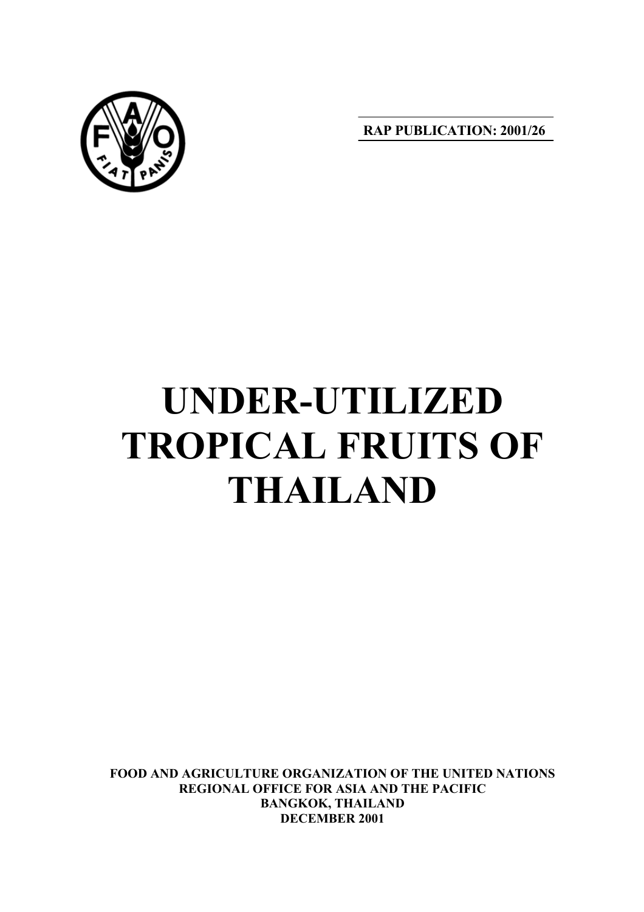RAP PUBLICATION: 2001/26

# UNDER-UTILIZED TROPICAL FRUITS OF THAILAND

**FOOD AND AGRICULTURE ORGANIZATION OF THE UNITED NATIONS**
**REGIONAL OFFICE FOR ASIA AND THE PACIFIC**
**BANGKOK, THAILAND**
**DECEMBER 2001**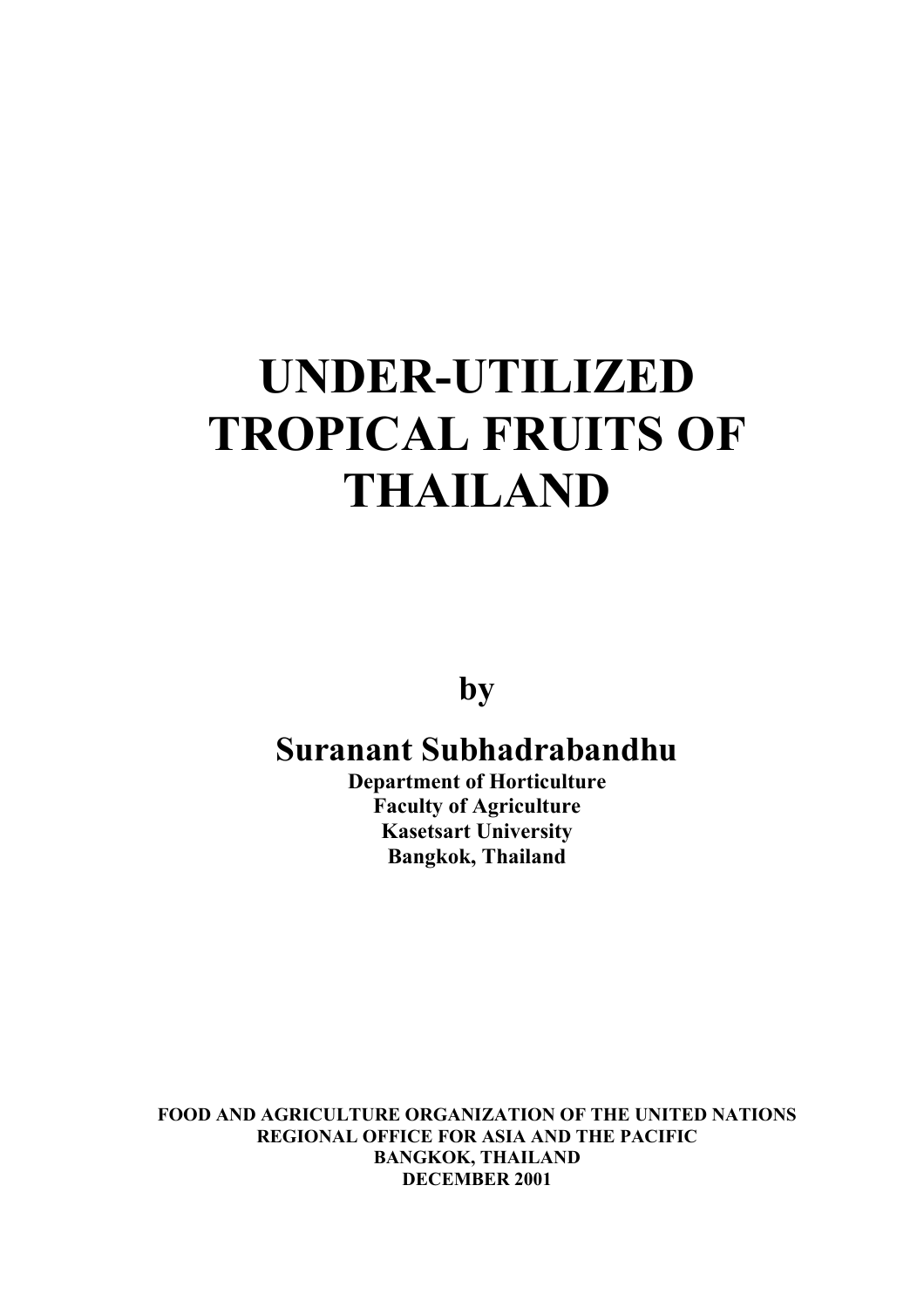# UNDER-UTILIZED TROPICAL FRUITS OF THAILAND

**by**

## Suranant Subhadrabandhu

**Department of Horticulture**
**Faculty of Agriculture**
**Kasetsart University**
**Bangkok, Thailand**

**FOOD AND AGRICULTURE ORGANIZATION OF THE UNITED NATIONS**
**REGIONAL OFFICE FOR ASIA AND THE PACIFIC**
**BANGKOK, THAILAND**
**DECEMBER 2001**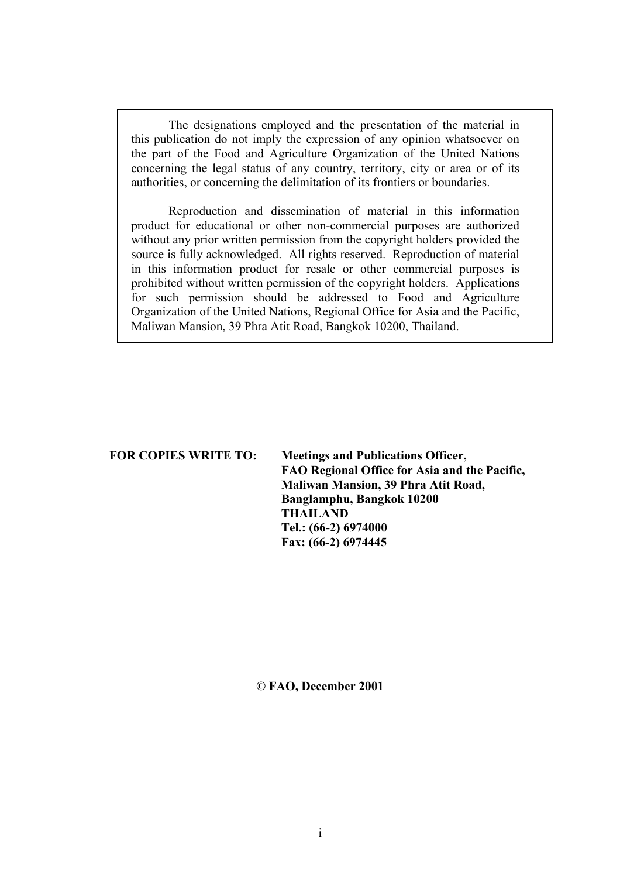The designations employed and the presentation of the material in this publication do not imply the expression of any opinion whatsoever on the part of the Food and Agriculture Organization of the United Nations concerning the legal status of any country, territory, city or area or of its authorities, or concerning the delimitation of its frontiers or boundaries.

Reproduction and dissemination of material in this information product for educational or other non-commercial purposes are authorized without any prior written permission from the copyright holders provided the source is fully acknowledged. All rights reserved. Reproduction of material in this information product for resale or other commercial purposes is prohibited without written permission of the copyright holders. Applications for such permission should be addressed to Food and Agriculture Organization of the United Nations, Regional Office for Asia and the Pacific, Maliwan Mansion, 39 Phra Atit Road, Bangkok 10200, Thailand.

**FOR COPIES WRITE TO:**

**Meetings and Publications Officer,**
**FAO Regional Office for Asia and the Pacific,**
**Maliwan Mansion, 39 Phra Atit Road,**
**Banglamphu, Bangkok 10200**
**THAILAND**
**Tel.: (66-2) 6974000**
**Fax: (66-2) 6974445**

**© FAO, December 2001**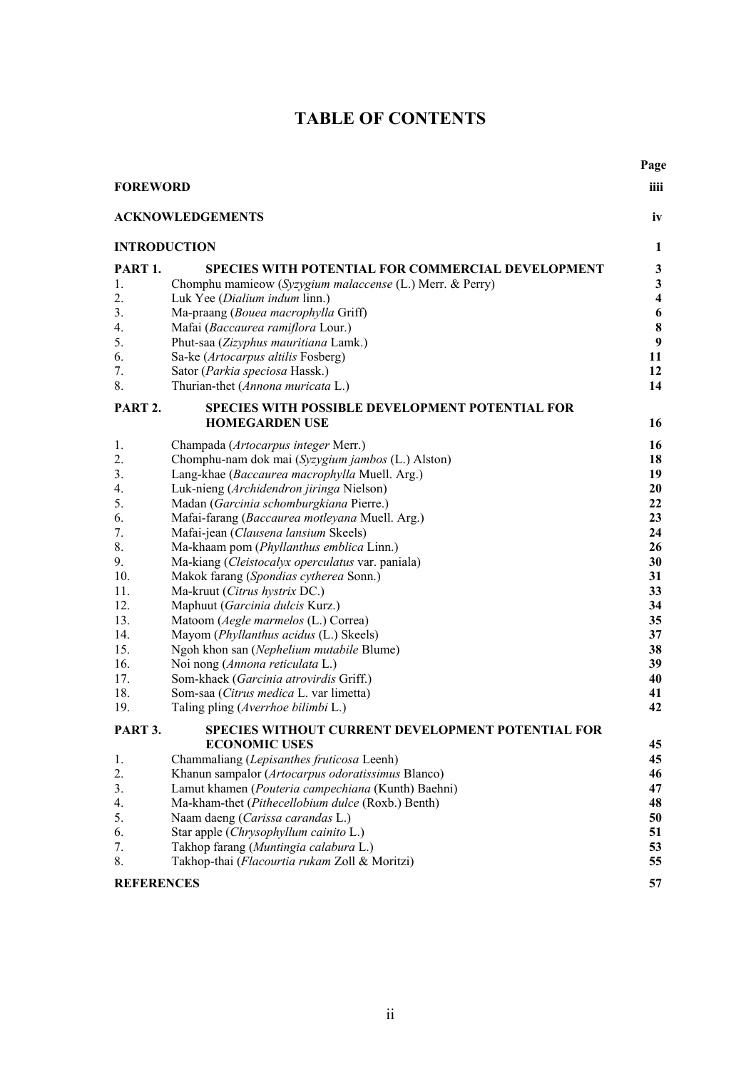# TABLE OF CONTENTS

| | | Page |
|---|---|---|
| **FOREWORD** | | **iiii** |
| **ACKNOWLEDGEMENTS** | | **iv** |
| **INTRODUCTION** | | **1** |
| **PART 1.** | **SPECIES WITH POTENTIAL FOR COMMERCIAL DEVELOPMENT** | **3** |
| 1. | Chomphu mamieow (*Syzygium malaccense* (L.) Merr. & Perry) | **3** |
| 2. | Luk Yee (*Dialium indum* linn.) | **4** |
| 3. | Ma-praang (*Bouea macrophylla* Griff) | **6** |
| 4. | Mafai (*Baccaurea ramiflora* Lour.) | **8** |
| 5. | Phut-saa (*Zizyphus mauritiana* Lamk.) | **9** |
| 6. | Sa-ke (*Artocarpus altilis* Fosberg) | **11** |
| 7. | Sator (*Parkia speciosa* Hassk.) | **12** |
| 8. | Thurian-thet (*Annona muricata* L.) | **14** |
| **PART 2.** | **SPECIES WITH POSSIBLE DEVELOPMENT POTENTIAL FOR HOMEGARDEN USE** | **16** |
| 1. | Champada (*Artocarpus integer* Merr.) | **16** |
| 2. | Chomphu-nam dok mai (*Syzygium jambos* (L.) Alston) | **18** |
| 3. | Lang-khae (*Baccaurea macrophylla* Muell. Arg.) | **19** |
| 4. | Luk-nieng (*Archidendron jiringa* Nielson) | **20** |
| 5. | Madan (*Garcinia schomburgkiana* Pierre.) | **22** |
| 6. | Mafai-farang (*Baccaurea motleyana* Muell. Arg.) | **23** |
| 7. | Mafai-jean (*Clausena lansium* Skeels) | **24** |
| 8. | Ma-khaam pom (*Phyllanthus emblica* Linn.) | **26** |
| 9. | Ma-kiang (*Cleistocalyx operculatus* var. paniala) | **30** |
| 10. | Makok farang (*Spondias cytherea* Sonn.) | **31** |
| 11. | Ma-kruut (*Citrus hystrix* DC.) | **33** |
| 12. | Maphuut (*Garcinia dulcis* Kurz.) | **34** |
| 13. | Matoom (*Aegle marmelos* (L.) Correa) | **35** |
| 14. | Mayom (*Phyllanthus acidus* (L.) Skeels) | **37** |
| 15. | Ngoh khon san (*Nephelium mutabile* Blume) | **38** |
| 16. | Noi nong (*Annona reticulata* L.) | **39** |
| 17. | Som-khaek (*Garcinia atrovirdis* Griff.) | **40** |
| 18. | Som-saa (*Citrus medica* L. var limetta) | **41** |
| 19. | Taling pling (*Averrhoe bilimbi* L.) | **42** |
| **PART 3.** | **SPECIES WITHOUT CURRENT DEVELOPMENT POTENTIAL FOR ECONOMIC USES** | **45** |
| 1. | Chammaliang (*Lepisanthes fruticosa* Leenh) | **45** |
| 2. | Khanun sampalor (*Artocarpus odoratissimus* Blanco) | **46** |
| 3. | Lamut khamen (*Pouteria campechiana* (Kunth) Baehni) | **47** |
| 4. | Ma-kham-thet (*Pithecellobium dulce* (Roxb.) Benth) | **48** |
| 5. | Naam daeng (*Carissa carandas* L.) | **50** |
| 6. | Star apple (*Chrysophyllum cainito* L.) | **51** |
| 7. | Takhop farang (*Muntingia calabura* L.) | **53** |
| 8. | Takhop-thai (*Flacourtia rukam* Zoll & Moritzi) | **55** |
| **REFERENCES** | | **57** |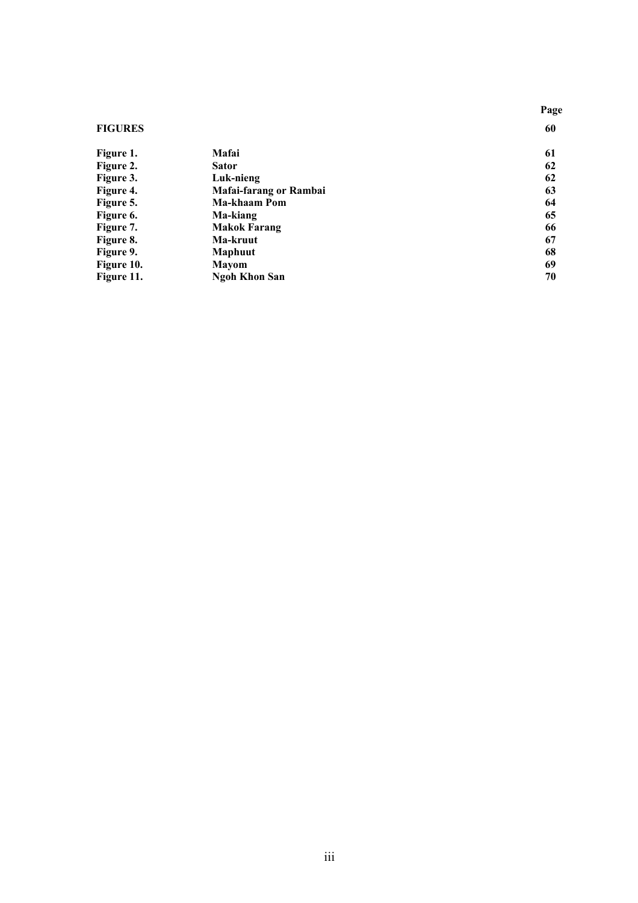| | | **Page** |
|---|---|---|
| **FIGURES** | | **60** |
| **Figure 1.** | **Mafai** | **61** |
| **Figure 2.** | **Sator** | **62** |
| **Figure 3.** | **Luk-nieng** | **62** |
| **Figure 4.** | **Mafai-farang or Rambai** | **63** |
| **Figure 5.** | **Ma-khaam Pom** | **64** |
| **Figure 6.** | **Ma-kiang** | **65** |
| **Figure 7.** | **Makok Farang** | **66** |
| **Figure 8.** | **Ma-kruut** | **67** |
| **Figure 9.** | **Maphuut** | **68** |
| **Figure 10.** | **Mayom** | **69** |
| **Figure 11.** | **Ngoh Khon San** | **70** |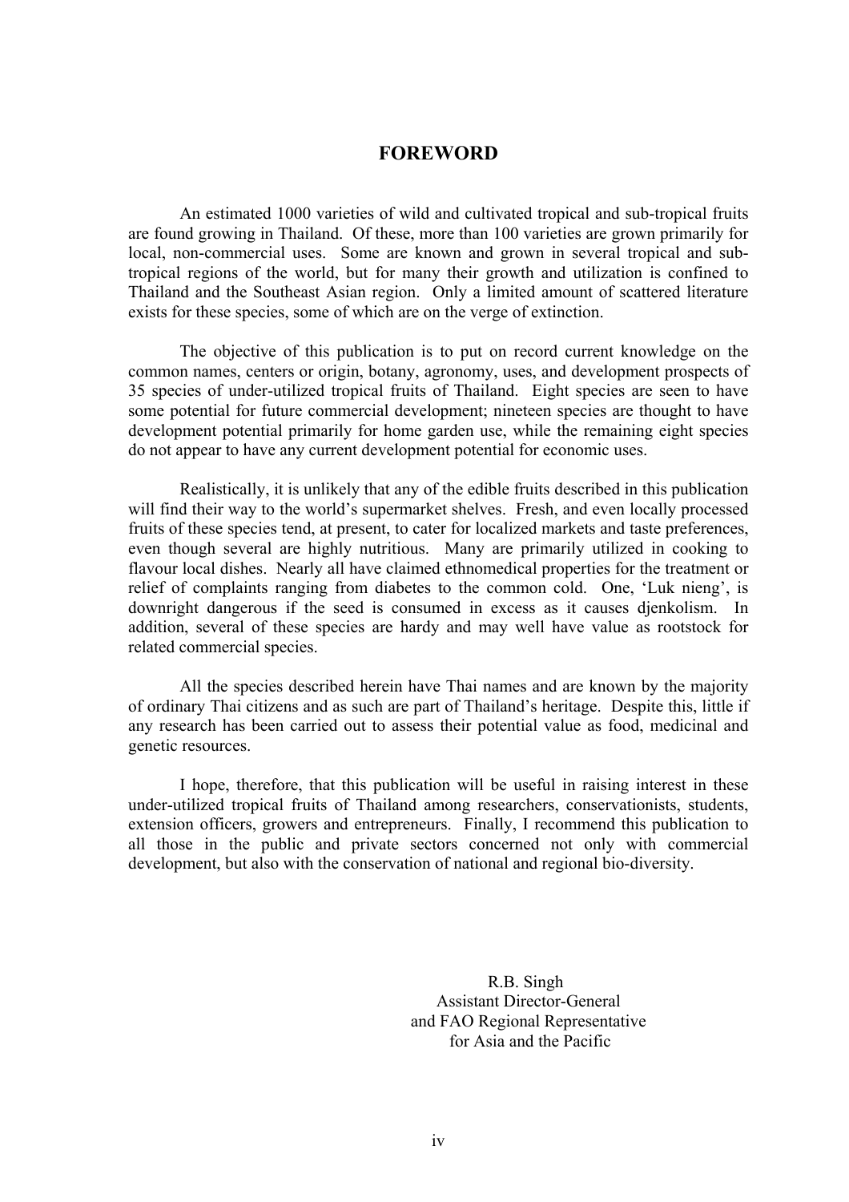# FOREWORD

An estimated 1000 varieties of wild and cultivated tropical and sub-tropical fruits are found growing in Thailand. Of these, more than 100 varieties are grown primarily for local, non-commercial uses. Some are known and grown in several tropical and sub-tropical regions of the world, but for many their growth and utilization is confined to Thailand and the Southeast Asian region. Only a limited amount of scattered literature exists for these species, some of which are on the verge of extinction.

The objective of this publication is to put on record current knowledge on the common names, centers or origin, botany, agronomy, uses, and development prospects of 35 species of under-utilized tropical fruits of Thailand. Eight species are seen to have some potential for future commercial development; nineteen species are thought to have development potential primarily for home garden use, while the remaining eight species do not appear to have any current development potential for economic uses.

Realistically, it is unlikely that any of the edible fruits described in this publication will find their way to the world's supermarket shelves. Fresh, and even locally processed fruits of these species tend, at present, to cater for localized markets and taste preferences, even though several are highly nutritious. Many are primarily utilized in cooking to flavour local dishes. Nearly all have claimed ethnomedical properties for the treatment or relief of complaints ranging from diabetes to the common cold. One, 'Luk nieng', is downright dangerous if the seed is consumed in excess as it causes djenkolism. In addition, several of these species are hardy and may well have value as rootstock for related commercial species.

All the species described herein have Thai names and are known by the majority of ordinary Thai citizens and as such are part of Thailand's heritage. Despite this, little if any research has been carried out to assess their potential value as food, medicinal and genetic resources.

I hope, therefore, that this publication will be useful in raising interest in these under-utilized tropical fruits of Thailand among researchers, conservationists, students, extension officers, growers and entrepreneurs. Finally, I recommend this publication to all those in the public and private sectors concerned not only with commercial development, but also with the conservation of national and regional bio-diversity.

R.B. Singh
Assistant Director-General
and FAO Regional Representative
for Asia and the Pacific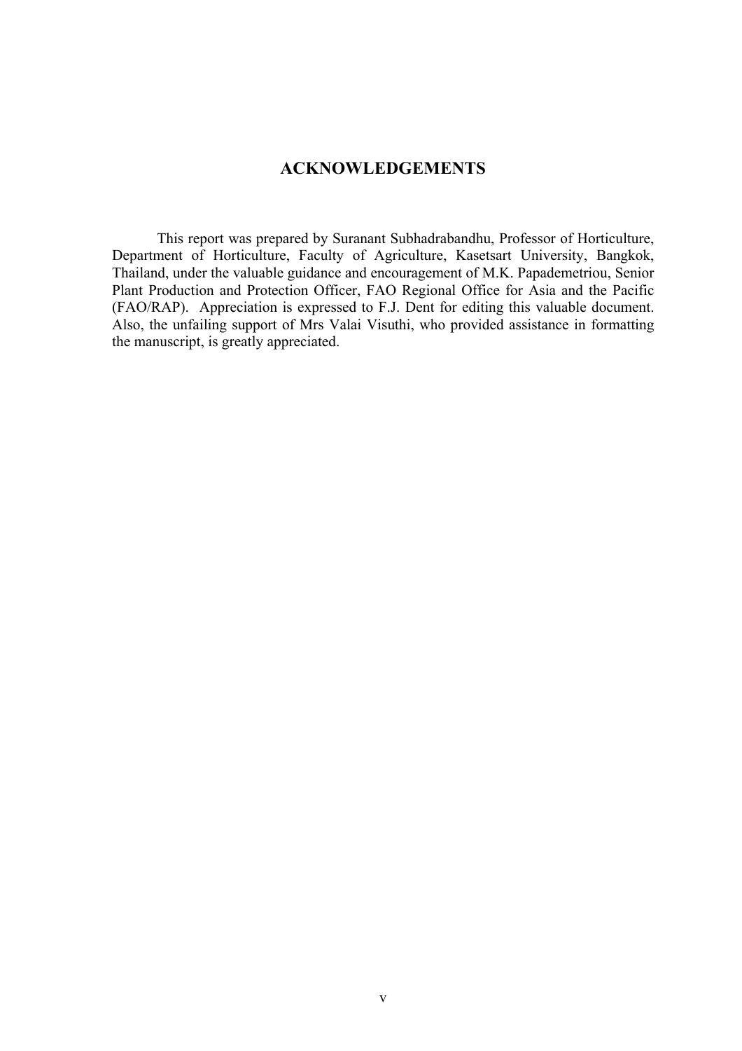# ACKNOWLEDGEMENTS

This report was prepared by Suranant Subhadrabandhu, Professor of Horticulture, Department of Horticulture, Faculty of Agriculture, Kasetsart University, Bangkok, Thailand, under the valuable guidance and encouragement of M.K. Papademetriou, Senior Plant Production and Protection Officer, FAO Regional Office for Asia and the Pacific (FAO/RAP). Appreciation is expressed to F.J. Dent for editing this valuable document. Also, the unfailing support of Mrs Valai Visuthi, who provided assistance in formatting the manuscript, is greatly appreciated.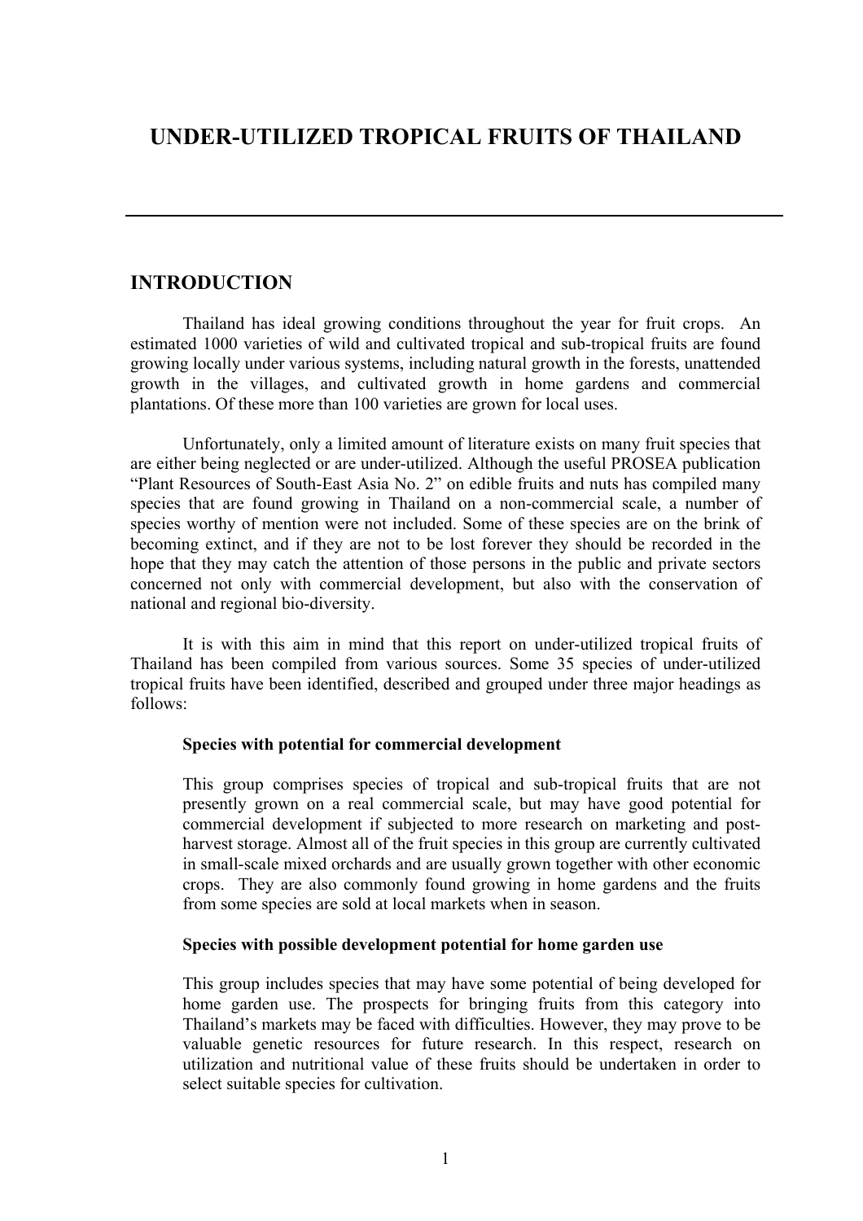# UNDER-UTILIZED TROPICAL FRUITS OF THAILAND

## INTRODUCTION

Thailand has ideal growing conditions throughout the year for fruit crops. An estimated 1000 varieties of wild and cultivated tropical and sub-tropical fruits are found growing locally under various systems, including natural growth in the forests, unattended growth in the villages, and cultivated growth in home gardens and commercial plantations. Of these more than 100 varieties are grown for local uses.

Unfortunately, only a limited amount of literature exists on many fruit species that are either being neglected or are under-utilized. Although the useful PROSEA publication "Plant Resources of South-East Asia No. 2" on edible fruits and nuts has compiled many species that are found growing in Thailand on a non-commercial scale, a number of species worthy of mention were not included. Some of these species are on the brink of becoming extinct, and if they are not to be lost forever they should be recorded in the hope that they may catch the attention of those persons in the public and private sectors concerned not only with commercial development, but also with the conservation of national and regional bio-diversity.

It is with this aim in mind that this report on under-utilized tropical fruits of Thailand has been compiled from various sources. Some 35 species of under-utilized tropical fruits have been identified, described and grouped under three major headings as follows:

**Species with potential for commercial development**

This group comprises species of tropical and sub-tropical fruits that are not presently grown on a real commercial scale, but may have good potential for commercial development if subjected to more research on marketing and post-harvest storage. Almost all of the fruit species in this group are currently cultivated in small-scale mixed orchards and are usually grown together with other economic crops. They are also commonly found growing in home gardens and the fruits from some species are sold at local markets when in season.

**Species with possible development potential for home garden use**

This group includes species that may have some potential of being developed for home garden use. The prospects for bringing fruits from this category into Thailand's markets may be faced with difficulties. However, they may prove to be valuable genetic resources for future research. In this respect, research on utilization and nutritional value of these fruits should be undertaken in order to select suitable species for cultivation.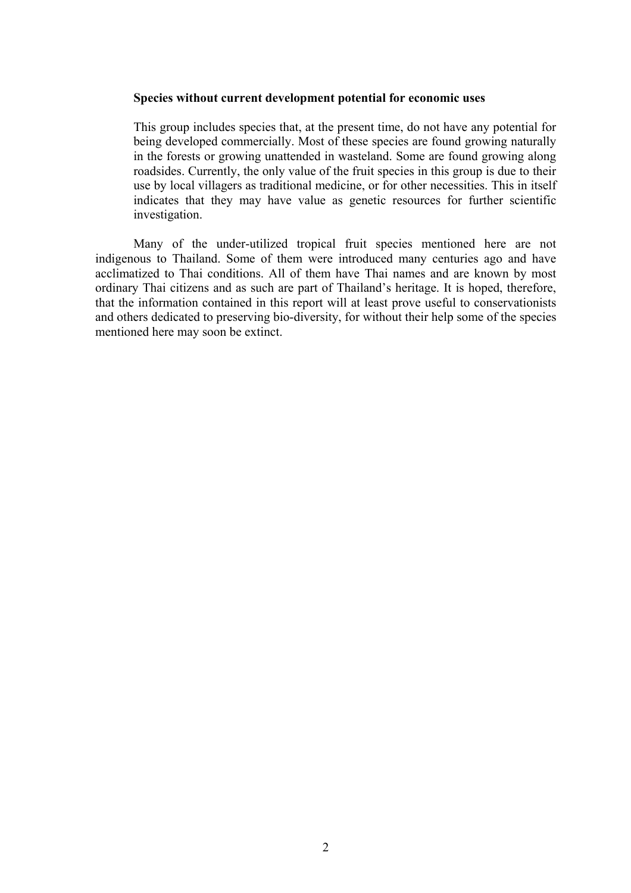**Species without current development potential for economic uses**

This group includes species that, at the present time, do not have any potential for being developed commercially. Most of these species are found growing naturally in the forests or growing unattended in wasteland. Some are found growing along roadsides. Currently, the only value of the fruit species in this group is due to their use by local villagers as traditional medicine, or for other necessities. This in itself indicates that they may have value as genetic resources for further scientific investigation.

Many of the under-utilized tropical fruit species mentioned here are not indigenous to Thailand. Some of them were introduced many centuries ago and have acclimatized to Thai conditions. All of them have Thai names and are known by most ordinary Thai citizens and as such are part of Thailand's heritage. It is hoped, therefore, that the information contained in this report will at least prove useful to conservationists and others dedicated to preserving bio-diversity, for without their help some of the species mentioned here may soon be extinct.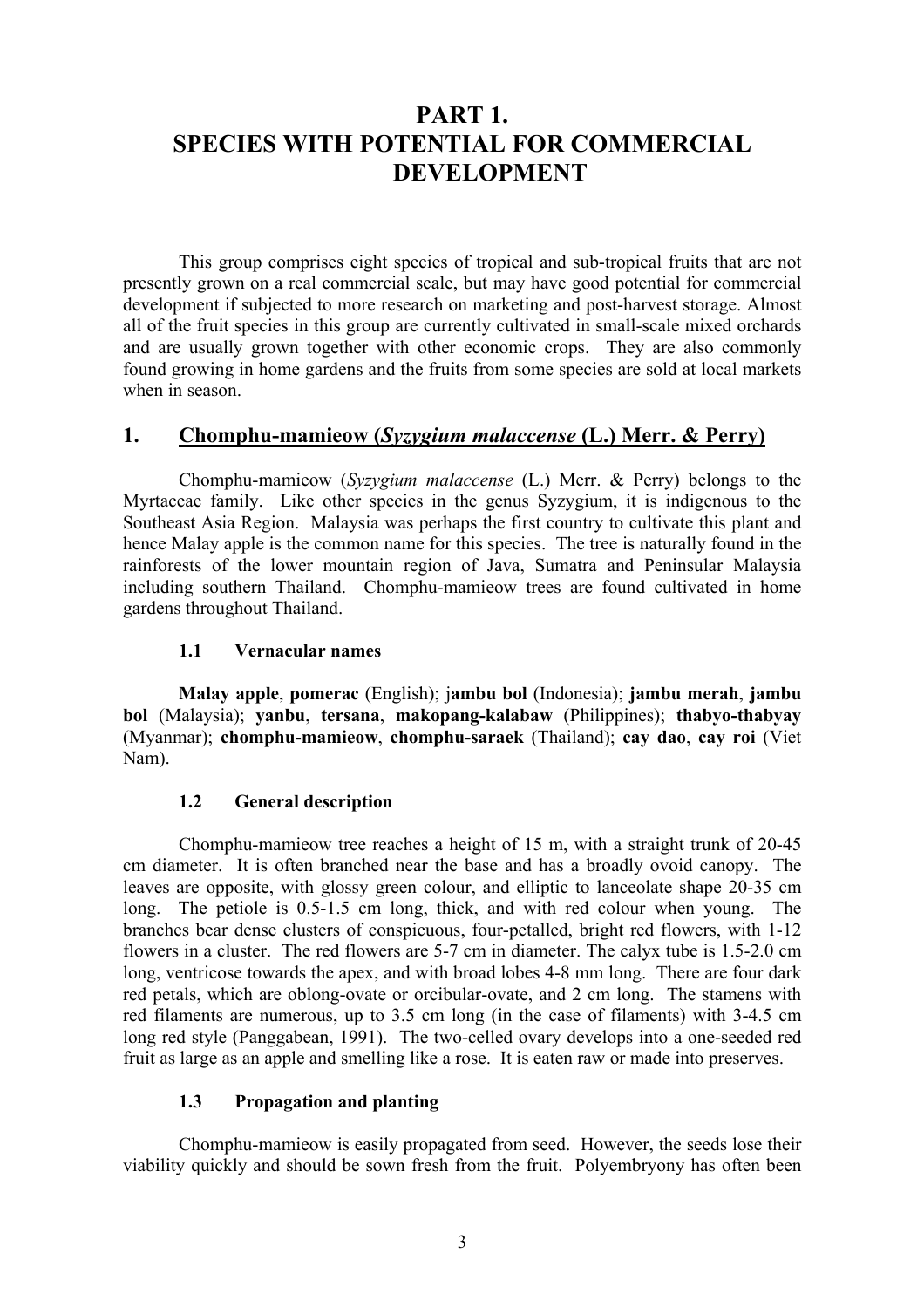# PART 1.
# SPECIES WITH POTENTIAL FOR COMMERCIAL DEVELOPMENT

This group comprises eight species of tropical and sub-tropical fruits that are not presently grown on a real commercial scale, but may have good potential for commercial development if subjected to more research on marketing and post-harvest storage. Almost all of the fruit species in this group are currently cultivated in small-scale mixed orchards and are usually grown together with other economic crops. They are also commonly found growing in home gardens and the fruits from some species are sold at local markets when in season.

## 1. Chomphu-mamieow (*Syzygium malaccense* (L.) Merr. & Perry)

Chomphu-mamieow (*Syzygium malaccense* (L.) Merr. & Perry) belongs to the Myrtaceae family. Like other species in the genus Syzygium, it is indigenous to the Southeast Asia Region. Malaysia was perhaps the first country to cultivate this plant and hence Malay apple is the common name for this species. The tree is naturally found in the rainforests of the lower mountain region of Java, Sumatra and Peninsular Malaysia including southern Thailand. Chomphu-mamieow trees are found cultivated in home gardens throughout Thailand.

### 1.1 Vernacular names

**Malay apple**, **pomerac** (English); j**ambu bol** (Indonesia); **jambu merah**, **jambu bol** (Malaysia); **yanbu**, **tersana**, **makopang-kalabaw** (Philippines); **thabyo-thabyay** (Myanmar); **chomphu-mamieow**, **chomphu-saraek** (Thailand); **cay dao**, **cay roi** (Viet Nam).

### 1.2 General description

Chomphu-mamieow tree reaches a height of 15 m, with a straight trunk of 20-45 cm diameter. It is often branched near the base and has a broadly ovoid canopy. The leaves are opposite, with glossy green colour, and elliptic to lanceolate shape 20-35 cm long. The petiole is 0.5-1.5 cm long, thick, and with red colour when young. The branches bear dense clusters of conspicuous, four-petalled, bright red flowers, with 1-12 flowers in a cluster. The red flowers are 5-7 cm in diameter. The calyx tube is 1.5-2.0 cm long, ventricose towards the apex, and with broad lobes 4-8 mm long. There are four dark red petals, which are oblong-ovate or orcibular-ovate, and 2 cm long. The stamens with red filaments are numerous, up to 3.5 cm long (in the case of filaments) with 3-4.5 cm long red style (Panggabean, 1991). The two-celled ovary develops into a one-seeded red fruit as large as an apple and smelling like a rose. It is eaten raw or made into preserves.

### 1.3 Propagation and planting

Chomphu-mamieow is easily propagated from seed. However, the seeds lose their viability quickly and should be sown fresh from the fruit. Polyembryony has often been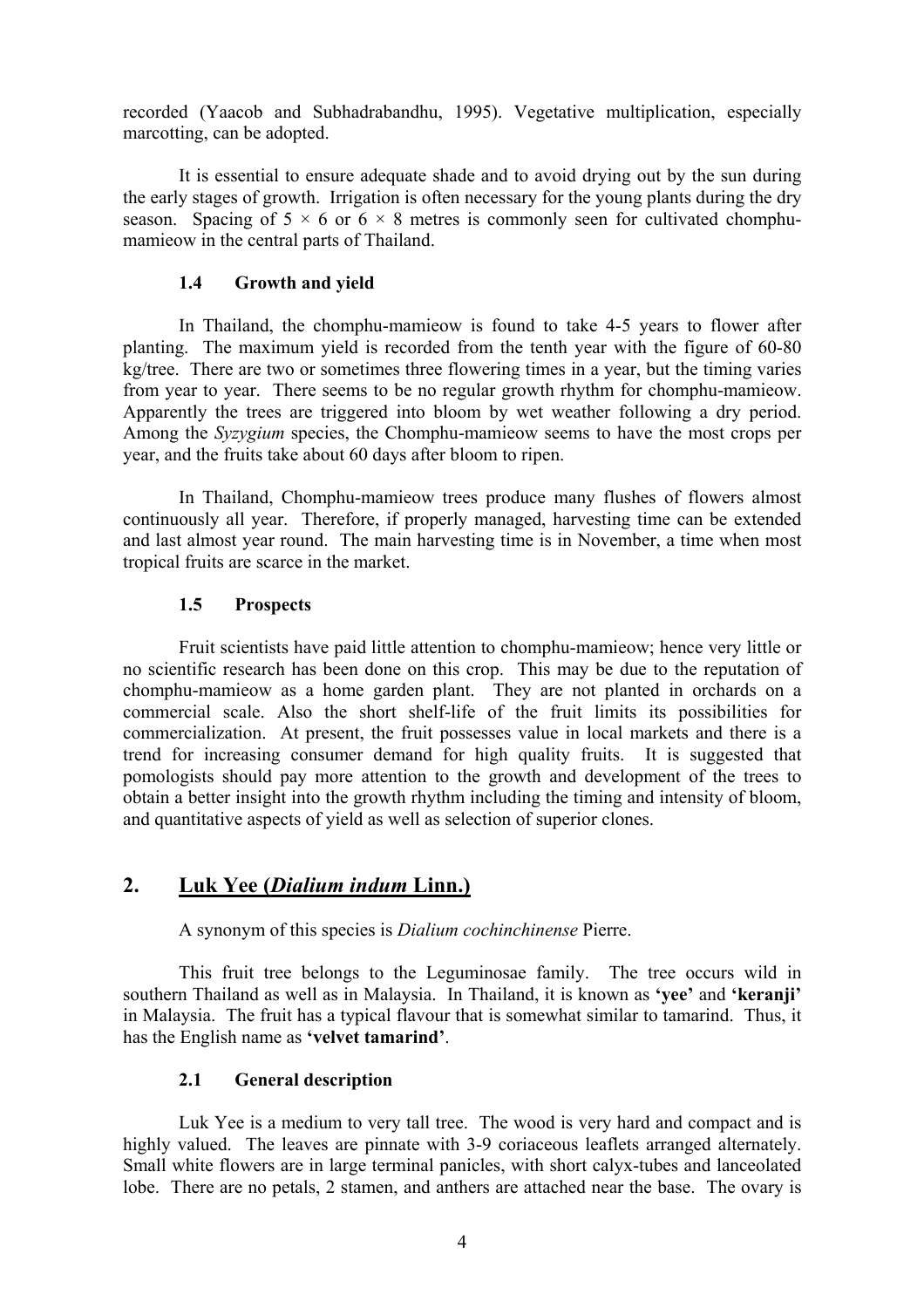recorded (Yaacob and Subhadrabandhu, 1995). Vegetative multiplication, especially marcotting, can be adopted.

It is essential to ensure adequate shade and to avoid drying out by the sun during the early stages of growth. Irrigation is often necessary for the young plants during the dry season. Spacing of $5 \times 6$ or $6 \times 8$ metres is commonly seen for cultivated chomphu-mamieow in the central parts of Thailand.

### 1.4 Growth and yield

In Thailand, the chomphu-mamieow is found to take 4-5 years to flower after planting. The maximum yield is recorded from the tenth year with the figure of 60-80 kg/tree. There are two or sometimes three flowering times in a year, but the timing varies from year to year. There seems to be no regular growth rhythm for chomphu-mamieow. Apparently the trees are triggered into bloom by wet weather following a dry period. Among the *Syzygium* species, the Chomphu-mamieow seems to have the most crops per year, and the fruits take about 60 days after bloom to ripen.

In Thailand, Chomphu-mamieow trees produce many flushes of flowers almost continuously all year. Therefore, if properly managed, harvesting time can be extended and last almost year round. The main harvesting time is in November, a time when most tropical fruits are scarce in the market.

### 1.5 Prospects

Fruit scientists have paid little attention to chomphu-mamieow; hence very little or no scientific research has been done on this crop. This may be due to the reputation of chomphu-mamieow as a home garden plant. They are not planted in orchards on a commercial scale. Also the short shelf-life of the fruit limits its possibilities for commercialization. At present, the fruit possesses value in local markets and there is a trend for increasing consumer demand for high quality fruits. It is suggested that pomologists should pay more attention to the growth and development of the trees to obtain a better insight into the growth rhythm including the timing and intensity of bloom, and quantitative aspects of yield as well as selection of superior clones.

## 2. Luk Yee (*Dialium indum* Linn.)

A synonym of this species is *Dialium cochinchinense* Pierre.

This fruit tree belongs to the Leguminosae family. The tree occurs wild in southern Thailand as well as in Malaysia. In Thailand, it is known as **'yee'** and **'keranji'** in Malaysia. The fruit has a typical flavour that is somewhat similar to tamarind. Thus, it has the English name as **'velvet tamarind'**.

### 2.1 General description

Luk Yee is a medium to very tall tree. The wood is very hard and compact and is highly valued. The leaves are pinnate with 3-9 coriaceous leaflets arranged alternately. Small white flowers are in large terminal panicles, with short calyx-tubes and lanceolated lobe. There are no petals, 2 stamen, and anthers are attached near the base. The ovary is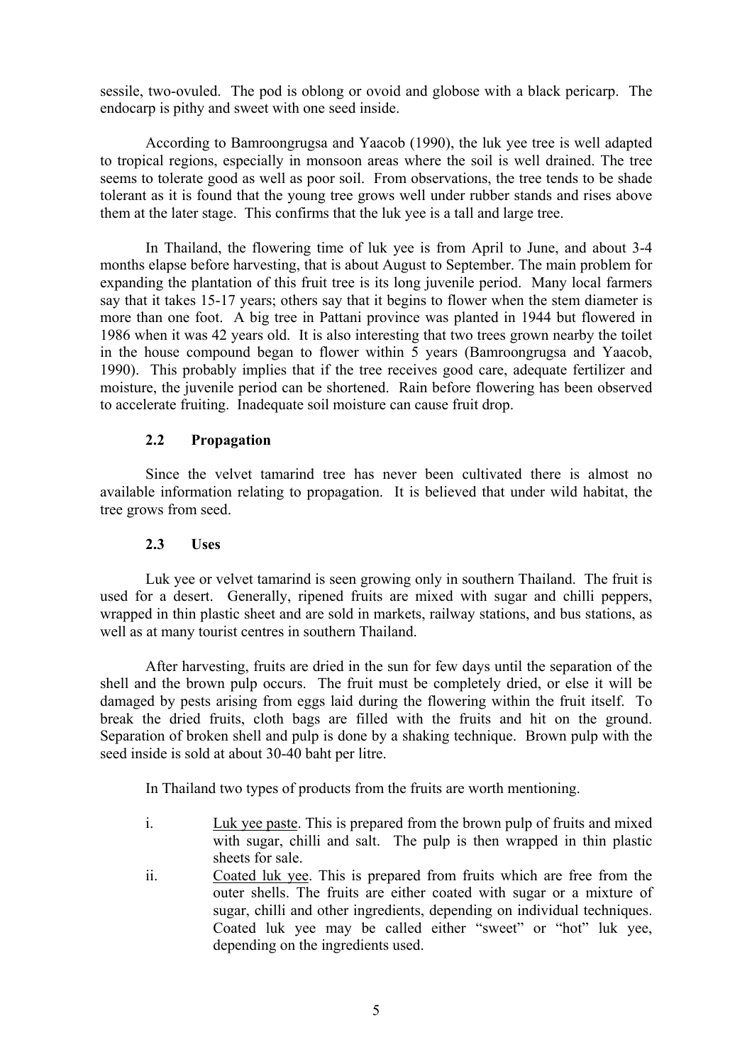sessile, two-ovuled. The pod is oblong or ovoid and globose with a black pericarp. The endocarp is pithy and sweet with one seed inside.

According to Bamroongrugsa and Yaacob (1990), the luk yee tree is well adapted to tropical regions, especially in monsoon areas where the soil is well drained. The tree seems to tolerate good as well as poor soil. From observations, the tree tends to be shade tolerant as it is found that the young tree grows well under rubber stands and rises above them at the later stage. This confirms that the luk yee is a tall and large tree.

In Thailand, the flowering time of luk yee is from April to June, and about 3-4 months elapse before harvesting, that is about August to September. The main problem for expanding the plantation of this fruit tree is its long juvenile period. Many local farmers say that it takes 15-17 years; others say that it begins to flower when the stem diameter is more than one foot. A big tree in Pattani province was planted in 1944 but flowered in 1986 when it was 42 years old. It is also interesting that two trees grown nearby the toilet in the house compound began to flower within 5 years (Bamroongrugsa and Yaacob, 1990). This probably implies that if the tree receives good care, adequate fertilizer and moisture, the juvenile period can be shortened. Rain before flowering has been observed to accelerate fruiting. Inadequate soil moisture can cause fruit drop.

### 2.2 Propagation

Since the velvet tamarind tree has never been cultivated there is almost no available information relating to propagation. It is believed that under wild habitat, the tree grows from seed.

### 2.3 Uses

Luk yee or velvet tamarind is seen growing only in southern Thailand. The fruit is used for a desert. Generally, ripened fruits are mixed with sugar and chilli peppers, wrapped in thin plastic sheet and are sold in markets, railway stations, and bus stations, as well as at many tourist centres in southern Thailand.

After harvesting, fruits are dried in the sun for few days until the separation of the shell and the brown pulp occurs. The fruit must be completely dried, or else it will be damaged by pests arising from eggs laid during the flowering within the fruit itself. To break the dried fruits, cloth bags are filled with the fruits and hit on the ground. Separation of broken shell and pulp is done by a shaking technique. Brown pulp with the seed inside is sold at about 30-40 baht per litre.

In Thailand two types of products from the fruits are worth mentioning.

i. Luk yee paste. This is prepared from the brown pulp of fruits and mixed with sugar, chilli and salt. The pulp is then wrapped in thin plastic sheets for sale.

ii. Coated luk yee. This is prepared from fruits which are free from the outer shells. The fruits are either coated with sugar or a mixture of sugar, chilli and other ingredients, depending on individual techniques. Coated luk yee may be called either "sweet" or "hot" luk yee, depending on the ingredients used.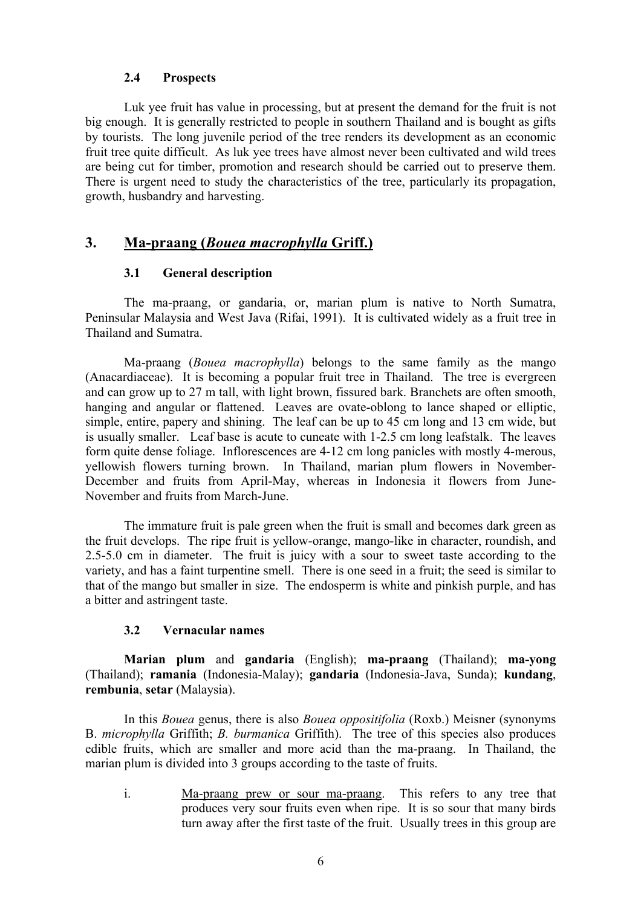### 2.4 Prospects

Luk yee fruit has value in processing, but at present the demand for the fruit is not big enough. It is generally restricted to people in southern Thailand and is bought as gifts by tourists. The long juvenile period of the tree renders its development as an economic fruit tree quite difficult. As luk yee trees have almost never been cultivated and wild trees are being cut for timber, promotion and research should be carried out to preserve them. There is urgent need to study the characteristics of the tree, particularly its propagation, growth, husbandry and harvesting.

## 3. <u>Ma-praang (*Bouea macrophylla* Griff.)</u>

### 3.1 General description

The ma-praang, or gandaria, or, marian plum is native to North Sumatra, Peninsular Malaysia and West Java (Rifai, 1991). It is cultivated widely as a fruit tree in Thailand and Sumatra.

Ma-praang (*Bouea macrophylla*) belongs to the same family as the mango (Anacardiaceae). It is becoming a popular fruit tree in Thailand. The tree is evergreen and can grow up to 27 m tall, with light brown, fissured bark. Branchets are often smooth, hanging and angular or flattened. Leaves are ovate-oblong to lance shaped or elliptic, simple, entire, papery and shining. The leaf can be up to 45 cm long and 13 cm wide, but is usually smaller. Leaf base is acute to cuneate with 1-2.5 cm long leafstalk. The leaves form quite dense foliage. Inflorescences are 4-12 cm long panicles with mostly 4-merous, yellowish flowers turning brown. In Thailand, marian plum flowers in November-December and fruits from April-May, whereas in Indonesia it flowers from June-November and fruits from March-June.

The immature fruit is pale green when the fruit is small and becomes dark green as the fruit develops. The ripe fruit is yellow-orange, mango-like in character, roundish, and 2.5-5.0 cm in diameter. The fruit is juicy with a sour to sweet taste according to the variety, and has a faint turpentine smell. There is one seed in a fruit; the seed is similar to that of the mango but smaller in size. The endosperm is white and pinkish purple, and has a bitter and astringent taste.

### 3.2 Vernacular names

**Marian plum** and **gandaria** (English); **ma-praang** (Thailand); **ma-yong** (Thailand); **ramania** (Indonesia-Malay); **gandaria** (Indonesia-Java, Sunda); **kundang**, **rembunia**, **setar** (Malaysia).

In this *Bouea* genus, there is also *Bouea oppositifolia* (Roxb.) Meisner (synonyms B. *microphylla* Griffith; *B. burmanica* Griffith). The tree of this species also produces edible fruits, which are smaller and more acid than the ma-praang. In Thailand, the marian plum is divided into 3 groups according to the taste of fruits.

i. <u>Ma-praang prew or sour ma-praang</u>. This refers to any tree that produces very sour fruits even when ripe. It is so sour that many birds turn away after the first taste of the fruit. Usually trees in this group are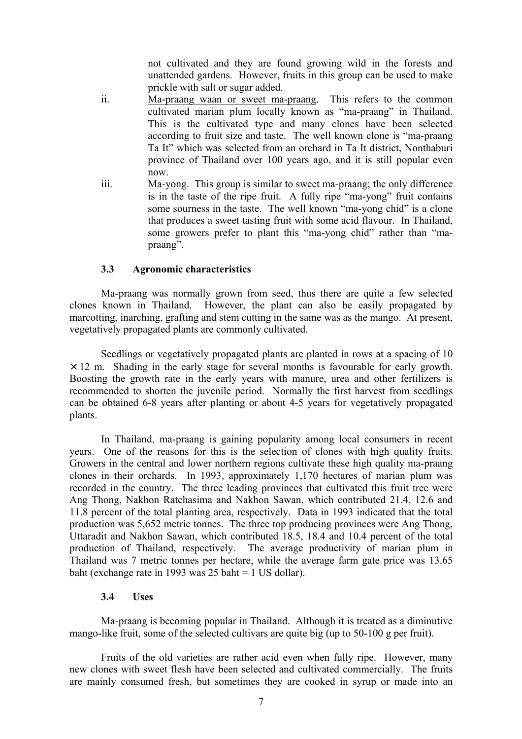not cultivated and they are found growing wild in the forests and unattended gardens. However, fruits in this group can be used to make prickle with salt or sugar added.

ii. Ma-praang waan or sweet ma-praang. This refers to the common cultivated marian plum locally known as "ma-praang" in Thailand. This is the cultivated type and many clones have been selected according to fruit size and taste. The well known clone is "ma-praang Ta It" which was selected from an orchard in Ta It district, Nonthaburi province of Thailand over 100 years ago, and it is still popular even now.

iii. Ma-yong. This group is similar to sweet ma-praang; the only difference is in the taste of the ripe fruit. A fully ripe "ma-yong" fruit contains some sourness in the taste. The well known "ma-yong chid" is a clone that produces a sweet tasting fruit with some acid flavour. In Thailand, some growers prefer to plant this "ma-yong chid" rather than "ma-praang".

### 3.3 Agronomic characteristics

Ma-praang was normally grown from seed, thus there are quite a few selected clones known in Thailand. However, the plant can also be easily propagated by marcotting, inarching, grafting and stem cutting in the same was as the mango. At present, vegetatively propagated plants are commonly cultivated.

Seedlings or vegetatively propagated plants are planted in rows at a spacing of 10 × 12 m. Shading in the early stage for several months is favourable for early growth. Boosting the growth rate in the early years with manure, urea and other fertilizers is recommended to shorten the juvenile period. Normally the first harvest from seedlings can be obtained 6-8 years after planting or about 4-5 years for vegetatively propagated plants.

In Thailand, ma-praang is gaining popularity among local consumers in recent years. One of the reasons for this is the selection of clones with high quality fruits. Growers in the central and lower northern regions cultivate these high quality ma-praang clones in their orchards. In 1993, approximately 1,170 hectares of marian plum was recorded in the country. The three leading provinces that cultivated this fruit tree were Ang Thong, Nakhon Ratchasima and Nakhon Sawan, which contributed 21.4, 12.6 and 11.8 percent of the total planting area, respectively. Data in 1993 indicated that the total production was 5,652 metric tonnes. The three top producing provinces were Ang Thong, Uttaradit and Nakhon Sawan, which contributed 18.5, 18.4 and 10.4 percent of the total production of Thailand, respectively. The average productivity of marian plum in Thailand was 7 metric tonnes per hectare, while the average farm gate price was 13.65 baht (exchange rate in 1993 was 25 baht = 1 US dollar).

### 3.4 Uses

Ma-praang is becoming popular in Thailand. Although it is treated as a diminutive mango-like fruit, some of the selected cultivars are quite big (up to 50-100 g per fruit).

Fruits of the old varieties are rather acid even when fully ripe. However, many new clones with sweet flesh have been selected and cultivated commercially. The fruits are mainly consumed fresh, but sometimes they are cooked in syrup or made into an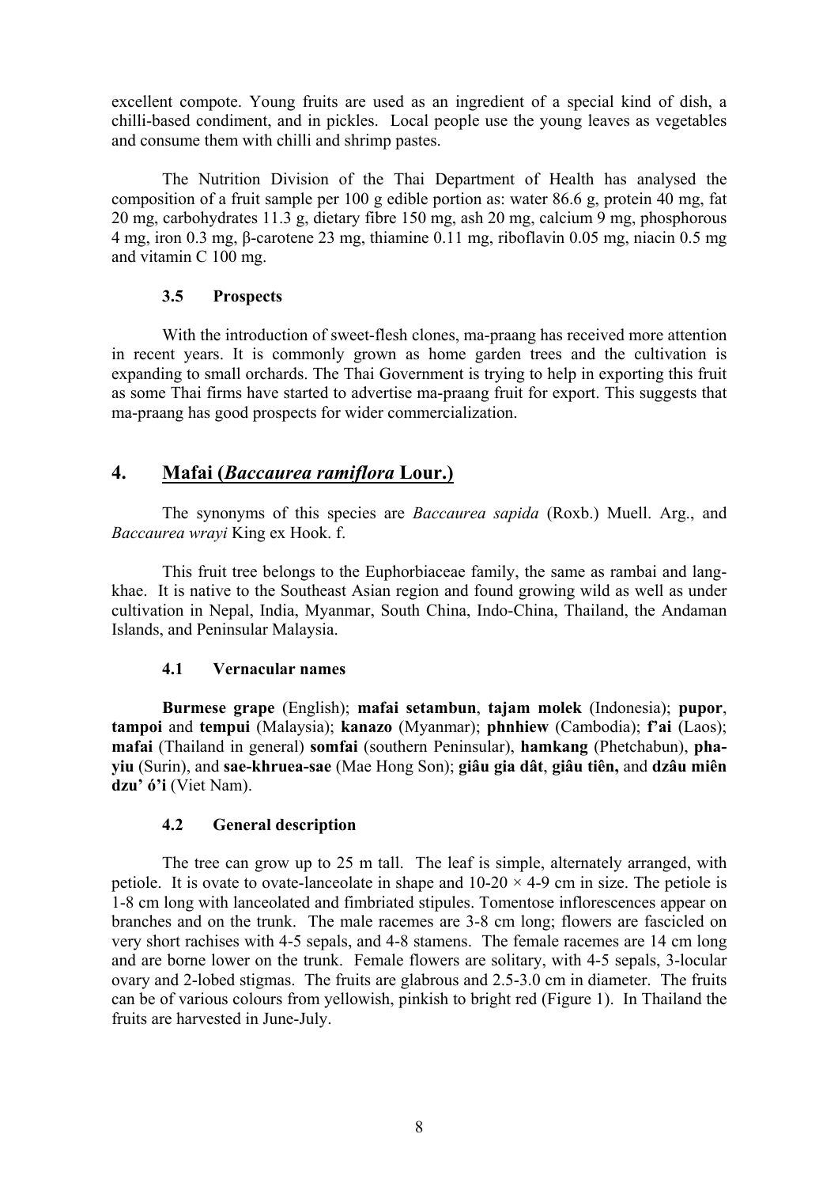excellent compote. Young fruits are used as an ingredient of a special kind of dish, a chilli-based condiment, and in pickles. Local people use the young leaves as vegetables and consume them with chilli and shrimp pastes.

The Nutrition Division of the Thai Department of Health has analysed the composition of a fruit sample per 100 g edible portion as: water 86.6 g, protein 40 mg, fat 20 mg, carbohydrates 11.3 g, dietary fibre 150 mg, ash 20 mg, calcium 9 mg, phosphorous 4 mg, iron 0.3 mg, β-carotene 23 mg, thiamine 0.11 mg, riboflavin 0.05 mg, niacin 0.5 mg and vitamin C 100 mg.

### 3.5 Prospects

With the introduction of sweet-flesh clones, ma-praang has received more attention in recent years. It is commonly grown as home garden trees and the cultivation is expanding to small orchards. The Thai Government is trying to help in exporting this fruit as some Thai firms have started to advertise ma-praang fruit for export. This suggests that ma-praang has good prospects for wider commercialization.

## 4. Mafai (*Baccaurea ramiflora* Lour.)

The synonyms of this species are *Baccaurea sapida* (Roxb.) Muell. Arg., and *Baccaurea wrayi* King ex Hook. f.

This fruit tree belongs to the Euphorbiaceae family, the same as rambai and lang-khae. It is native to the Southeast Asian region and found growing wild as well as under cultivation in Nepal, India, Myanmar, South China, Indo-China, Thailand, the Andaman Islands, and Peninsular Malaysia.

### 4.1 Vernacular names

**Burmese grape** (English); **mafai setambun**, **tajam molek** (Indonesia); **pupor**, **tampoi** and **tempui** (Malaysia); **kanazo** (Myanmar); **phnhiew** (Cambodia); **f'ai** (Laos); **mafai** (Thailand in general) **somfai** (southern Peninsular), **hamkang** (Phetchabun), **pha-yiu** (Surin), and **sae-khruea-sae** (Mae Hong Son); **giâu gia dât**, **giâu tiên,** and **dzâu miên dzu' ó'i** (Viet Nam).

### 4.2 General description

The tree can grow up to 25 m tall. The leaf is simple, alternately arranged, with petiole. It is ovate to ovate-lanceolate in shape and 10-20 × 4-9 cm in size. The petiole is 1-8 cm long with lanceolated and fimbriated stipules. Tomentose inflorescences appear on branches and on the trunk. The male racemes are 3-8 cm long; flowers are fascicled on very short rachises with 4-5 sepals, and 4-8 stamens. The female racemes are 14 cm long and are borne lower on the trunk. Female flowers are solitary, with 4-5 sepals, 3-locular ovary and 2-lobed stigmas. The fruits are glabrous and 2.5-3.0 cm in diameter. The fruits can be of various colours from yellowish, pinkish to bright red (Figure 1). In Thailand the fruits are harvested in June-July.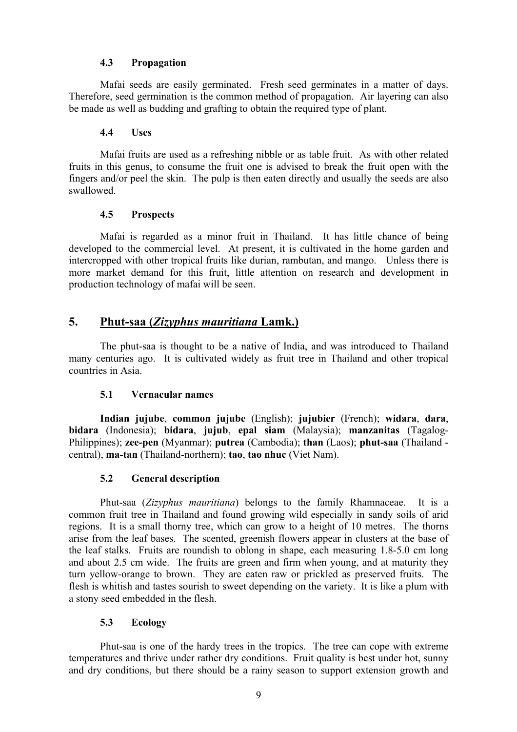### 4.3 Propagation

Mafai seeds are easily germinated. Fresh seed germinates in a matter of days. Therefore, seed germination is the common method of propagation. Air layering can also be made as well as budding and grafting to obtain the required type of plant.

### 4.4 Uses

Mafai fruits are used as a refreshing nibble or as table fruit. As with other related fruits in this genus, to consume the fruit one is advised to break the fruit open with the fingers and/or peel the skin. The pulp is then eaten directly and usually the seeds are also swallowed.

### 4.5 Prospects

Mafai is regarded as a minor fruit in Thailand. It has little chance of being developed to the commercial level. At present, it is cultivated in the home garden and intercropped with other tropical fruits like durian, rambutan, and mango. Unless there is more market demand for this fruit, little attention on research and development in production technology of mafai will be seen.

## 5. Phut-saa (*Zizyphus mauritiana* Lamk.)

The phut-saa is thought to be a native of India, and was introduced to Thailand many centuries ago. It is cultivated widely as fruit tree in Thailand and other tropical countries in Asia.

### 5.1 Vernacular names

**Indian jujube**, **common jujube** (English); **jujubier** (French); **widara**, **dara**, **bidara** (Indonesia); **bidara**, **jujub**, **epal siam** (Malaysia); **manzanitas** (Tagalog-Philippines); **zee-pen** (Myanmar); **putrea** (Cambodia); **than** (Laos); **phut-saa** (Thailand - central), **ma-tan** (Thailand-northern); **tao**, **tao nhuc** (Viet Nam).

### 5.2 General description

Phut-saa (*Zizyphus mauritiana*) belongs to the family Rhamnaceae. It is a common fruit tree in Thailand and found growing wild especially in sandy soils of arid regions. It is a small thorny tree, which can grow to a height of 10 metres. The thorns arise from the leaf bases. The scented, greenish flowers appear in clusters at the base of the leaf stalks. Fruits are roundish to oblong in shape, each measuring 1.8-5.0 cm long and about 2.5 cm wide. The fruits are green and firm when young, and at maturity they turn yellow-orange to brown. They are eaten raw or prickled as preserved fruits. The flesh is whitish and tastes sourish to sweet depending on the variety. It is like a plum with a stony seed embedded in the flesh.

### 5.3 Ecology

Phut-saa is one of the hardy trees in the tropics. The tree can cope with extreme temperatures and thrive under rather dry conditions. Fruit quality is best under hot, sunny and dry conditions, but there should be a rainy season to support extension growth and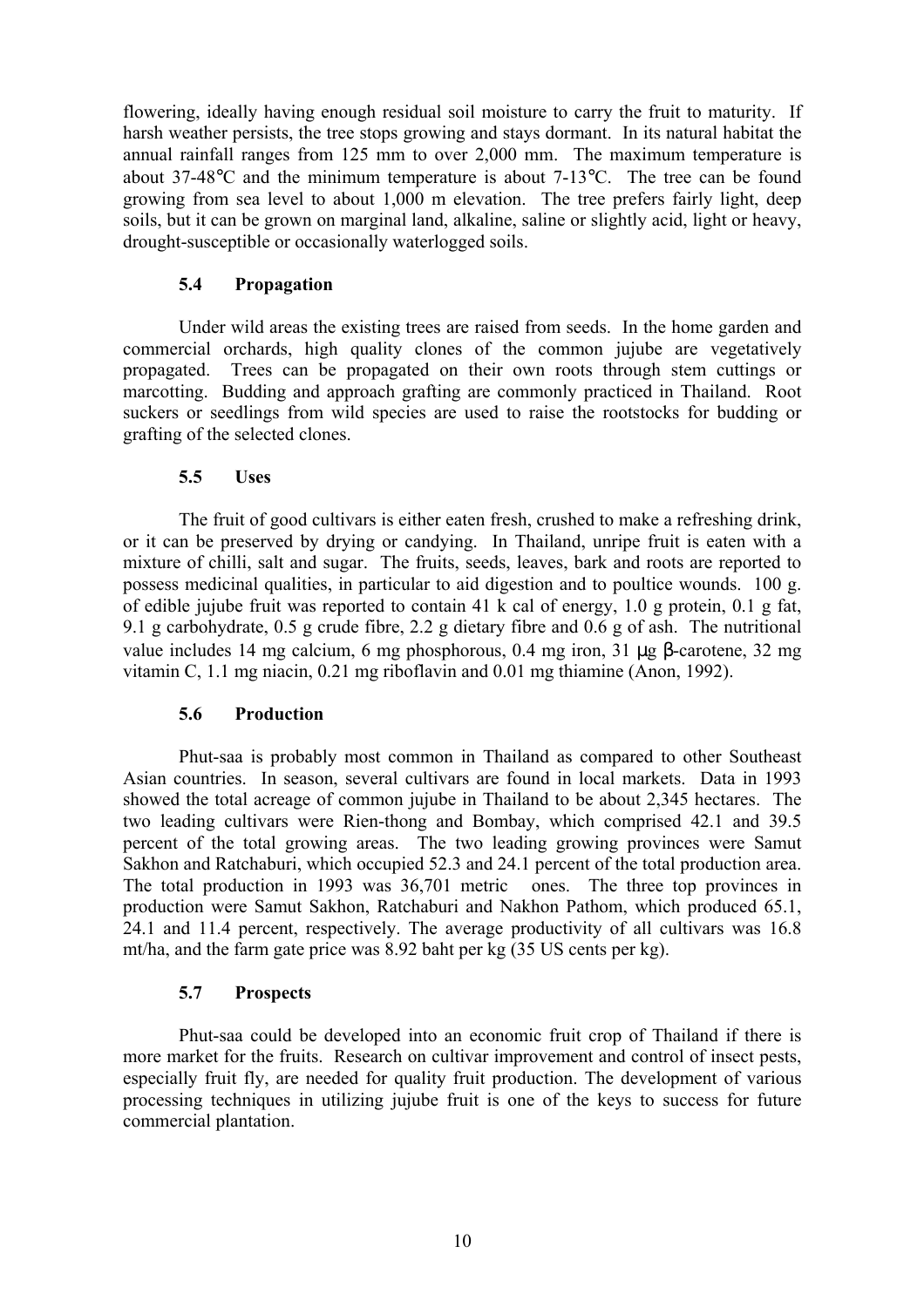flowering, ideally having enough residual soil moisture to carry the fruit to maturity. If harsh weather persists, the tree stops growing and stays dormant. In its natural habitat the annual rainfall ranges from 125 mm to over 2,000 mm. The maximum temperature is about 37-48°C and the minimum temperature is about 7-13°C. The tree can be found growing from sea level to about 1,000 m elevation. The tree prefers fairly light, deep soils, but it can be grown on marginal land, alkaline, saline or slightly acid, light or heavy, drought-susceptible or occasionally waterlogged soils.

### 5.4 Propagation

Under wild areas the existing trees are raised from seeds. In the home garden and commercial orchards, high quality clones of the common jujube are vegetatively propagated. Trees can be propagated on their own roots through stem cuttings or marcotting. Budding and approach grafting are commonly practiced in Thailand. Root suckers or seedlings from wild species are used to raise the rootstocks for budding or grafting of the selected clones.

### 5.5 Uses

The fruit of good cultivars is either eaten fresh, crushed to make a refreshing drink, or it can be preserved by drying or candying. In Thailand, unripe fruit is eaten with a mixture of chilli, salt and sugar. The fruits, seeds, leaves, bark and roots are reported to possess medicinal qualities, in particular to aid digestion and to poultice wounds. 100 g. of edible jujube fruit was reported to contain 41 k cal of energy, 1.0 g protein, 0.1 g fat, 9.1 g carbohydrate, 0.5 g crude fibre, 2.2 g dietary fibre and 0.6 g of ash. The nutritional value includes 14 mg calcium, 6 mg phosphorous, 0.4 mg iron, 31 μg β-carotene, 32 mg vitamin C, 1.1 mg niacin, 0.21 mg riboflavin and 0.01 mg thiamine (Anon, 1992).

### 5.6 Production

Phut-saa is probably most common in Thailand as compared to other Southeast Asian countries. In season, several cultivars are found in local markets. Data in 1993 showed the total acreage of common jujube in Thailand to be about 2,345 hectares. The two leading cultivars were Rien-thong and Bombay, which comprised 42.1 and 39.5 percent of the total growing areas. The two leading growing provinces were Samut Sakhon and Ratchaburi, which occupied 52.3 and 24.1 percent of the total production area. The total production in 1993 was 36,701 metric ones. The three top provinces in production were Samut Sakhon, Ratchaburi and Nakhon Pathom, which produced 65.1, 24.1 and 11.4 percent, respectively. The average productivity of all cultivars was 16.8 mt/ha, and the farm gate price was 8.92 baht per kg (35 US cents per kg).

### 5.7 Prospects

Phut-saa could be developed into an economic fruit crop of Thailand if there is more market for the fruits. Research on cultivar improvement and control of insect pests, especially fruit fly, are needed for quality fruit production. The development of various processing techniques in utilizing jujube fruit is one of the keys to success for future commercial plantation.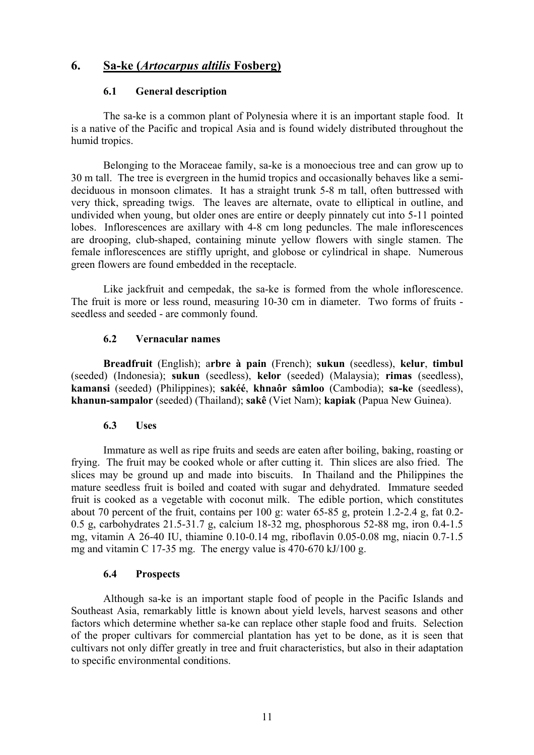## 6. Sa-ke (*Artocarpus altilis* Fosberg)

### 6.1 General description

The sa-ke is a common plant of Polynesia where it is an important staple food. It is a native of the Pacific and tropical Asia and is found widely distributed throughout the humid tropics.

Belonging to the Moraceae family, sa-ke is a monoecious tree and can grow up to 30 m tall. The tree is evergreen in the humid tropics and occasionally behaves like a semi-deciduous in monsoon climates. It has a straight trunk 5-8 m tall, often buttressed with very thick, spreading twigs. The leaves are alternate, ovate to elliptical in outline, and undivided when young, but older ones are entire or deeply pinnately cut into 5-11 pointed lobes. Inflorescences are axillary with 4-8 cm long peduncles. The male inflorescences are drooping, club-shaped, containing minute yellow flowers with single stamen. The female inflorescences are stiffly upright, and globose or cylindrical in shape. Numerous green flowers are found embedded in the receptacle.

Like jackfruit and cempedak, the sa-ke is formed from the whole inflorescence. The fruit is more or less round, measuring 10-30 cm in diameter. Two forms of fruits - seedless and seeded - are commonly found.

### 6.2 Vernacular names

**Breadfruit** (English); a**rbre à pain** (French); **sukun** (seedless), **kelur**, **timbul** (seeded) (Indonesia); **sukun** (seedless), **kelor** (seeded) (Malaysia); **rimas** (seedless), **kamansi** (seeded) (Philippines); **sakéé**, **khnaôr sâmloo** (Cambodia); **sa-ke** (seedless), **khanun-sampalor** (seeded) (Thailand); **sakê** (Viet Nam); **kapiak** (Papua New Guinea).

### 6.3 Uses

Immature as well as ripe fruits and seeds are eaten after boiling, baking, roasting or frying. The fruit may be cooked whole or after cutting it. Thin slices are also fried. The slices may be ground up and made into biscuits. In Thailand and the Philippines the mature seedless fruit is boiled and coated with sugar and dehydrated. Immature seeded fruit is cooked as a vegetable with coconut milk. The edible portion, which constitutes about 70 percent of the fruit, contains per 100 g: water 65-85 g, protein 1.2-2.4 g, fat 0.2-0.5 g, carbohydrates 21.5-31.7 g, calcium 18-32 mg, phosphorous 52-88 mg, iron 0.4-1.5 mg, vitamin A 26-40 IU, thiamine 0.10-0.14 mg, riboflavin 0.05-0.08 mg, niacin 0.7-1.5 mg and vitamin C 17-35 mg. The energy value is 470-670 kJ/100 g.

### 6.4 Prospects

Although sa-ke is an important staple food of people in the Pacific Islands and Southeast Asia, remarkably little is known about yield levels, harvest seasons and other factors which determine whether sa-ke can replace other staple food and fruits. Selection of the proper cultivars for commercial plantation has yet to be done, as it is seen that cultivars not only differ greatly in tree and fruit characteristics, but also in their adaptation to specific environmental conditions.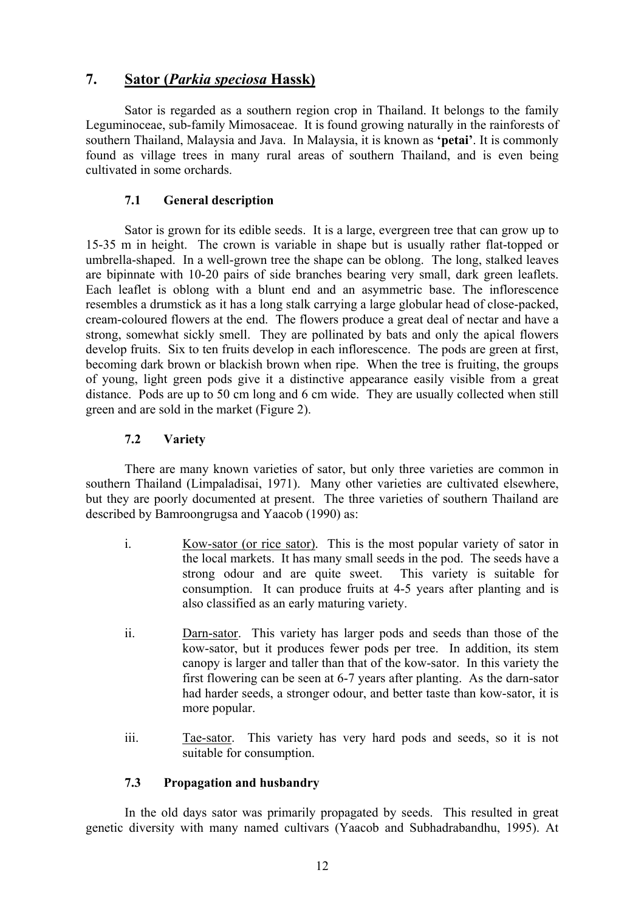## 7. Sator (*Parkia speciosa* Hassk)

Sator is regarded as a southern region crop in Thailand. It belongs to the family Leguminoceae, sub-family Mimosaceae. It is found growing naturally in the rainforests of southern Thailand, Malaysia and Java. In Malaysia, it is known as **'petai'**. It is commonly found as village trees in many rural areas of southern Thailand, and is even being cultivated in some orchards.

### 7.1 General description

Sator is grown for its edible seeds. It is a large, evergreen tree that can grow up to 15-35 m in height. The crown is variable in shape but is usually rather flat-topped or umbrella-shaped. In a well-grown tree the shape can be oblong. The long, stalked leaves are bipinnate with 10-20 pairs of side branches bearing very small, dark green leaflets. Each leaflet is oblong with a blunt end and an asymmetric base. The inflorescence resembles a drumstick as it has a long stalk carrying a large globular head of close-packed, cream-coloured flowers at the end. The flowers produce a great deal of nectar and have a strong, somewhat sickly smell. They are pollinated by bats and only the apical flowers develop fruits. Six to ten fruits develop in each inflorescence. The pods are green at first, becoming dark brown or blackish brown when ripe. When the tree is fruiting, the groups of young, light green pods give it a distinctive appearance easily visible from a great distance. Pods are up to 50 cm long and 6 cm wide. They are usually collected when still green and are sold in the market (Figure 2).

### 7.2 Variety

There are many known varieties of sator, but only three varieties are common in southern Thailand (Limpaladisai, 1971). Many other varieties are cultivated elsewhere, but they are poorly documented at present. The three varieties of southern Thailand are described by Bamroongrugsa and Yaacob (1990) as:

i. Kow-sator (or rice sator). This is the most popular variety of sator in the local markets. It has many small seeds in the pod. The seeds have a strong odour and are quite sweet. This variety is suitable for consumption. It can produce fruits at 4-5 years after planting and is also classified as an early maturing variety.

ii. Darn-sator. This variety has larger pods and seeds than those of the kow-sator, but it produces fewer pods per tree. In addition, its stem canopy is larger and taller than that of the kow-sator. In this variety the first flowering can be seen at 6-7 years after planting. As the darn-sator had harder seeds, a stronger odour, and better taste than kow-sator, it is more popular.

iii. Tae-sator. This variety has very hard pods and seeds, so it is not suitable for consumption.

### 7.3 Propagation and husbandry

In the old days sator was primarily propagated by seeds. This resulted in great genetic diversity with many named cultivars (Yaacob and Subhadrabandhu, 1995). At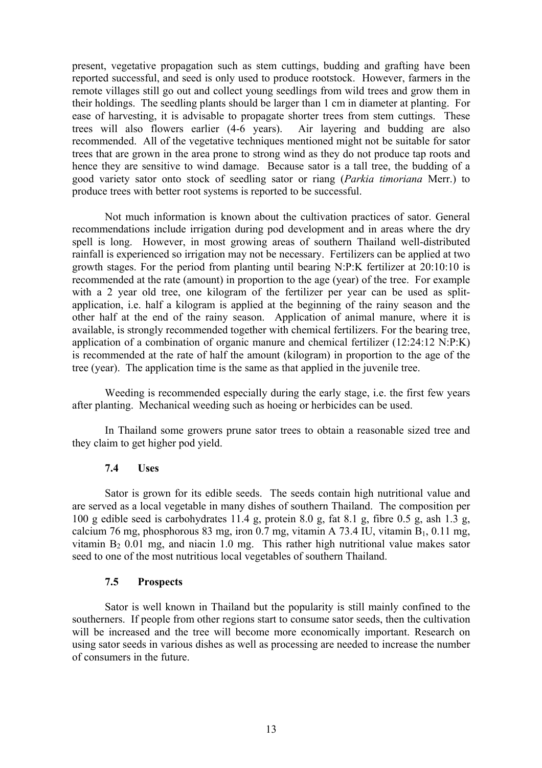present, vegetative propagation such as stem cuttings, budding and grafting have been reported successful, and seed is only used to produce rootstock. However, farmers in the remote villages still go out and collect young seedlings from wild trees and grow them in their holdings. The seedling plants should be larger than 1 cm in diameter at planting. For ease of harvesting, it is advisable to propagate shorter trees from stem cuttings. These trees will also flowers earlier (4-6 years). Air layering and budding are also recommended. All of the vegetative techniques mentioned might not be suitable for sator trees that are grown in the area prone to strong wind as they do not produce tap roots and hence they are sensitive to wind damage. Because sator is a tall tree, the budding of a good variety sator onto stock of seedling sator or riang (*Parkia timoriana* Merr.) to produce trees with better root systems is reported to be successful.

Not much information is known about the cultivation practices of sator. General recommendations include irrigation during pod development and in areas where the dry spell is long. However, in most growing areas of southern Thailand well-distributed rainfall is experienced so irrigation may not be necessary. Fertilizers can be applied at two growth stages. For the period from planting until bearing N:P:K fertilizer at 20:10:10 is recommended at the rate (amount) in proportion to the age (year) of the tree. For example with a 2 year old tree, one kilogram of the fertilizer per year can be used as split-application, i.e. half a kilogram is applied at the beginning of the rainy season and the other half at the end of the rainy season. Application of animal manure, where it is available, is strongly recommended together with chemical fertilizers. For the bearing tree, application of a combination of organic manure and chemical fertilizer (12:24:12 N:P:K) is recommended at the rate of half the amount (kilogram) in proportion to the age of the tree (year). The application time is the same as that applied in the juvenile tree.

Weeding is recommended especially during the early stage, i.e. the first few years after planting. Mechanical weeding such as hoeing or herbicides can be used.

In Thailand some growers prune sator trees to obtain a reasonable sized tree and they claim to get higher pod yield.

### 7.4 Uses

Sator is grown for its edible seeds. The seeds contain high nutritional value and are served as a local vegetable in many dishes of southern Thailand. The composition per 100 g edible seed is carbohydrates 11.4 g, protein 8.0 g, fat 8.1 g, fibre 0.5 g, ash 1.3 g, calcium 76 mg, phosphorous 83 mg, iron 0.7 mg, vitamin A 73.4 IU, vitamin $B_1$, 0.11 mg, vitamin $B_2$ 0.01 mg, and niacin 1.0 mg. This rather high nutritional value makes sator seed to one of the most nutritious local vegetables of southern Thailand.

### 7.5 Prospects

Sator is well known in Thailand but the popularity is still mainly confined to the southerners. If people from other regions start to consume sator seeds, then the cultivation will be increased and the tree will become more economically important. Research on using sator seeds in various dishes as well as processing are needed to increase the number of consumers in the future.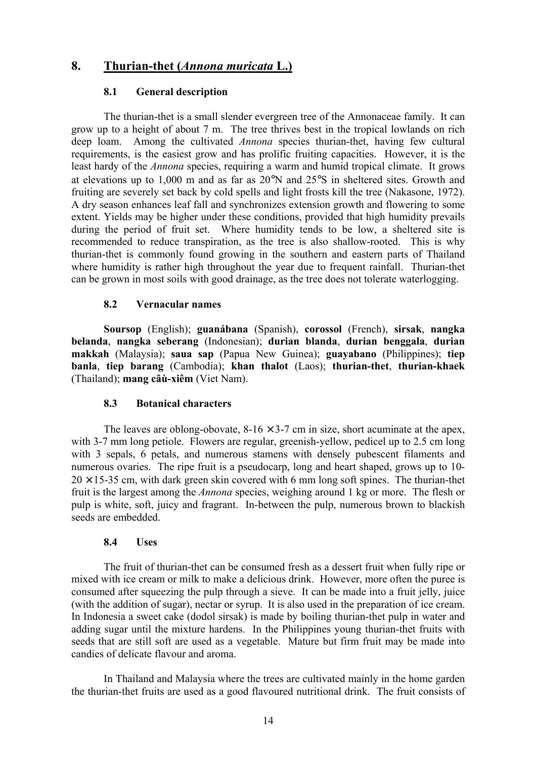## 8. Thurian-thet (*Annona muricata* L.)

### 8.1 General description

The thurian-thet is a small slender evergreen tree of the Annonaceae family. It can grow up to a height of about 7 m. The tree thrives best in the tropical lowlands on rich deep loam. Among the cultivated *Annona* species thurian-thet, having few cultural requirements, is the easiest grow and has prolific fruiting capacities. However, it is the least hardy of the *Annona* species, requiring a warm and humid tropical climate. It grows at elevations up to 1,000 m and as far as 20°N and 25°S in sheltered sites. Growth and fruiting are severely set back by cold spells and light frosts kill the tree (Nakasone, 1972). A dry season enhances leaf fall and synchronizes extension growth and flowering to some extent. Yields may be higher under these conditions, provided that high humidity prevails during the period of fruit set. Where humidity tends to be low, a sheltered site is recommended to reduce transpiration, as the tree is also shallow-rooted. This is why thurian-thet is commonly found growing in the southern and eastern parts of Thailand where humidity is rather high throughout the year due to frequent rainfall. Thurian-thet can be grown in most soils with good drainage, as the tree does not tolerate waterlogging.

### 8.2 Vernacular names

**Soursop** (English); **guanábana** (Spanish), **corossol** (French), **sirsak**, **nangka belanda**, **nangka seberang** (Indonesian); **durian blanda**, **durian benggala**, **durian makkah** (Malaysia); **saua sap** (Papua New Guinea); **guayabano** (Philippines); **tiep banla**, **tiep barang** (Cambodia); **khan thalot** (Laos); **thurian-thet**, **thurian-khaek** (Thailand); **mang câù-xiêm** (Viet Nam).

### 8.3 Botanical characters

The leaves are oblong-obovate, 8-16 × 3-7 cm in size, short acuminate at the apex, with 3-7 mm long petiole. Flowers are regular, greenish-yellow, pedicel up to 2.5 cm long with 3 sepals, 6 petals, and numerous stamens with densely pubescent filaments and numerous ovaries. The ripe fruit is a pseudocarp, long and heart shaped, grows up to 10-20 × 15-35 cm, with dark green skin covered with 6 mm long soft spines. The thurian-thet fruit is the largest among the *Annona* species, weighing around 1 kg or more. The flesh or pulp is white, soft, juicy and fragrant. In-between the pulp, numerous brown to blackish seeds are embedded.

### 8.4 Uses

The fruit of thurian-thet can be consumed fresh as a dessert fruit when fully ripe or mixed with ice cream or milk to make a delicious drink. However, more often the puree is consumed after squeezing the pulp through a sieve. It can be made into a fruit jelly, juice (with the addition of sugar), nectar or syrup. It is also used in the preparation of ice cream. In Indonesia a sweet cake (dodol sirsak) is made by boiling thurian-thet pulp in water and adding sugar until the mixture hardens. In the Philippines young thurian-thet fruits with seeds that are still soft are used as a vegetable. Mature but firm fruit may be made into candies of delicate flavour and aroma.

In Thailand and Malaysia where the trees are cultivated mainly in the home garden the thurian-thet fruits are used as a good flavoured nutritional drink. The fruit consists of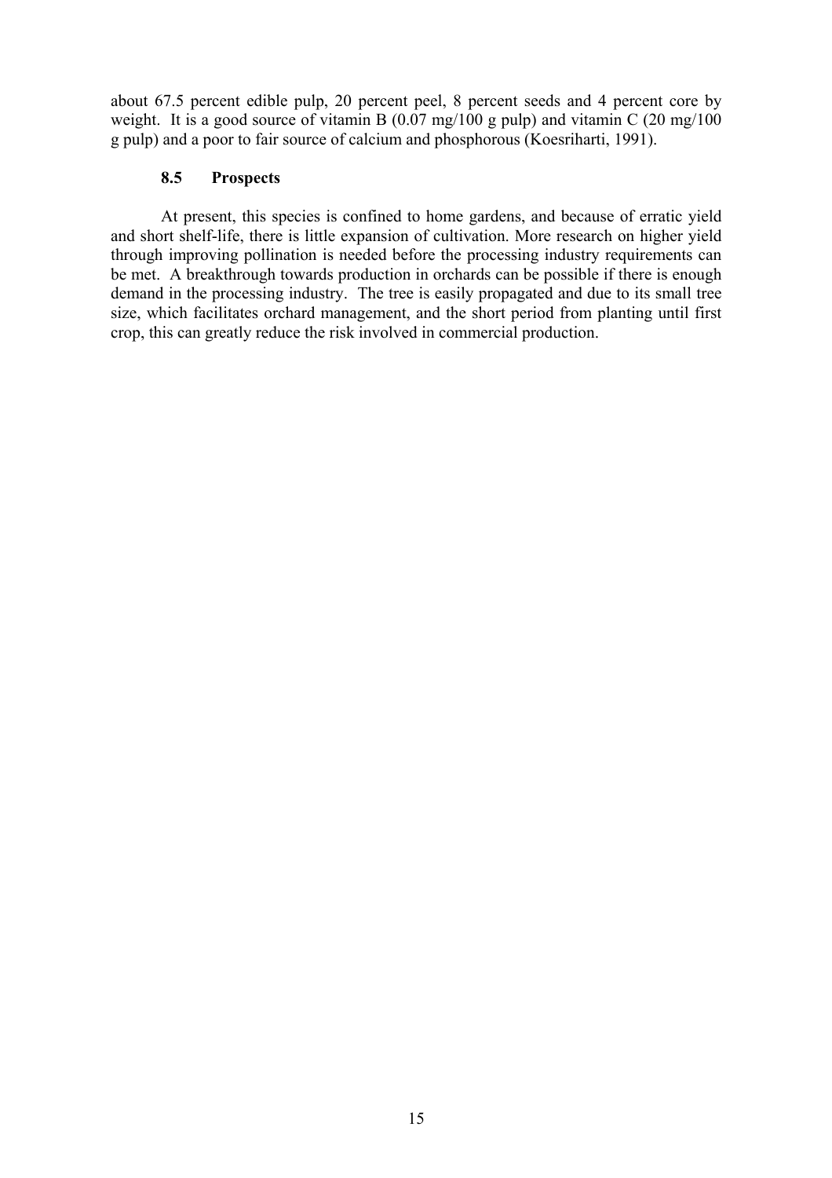about 67.5 percent edible pulp, 20 percent peel, 8 percent seeds and 4 percent core by weight. It is a good source of vitamin B (0.07 mg/100 g pulp) and vitamin C (20 mg/100 g pulp) and a poor to fair source of calcium and phosphorous (Koesriharti, 1991).

### 8.5 Prospects

At present, this species is confined to home gardens, and because of erratic yield and short shelf-life, there is little expansion of cultivation. More research on higher yield through improving pollination is needed before the processing industry requirements can be met. A breakthrough towards production in orchards can be possible if there is enough demand in the processing industry. The tree is easily propagated and due to its small tree size, which facilitates orchard management, and the short period from planting until first crop, this can greatly reduce the risk involved in commercial production.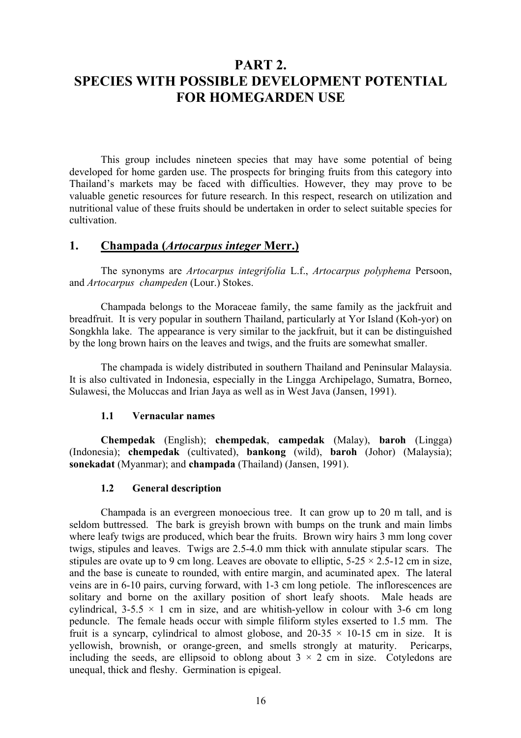# PART 2.
# SPECIES WITH POSSIBLE DEVELOPMENT POTENTIAL FOR HOMEGARDEN USE

This group includes nineteen species that may have some potential of being developed for home garden use. The prospects for bringing fruits from this category into Thailand's markets may be faced with difficulties. However, they may prove to be valuable genetic resources for future research. In this respect, research on utilization and nutritional value of these fruits should be undertaken in order to select suitable species for cultivation.

## 1. Champada (*Artocarpus integer* Merr.)

The synonyms are *Artocarpus integrifolia* L.f., *Artocarpus polyphema* Persoon, and *Artocarpus champeden* (Lour.) Stokes.

Champada belongs to the Moraceae family, the same family as the jackfruit and breadfruit. It is very popular in southern Thailand, particularly at Yor Island (Koh-yor) on Songkhla lake. The appearance is very similar to the jackfruit, but it can be distinguished by the long brown hairs on the leaves and twigs, and the fruits are somewhat smaller.

The champada is widely distributed in southern Thailand and Peninsular Malaysia. It is also cultivated in Indonesia, especially in the Lingga Archipelago, Sumatra, Borneo, Sulawesi, the Moluccas and Irian Jaya as well as in West Java (Jansen, 1991).

### 1.1 Vernacular names

**Chempedak** (English); **chempedak**, **campedak** (Malay), **baroh** (Lingga) (Indonesia); **chempedak** (cultivated), **bankong** (wild), **baroh** (Johor) (Malaysia); **sonekadat** (Myanmar); and **champada** (Thailand) (Jansen, 1991).

### 1.2 General description

Champada is an evergreen monoecious tree. It can grow up to 20 m tall, and is seldom buttressed. The bark is greyish brown with bumps on the trunk and main limbs where leafy twigs are produced, which bear the fruits. Brown wiry hairs 3 mm long cover twigs, stipules and leaves. Twigs are 2.5-4.0 mm thick with annulate stipular scars. The stipules are ovate up to 9 cm long. Leaves are obovate to elliptic, 5-25 × 2.5-12 cm in size, and the base is cuneate to rounded, with entire margin, and acuminated apex. The lateral veins are in 6-10 pairs, curving forward, with 1-3 cm long petiole. The inflorescences are solitary and borne on the axillary position of short leafy shoots. Male heads are cylindrical, 3-5.5 × 1 cm in size, and are whitish-yellow in colour with 3-6 cm long peduncle. The female heads occur with simple filiform styles exserted to 1.5 mm. The fruit is a syncarp, cylindrical to almost globose, and 20-35 × 10-15 cm in size. It is yellowish, brownish, or orange-green, and smells strongly at maturity. Pericarps, including the seeds, are ellipsoid to oblong about 3 × 2 cm in size. Cotyledons are unequal, thick and fleshy. Germination is epigeal.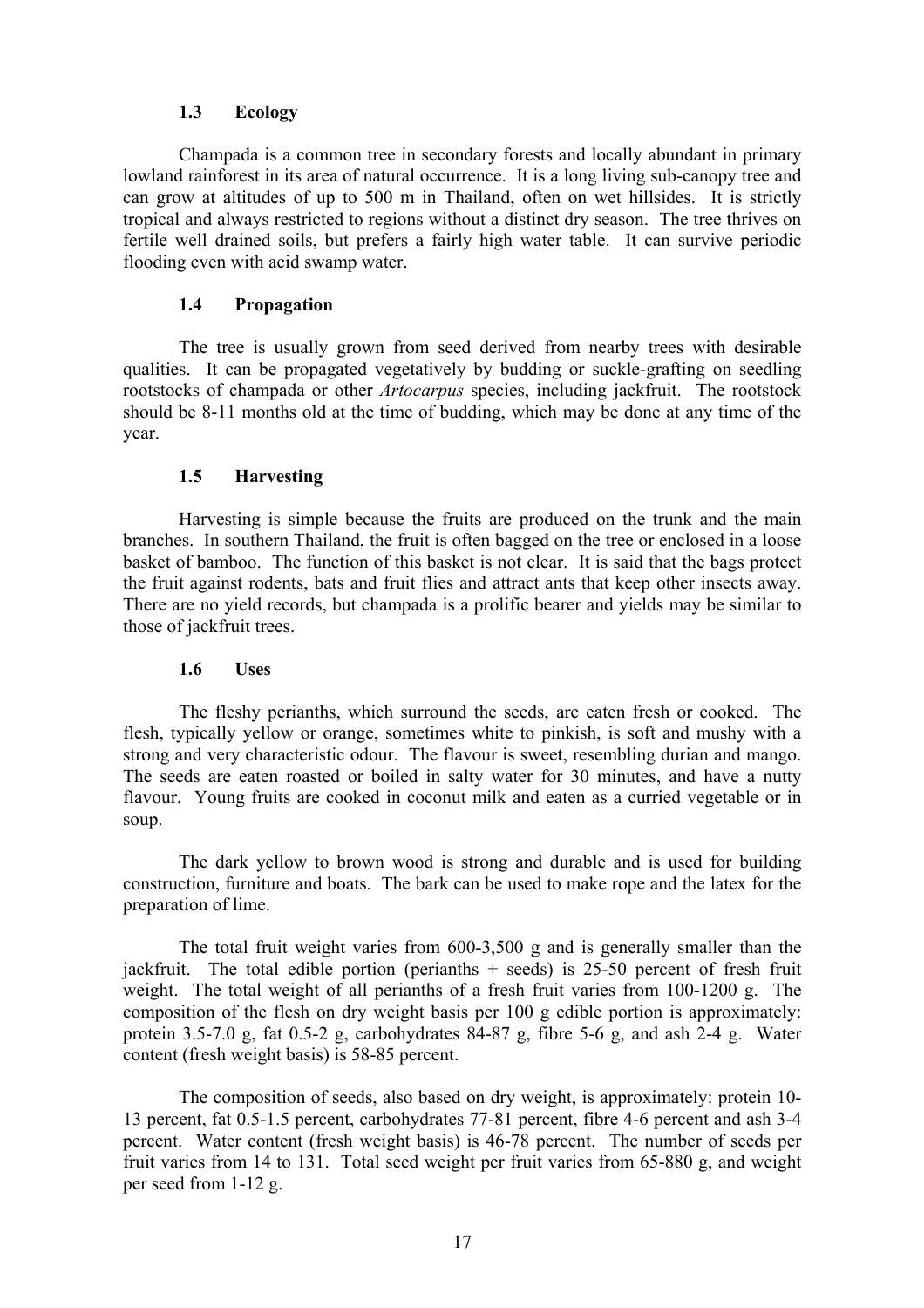### 1.3 Ecology

Champada is a common tree in secondary forests and locally abundant in primary lowland rainforest in its area of natural occurrence. It is a long living sub-canopy tree and can grow at altitudes of up to 500 m in Thailand, often on wet hillsides. It is strictly tropical and always restricted to regions without a distinct dry season. The tree thrives on fertile well drained soils, but prefers a fairly high water table. It can survive periodic flooding even with acid swamp water.

### 1.4 Propagation

The tree is usually grown from seed derived from nearby trees with desirable qualities. It can be propagated vegetatively by budding or suckle-grafting on seedling rootstocks of champada or other *Artocarpus* species, including jackfruit. The rootstock should be 8-11 months old at the time of budding, which may be done at any time of the year.

### 1.5 Harvesting

Harvesting is simple because the fruits are produced on the trunk and the main branches. In southern Thailand, the fruit is often bagged on the tree or enclosed in a loose basket of bamboo. The function of this basket is not clear. It is said that the bags protect the fruit against rodents, bats and fruit flies and attract ants that keep other insects away. There are no yield records, but champada is a prolific bearer and yields may be similar to those of jackfruit trees.

### 1.6 Uses

The fleshy perianths, which surround the seeds, are eaten fresh or cooked. The flesh, typically yellow or orange, sometimes white to pinkish, is soft and mushy with a strong and very characteristic odour. The flavour is sweet, resembling durian and mango. The seeds are eaten roasted or boiled in salty water for 30 minutes, and have a nutty flavour. Young fruits are cooked in coconut milk and eaten as a curried vegetable or in soup.

The dark yellow to brown wood is strong and durable and is used for building construction, furniture and boats. The bark can be used to make rope and the latex for the preparation of lime.

The total fruit weight varies from 600-3,500 g and is generally smaller than the jackfruit. The total edible portion (perianths + seeds) is 25-50 percent of fresh fruit weight. The total weight of all perianths of a fresh fruit varies from 100-1200 g. The composition of the flesh on dry weight basis per 100 g edible portion is approximately: protein 3.5-7.0 g, fat 0.5-2 g, carbohydrates 84-87 g, fibre 5-6 g, and ash 2-4 g. Water content (fresh weight basis) is 58-85 percent.

The composition of seeds, also based on dry weight, is approximately: protein 10-13 percent, fat 0.5-1.5 percent, carbohydrates 77-81 percent, fibre 4-6 percent and ash 3-4 percent. Water content (fresh weight basis) is 46-78 percent. The number of seeds per fruit varies from 14 to 131. Total seed weight per fruit varies from 65-880 g, and weight per seed from 1-12 g.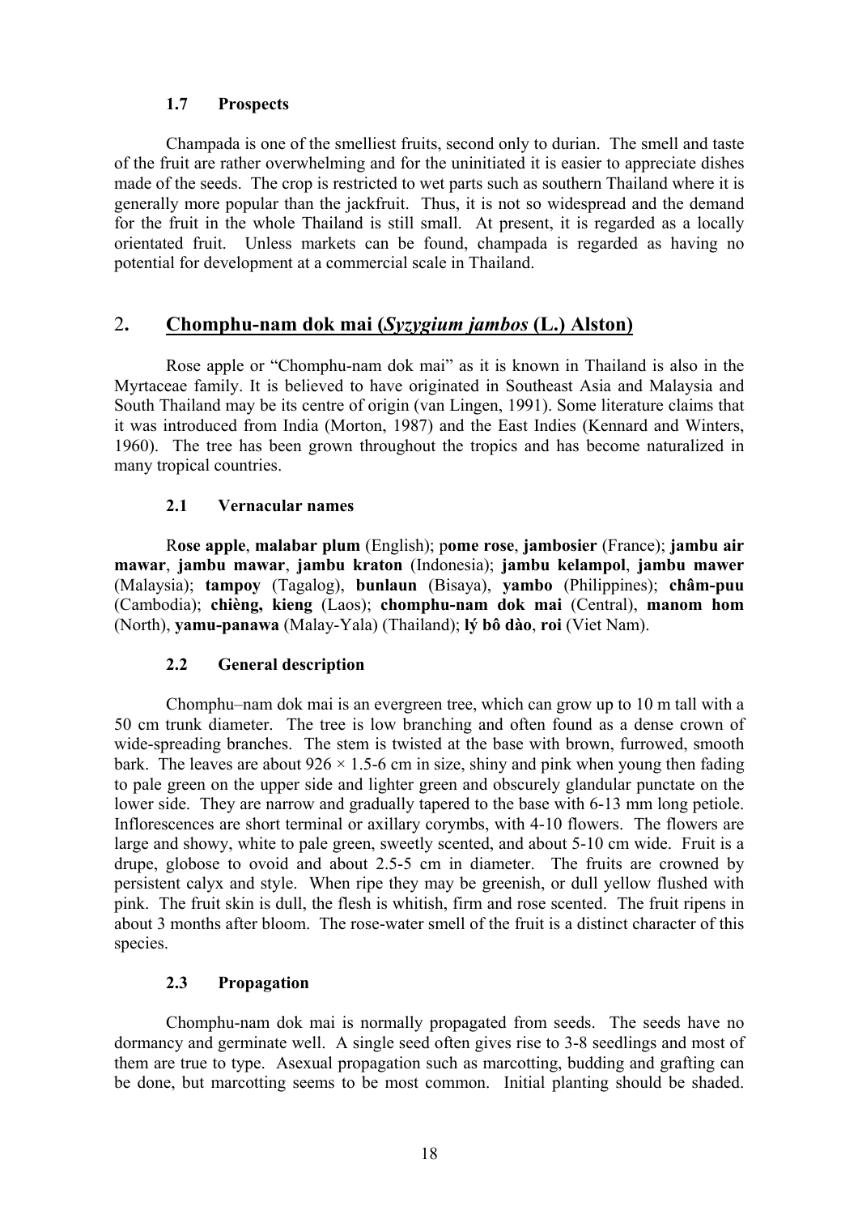### 1.7 Prospects

Champada is one of the smelliest fruits, second only to durian. The smell and taste of the fruit are rather overwhelming and for the uninitiated it is easier to appreciate dishes made of the seeds. The crop is restricted to wet parts such as southern Thailand where it is generally more popular than the jackfruit. Thus, it is not so widespread and the demand for the fruit in the whole Thailand is still small. At present, it is regarded as a locally orientated fruit. Unless markets can be found, champada is regarded as having no potential for development at a commercial scale in Thailand.

## 2. Chomphu-nam dok mai (*Syzygium jambos* (L.) Alston)

Rose apple or "Chomphu-nam dok mai" as it is known in Thailand is also in the Myrtaceae family. It is believed to have originated in Southeast Asia and Malaysia and South Thailand may be its centre of origin (van Lingen, 1991). Some literature claims that it was introduced from India (Morton, 1987) and the East Indies (Kennard and Winters, 1960). The tree has been grown throughout the tropics and has become naturalized in many tropical countries.

### 2.1 Vernacular names

**Rose apple**, **malabar plum** (English); **pome rose**, **jambosier** (France); **jambu air mawar**, **jambu mawar**, **jambu kraton** (Indonesia); **jambu kelampol**, **jambu mawer** (Malaysia); **tampoy** (Tagalog), **bunlaun** (Bisaya), **yambo** (Philippines); **châm-puu** (Cambodia); **chièng, kieng** (Laos); **chomphu-nam dok mai** (Central), **manom hom** (North), **yamu-panawa** (Malay-Yala) (Thailand); **lý bô dào**, **roi** (Viet Nam).

### 2.2 General description

Chomphu–nam dok mai is an evergreen tree, which can grow up to 10 m tall with a 50 cm trunk diameter. The tree is low branching and often found as a dense crown of wide-spreading branches. The stem is twisted at the base with brown, furrowed, smooth bark. The leaves are about 926 × 1.5-6 cm in size, shiny and pink when young then fading to pale green on the upper side and lighter green and obscurely glandular punctate on the lower side. They are narrow and gradually tapered to the base with 6-13 mm long petiole. Inflorescences are short terminal or axillary corymbs, with 4-10 flowers. The flowers are large and showy, white to pale green, sweetly scented, and about 5-10 cm wide. Fruit is a drupe, globose to ovoid and about 2.5-5 cm in diameter. The fruits are crowned by persistent calyx and style. When ripe they may be greenish, or dull yellow flushed with pink. The fruit skin is dull, the flesh is whitish, firm and rose scented. The fruit ripens in about 3 months after bloom. The rose-water smell of the fruit is a distinct character of this species.

### 2.3 Propagation

Chomphu-nam dok mai is normally propagated from seeds. The seeds have no dormancy and germinate well. A single seed often gives rise to 3-8 seedlings and most of them are true to type. Asexual propagation such as marcotting, budding and grafting can be done, but marcotting seems to be most common. Initial planting should be shaded.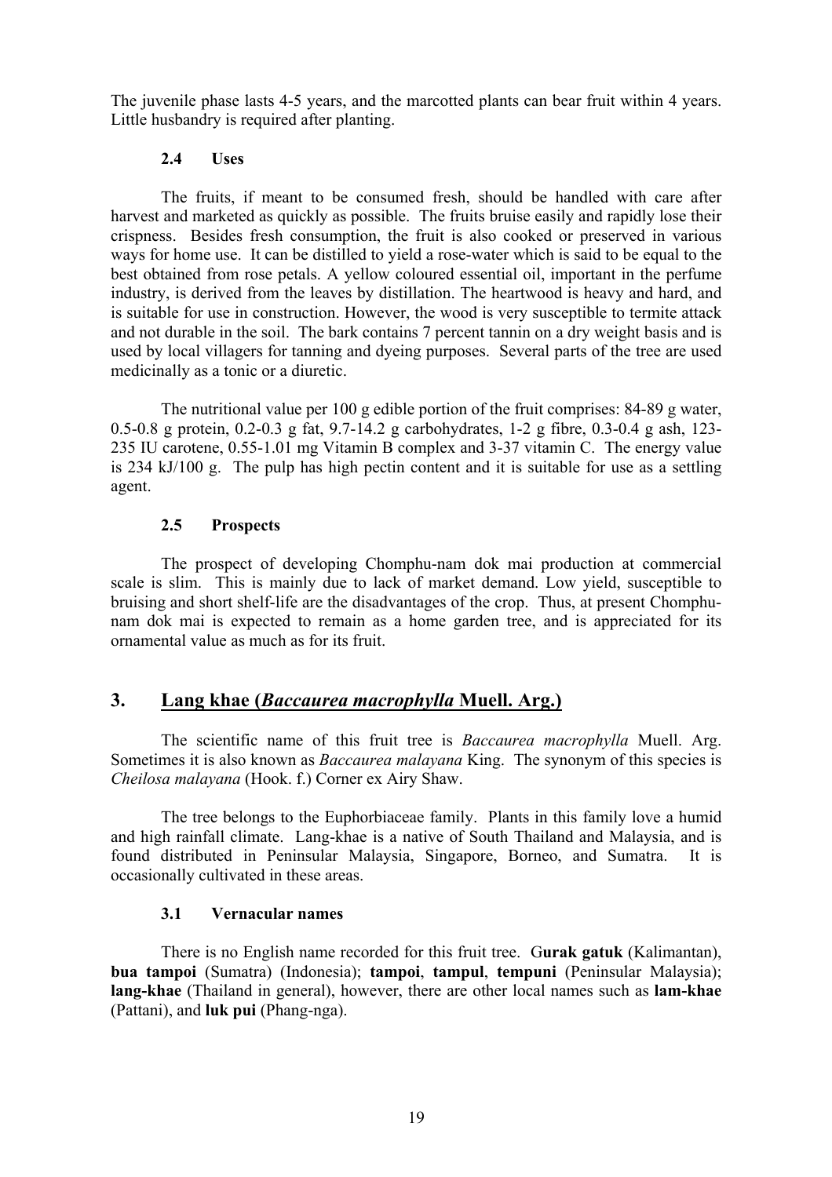The juvenile phase lasts 4-5 years, and the marcotted plants can bear fruit within 4 years. Little husbandry is required after planting.

### 2.4 Uses

The fruits, if meant to be consumed fresh, should be handled with care after harvest and marketed as quickly as possible. The fruits bruise easily and rapidly lose their crispness. Besides fresh consumption, the fruit is also cooked or preserved in various ways for home use. It can be distilled to yield a rose-water which is said to be equal to the best obtained from rose petals. A yellow coloured essential oil, important in the perfume industry, is derived from the leaves by distillation. The heartwood is heavy and hard, and is suitable for use in construction. However, the wood is very susceptible to termite attack and not durable in the soil. The bark contains 7 percent tannin on a dry weight basis and is used by local villagers for tanning and dyeing purposes. Several parts of the tree are used medicinally as a tonic or a diuretic.

The nutritional value per 100 g edible portion of the fruit comprises: 84-89 g water, 0.5-0.8 g protein, 0.2-0.3 g fat, 9.7-14.2 g carbohydrates, 1-2 g fibre, 0.3-0.4 g ash, 123-235 IU carotene, 0.55-1.01 mg Vitamin B complex and 3-37 vitamin C. The energy value is 234 kJ/100 g. The pulp has high pectin content and it is suitable for use as a settling agent.

### 2.5 Prospects

The prospect of developing Chomphu-nam dok mai production at commercial scale is slim. This is mainly due to lack of market demand. Low yield, susceptible to bruising and short shelf-life are the disadvantages of the crop. Thus, at present Chomphu-nam dok mai is expected to remain as a home garden tree, and is appreciated for its ornamental value as much as for its fruit.

## 3. Lang khae (*Baccaurea macrophylla* Muell. Arg.)

The scientific name of this fruit tree is *Baccaurea macrophylla* Muell. Arg. Sometimes it is also known as *Baccaurea malayana* King. The synonym of this species is *Cheilosa malayana* (Hook. f.) Corner ex Airy Shaw.

The tree belongs to the Euphorbiaceae family. Plants in this family love a humid and high rainfall climate. Lang-khae is a native of South Thailand and Malaysia, and is found distributed in Peninsular Malaysia, Singapore, Borneo, and Sumatra. It is occasionally cultivated in these areas.

### 3.1 Vernacular names

There is no English name recorded for this fruit tree. G**urak gatuk** (Kalimantan), **bua tampoi** (Sumatra) (Indonesia); **tampoi**, **tampul**, **tempuni** (Peninsular Malaysia); **lang-khae** (Thailand in general), however, there are other local names such as **lam-khae** (Pattani), and **luk pui** (Phang-nga).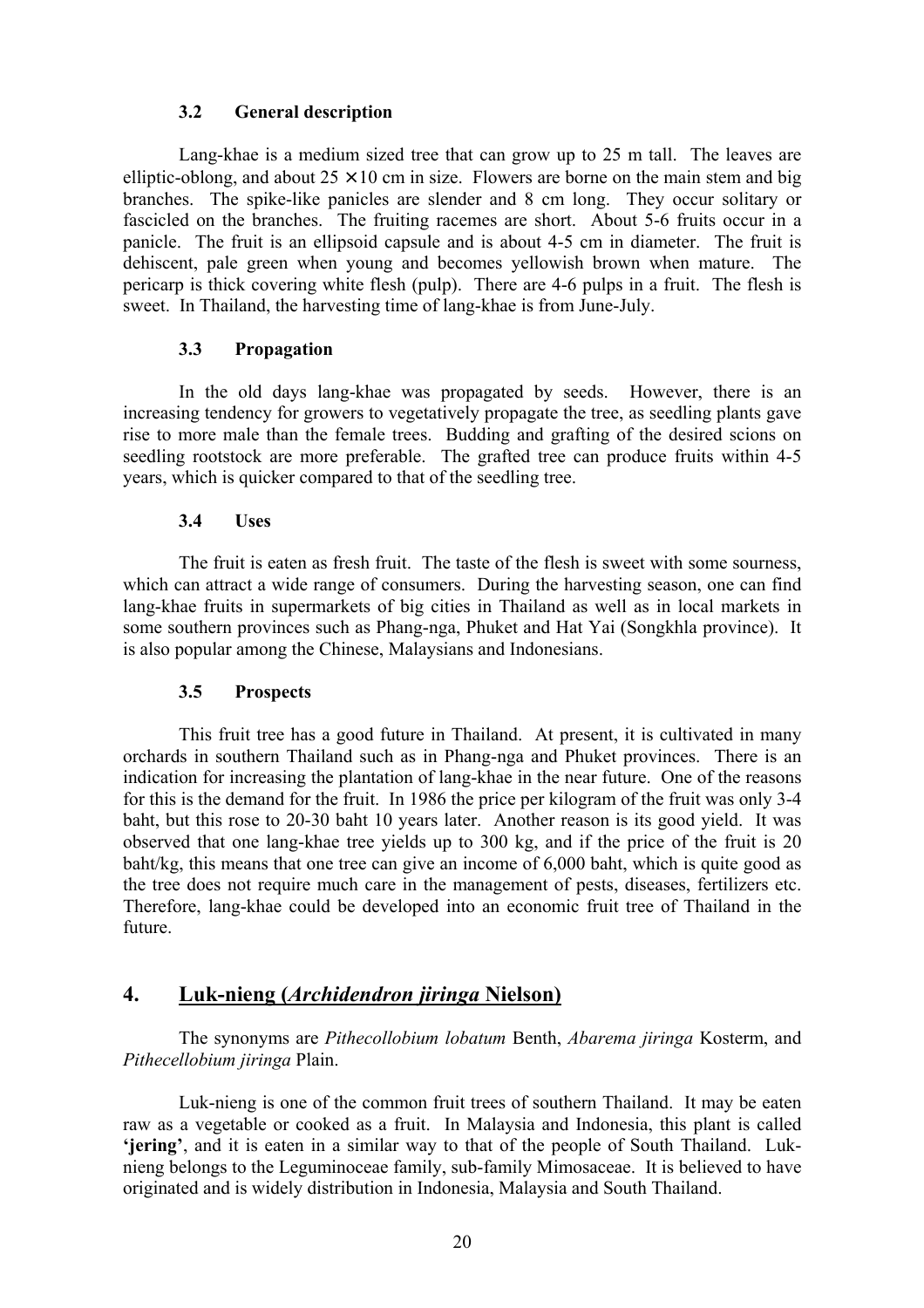### 3.2 General description

Lang-khae is a medium sized tree that can grow up to 25 m tall. The leaves are elliptic-oblong, and about 25 × 10 cm in size. Flowers are borne on the main stem and big branches. The spike-like panicles are slender and 8 cm long. They occur solitary or fascicled on the branches. The fruiting racemes are short. About 5-6 fruits occur in a panicle. The fruit is an ellipsoid capsule and is about 4-5 cm in diameter. The fruit is dehiscent, pale green when young and becomes yellowish brown when mature. The pericarp is thick covering white flesh (pulp). There are 4-6 pulps in a fruit. The flesh is sweet. In Thailand, the harvesting time of lang-khae is from June-July.

### 3.3 Propagation

In the old days lang-khae was propagated by seeds. However, there is an increasing tendency for growers to vegetatively propagate the tree, as seedling plants gave rise to more male than the female trees. Budding and grafting of the desired scions on seedling rootstock are more preferable. The grafted tree can produce fruits within 4-5 years, which is quicker compared to that of the seedling tree.

### 3.4 Uses

The fruit is eaten as fresh fruit. The taste of the flesh is sweet with some sourness, which can attract a wide range of consumers. During the harvesting season, one can find lang-khae fruits in supermarkets of big cities in Thailand as well as in local markets in some southern provinces such as Phang-nga, Phuket and Hat Yai (Songkhla province). It is also popular among the Chinese, Malaysians and Indonesians.

### 3.5 Prospects

This fruit tree has a good future in Thailand. At present, it is cultivated in many orchards in southern Thailand such as in Phang-nga and Phuket provinces. There is an indication for increasing the plantation of lang-khae in the near future. One of the reasons for this is the demand for the fruit. In 1986 the price per kilogram of the fruit was only 3-4 baht, but this rose to 20-30 baht 10 years later. Another reason is its good yield. It was observed that one lang-khae tree yields up to 300 kg, and if the price of the fruit is 20 baht/kg, this means that one tree can give an income of 6,000 baht, which is quite good as the tree does not require much care in the management of pests, diseases, fertilizers etc. Therefore, lang-khae could be developed into an economic fruit tree of Thailand in the future.

## 4. Luk-nieng (*Archidendron jiringa* Nielson)

The synonyms are *Pithecollobium lobatum* Benth, *Abarema jiringa* Kosterm, and *Pithecellobium jiringa* Plain.

Luk-nieng is one of the common fruit trees of southern Thailand. It may be eaten raw as a vegetable or cooked as a fruit. In Malaysia and Indonesia, this plant is called **'jering'**, and it is eaten in a similar way to that of the people of South Thailand. Luk-nieng belongs to the Leguminoceae family, sub-family Mimosaceae. It is believed to have originated and is widely distribution in Indonesia, Malaysia and South Thailand.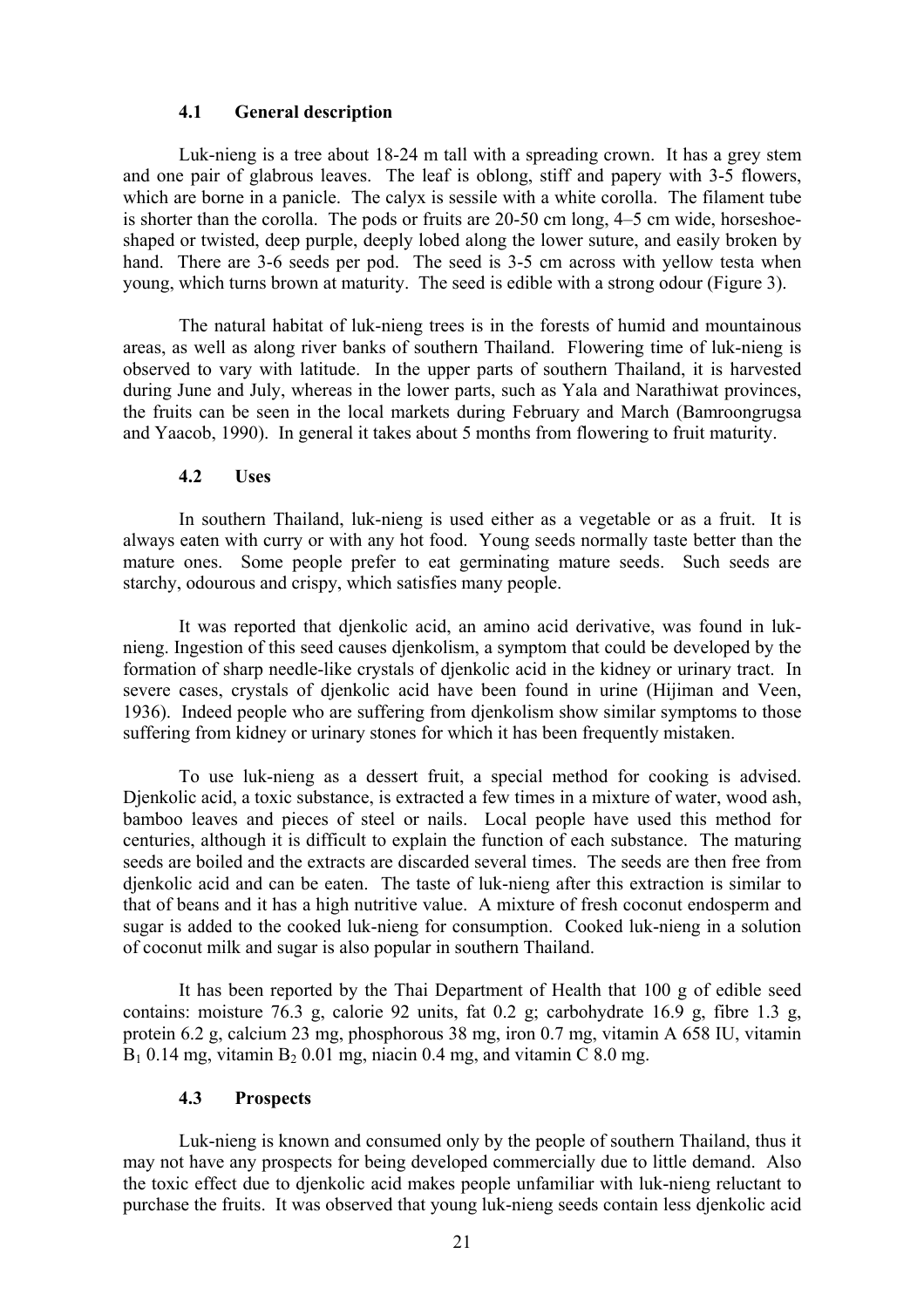### 4.1 General description

Luk-nieng is a tree about 18-24 m tall with a spreading crown. It has a grey stem and one pair of glabrous leaves. The leaf is oblong, stiff and papery with 3-5 flowers, which are borne in a panicle. The calyx is sessile with a white corolla. The filament tube is shorter than the corolla. The pods or fruits are 20-50 cm long, 4–5 cm wide, horseshoe-shaped or twisted, deep purple, deeply lobed along the lower suture, and easily broken by hand. There are 3-6 seeds per pod. The seed is 3-5 cm across with yellow testa when young, which turns brown at maturity. The seed is edible with a strong odour (Figure 3).

The natural habitat of luk-nieng trees is in the forests of humid and mountainous areas, as well as along river banks of southern Thailand. Flowering time of luk-nieng is observed to vary with latitude. In the upper parts of southern Thailand, it is harvested during June and July, whereas in the lower parts, such as Yala and Narathiwat provinces, the fruits can be seen in the local markets during February and March (Bamroongrugsa and Yaacob, 1990). In general it takes about 5 months from flowering to fruit maturity.

### 4.2 Uses

In southern Thailand, luk-nieng is used either as a vegetable or as a fruit. It is always eaten with curry or with any hot food. Young seeds normally taste better than the mature ones. Some people prefer to eat germinating mature seeds. Such seeds are starchy, odourous and crispy, which satisfies many people.

It was reported that djenkolic acid, an amino acid derivative, was found in luk-nieng. Ingestion of this seed causes djenkolism, a symptom that could be developed by the formation of sharp needle-like crystals of djenkolic acid in the kidney or urinary tract. In severe cases, crystals of djenkolic acid have been found in urine (Hijiman and Veen, 1936). Indeed people who are suffering from djenkolism show similar symptoms to those suffering from kidney or urinary stones for which it has been frequently mistaken.

To use luk-nieng as a dessert fruit, a special method for cooking is advised. Djenkolic acid, a toxic substance, is extracted a few times in a mixture of water, wood ash, bamboo leaves and pieces of steel or nails. Local people have used this method for centuries, although it is difficult to explain the function of each substance. The maturing seeds are boiled and the extracts are discarded several times. The seeds are then free from djenkolic acid and can be eaten. The taste of luk-nieng after this extraction is similar to that of beans and it has a high nutritive value. A mixture of fresh coconut endosperm and sugar is added to the cooked luk-nieng for consumption. Cooked luk-nieng in a solution of coconut milk and sugar is also popular in southern Thailand.

It has been reported by the Thai Department of Health that 100 g of edible seed contains: moisture 76.3 g, calorie 92 units, fat 0.2 g; carbohydrate 16.9 g, fibre 1.3 g, protein 6.2 g, calcium 23 mg, phosphorous 38 mg, iron 0.7 mg, vitamin A 658 IU, vitamin $B_1$ 0.14 mg, vitamin $B_2$ 0.01 mg, niacin 0.4 mg, and vitamin C 8.0 mg.

### 4.3 Prospects

Luk-nieng is known and consumed only by the people of southern Thailand, thus it may not have any prospects for being developed commercially due to little demand. Also the toxic effect due to djenkolic acid makes people unfamiliar with luk-nieng reluctant to purchase the fruits. It was observed that young luk-nieng seeds contain less djenkolic acid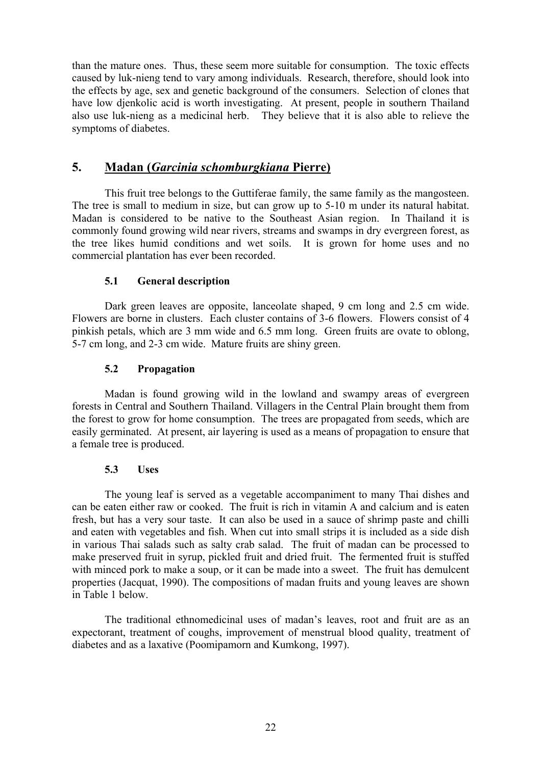than the mature ones. Thus, these seem more suitable for consumption. The toxic effects caused by luk-nieng tend to vary among individuals. Research, therefore, should look into the effects by age, sex and genetic background of the consumers. Selection of clones that have low djenkolic acid is worth investigating. At present, people in southern Thailand also use luk-nieng as a medicinal herb. They believe that it is also able to relieve the symptoms of diabetes.

## 5. Madan (*Garcinia schomburgkiana* Pierre)

This fruit tree belongs to the Guttiferae family, the same family as the mangosteen. The tree is small to medium in size, but can grow up to 5-10 m under its natural habitat. Madan is considered to be native to the Southeast Asian region. In Thailand it is commonly found growing wild near rivers, streams and swamps in dry evergreen forest, as the tree likes humid conditions and wet soils. It is grown for home uses and no commercial plantation has ever been recorded.

### 5.1 General description

Dark green leaves are opposite, lanceolate shaped, 9 cm long and 2.5 cm wide. Flowers are borne in clusters. Each cluster contains of 3-6 flowers. Flowers consist of 4 pinkish petals, which are 3 mm wide and 6.5 mm long. Green fruits are ovate to oblong, 5-7 cm long, and 2-3 cm wide. Mature fruits are shiny green.

### 5.2 Propagation

Madan is found growing wild in the lowland and swampy areas of evergreen forests in Central and Southern Thailand. Villagers in the Central Plain brought them from the forest to grow for home consumption. The trees are propagated from seeds, which are easily germinated. At present, air layering is used as a means of propagation to ensure that a female tree is produced.

### 5.3 Uses

The young leaf is served as a vegetable accompaniment to many Thai dishes and can be eaten either raw or cooked. The fruit is rich in vitamin A and calcium and is eaten fresh, but has a very sour taste. It can also be used in a sauce of shrimp paste and chilli and eaten with vegetables and fish. When cut into small strips it is included as a side dish in various Thai salads such as salty crab salad. The fruit of madan can be processed to make preserved fruit in syrup, pickled fruit and dried fruit. The fermented fruit is stuffed with minced pork to make a soup, or it can be made into a sweet. The fruit has demulcent properties (Jacquat, 1990). The compositions of madan fruits and young leaves are shown in Table 1 below.

The traditional ethnomedicinal uses of madan's leaves, root and fruit are as an expectorant, treatment of coughs, improvement of menstrual blood quality, treatment of diabetes and as a laxative (Poomipamorn and Kumkong, 1997).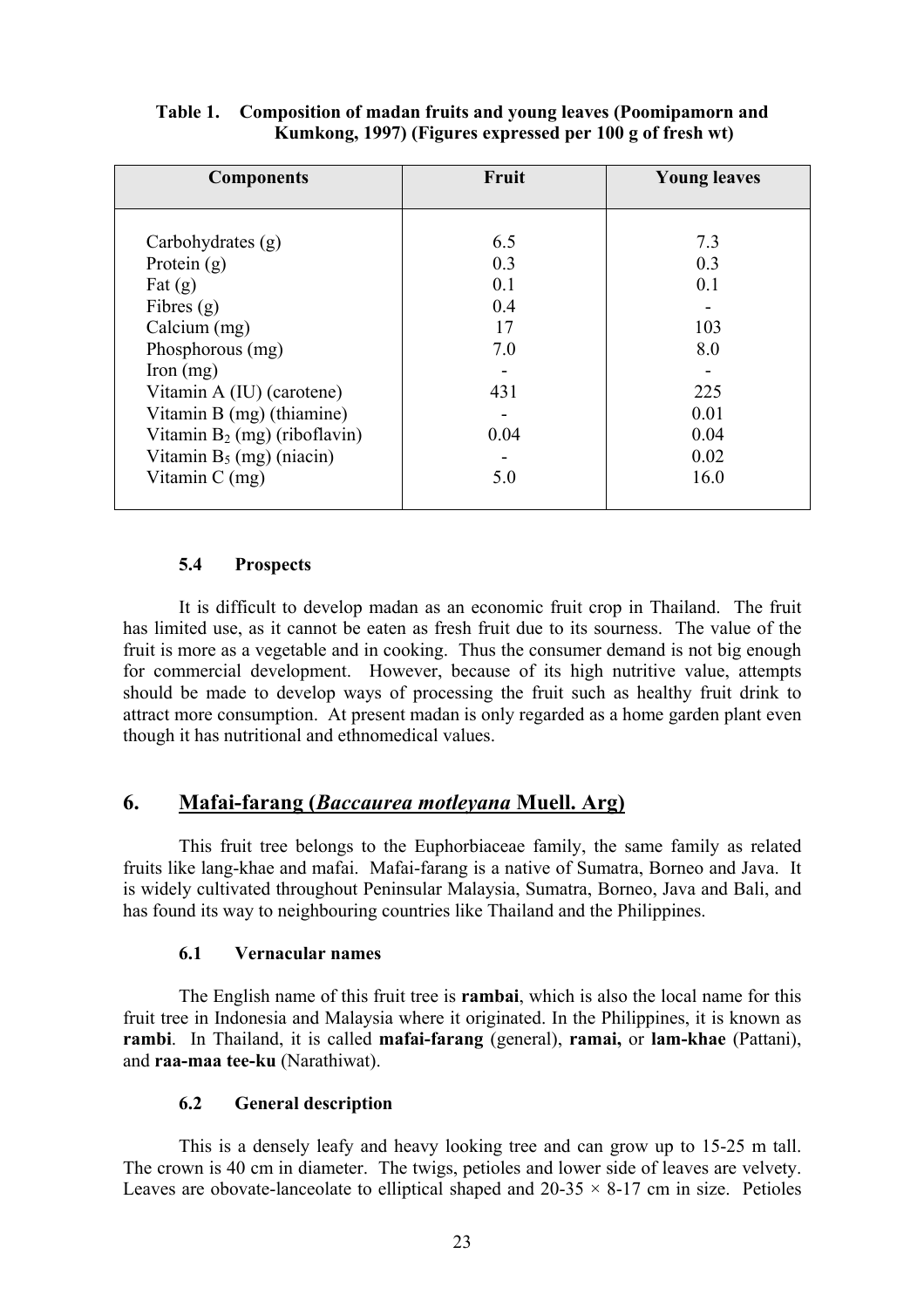**Table 1. Composition of madan fruits and young leaves (Poomipamorn and Kumkong, 1997) (Figures expressed per 100 g of fresh wt)**

| Components | Fruit | Young leaves |
|---|---|---|
| Carbohydrates (g) | 6.5 | 7.3 |
| Protein (g) | 0.3 | 0.3 |
| Fat (g) | 0.1 | 0.1 |
| Fibres (g) | 0.4 | - |
| Calcium (mg) | 17 | 103 |
| Phosphorous (mg) | 7.0 | 8.0 |
| Iron (mg) | - | - |
| Vitamin A (IU) (carotene) | 431 | 225 |
| Vitamin B (mg) (thiamine) | - | 0.01 |
| Vitamin $B_2$ (mg) (riboflavin) | 0.04 | 0.04 |
| Vitamin $B_5$ (mg) (niacin) | - | 0.02 |
| Vitamin C (mg) | 5.0 | 16.0 |

### 5.4 Prospects

It is difficult to develop madan as an economic fruit crop in Thailand. The fruit has limited use, as it cannot be eaten as fresh fruit due to its sourness. The value of the fruit is more as a vegetable and in cooking. Thus the consumer demand is not big enough for commercial development. However, because of its high nutritive value, attempts should be made to develop ways of processing the fruit such as healthy fruit drink to attract more consumption. At present madan is only regarded as a home garden plant even though it has nutritional and ethnomedical values.

## 6. Mafai-farang (*Baccaurea motleyana* Muell. Arg)

This fruit tree belongs to the Euphorbiaceae family, the same family as related fruits like lang-khae and mafai. Mafai-farang is a native of Sumatra, Borneo and Java. It is widely cultivated throughout Peninsular Malaysia, Sumatra, Borneo, Java and Bali, and has found its way to neighbouring countries like Thailand and the Philippines.

### 6.1 Vernacular names

The English name of this fruit tree is **rambai**, which is also the local name for this fruit tree in Indonesia and Malaysia where it originated. In the Philippines, it is known as **rambi**. In Thailand, it is called **mafai-farang** (general), **ramai,** or **lam-khae** (Pattani), and **raa-maa tee-ku** (Narathiwat).

### 6.2 General description

This is a densely leafy and heavy looking tree and can grow up to 15-25 m tall. The crown is 40 cm in diameter. The twigs, petioles and lower side of leaves are velvety. Leaves are obovate-lanceolate to elliptical shaped and 20-35 × 8-17 cm in size. Petioles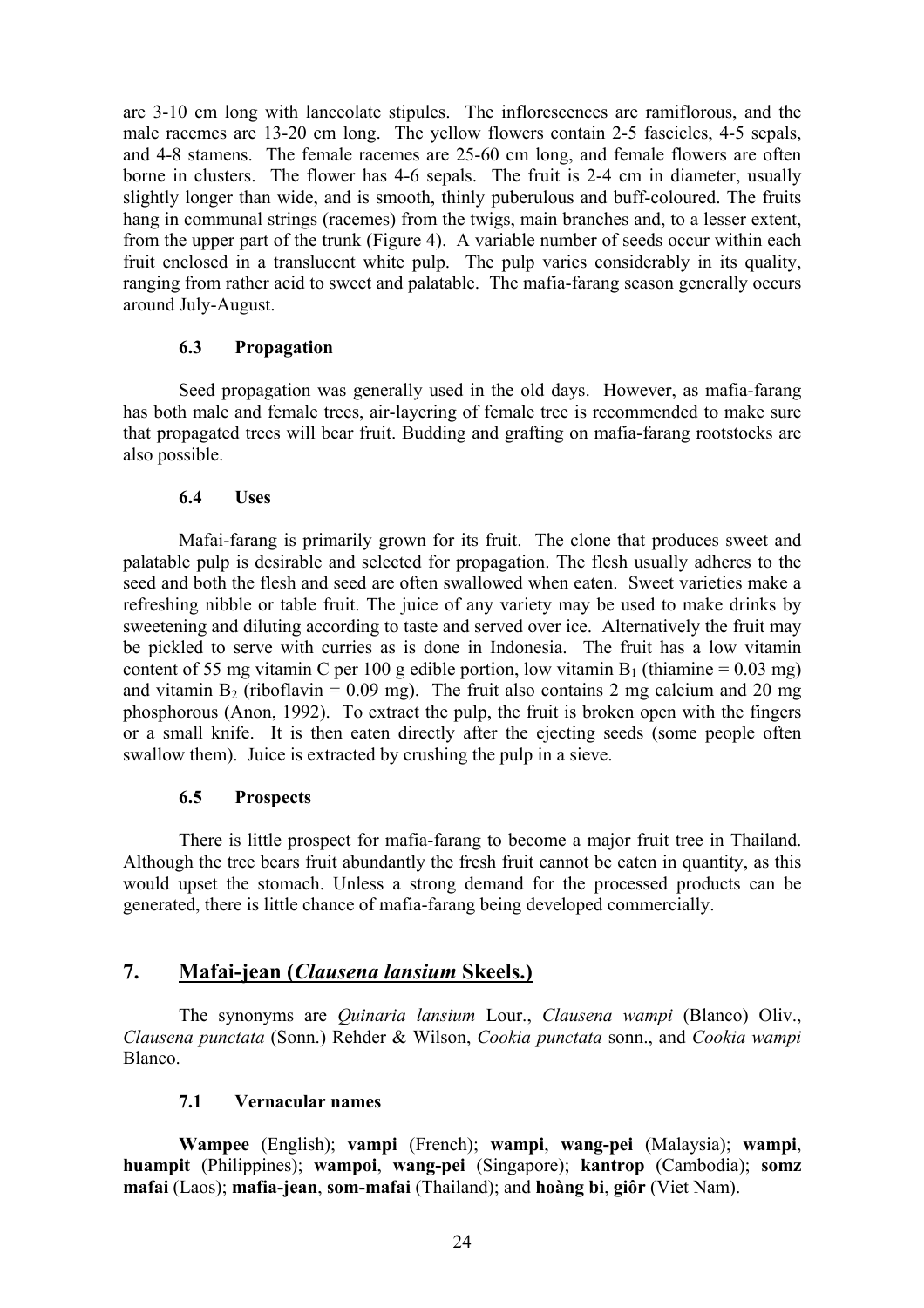are 3-10 cm long with lanceolate stipules. The inflorescences are ramiflorous, and the male racemes are 13-20 cm long. The yellow flowers contain 2-5 fascicles, 4-5 sepals, and 4-8 stamens. The female racemes are 25-60 cm long, and female flowers are often borne in clusters. The flower has 4-6 sepals. The fruit is 2-4 cm in diameter, usually slightly longer than wide, and is smooth, thinly puberulous and buff-coloured. The fruits hang in communal strings (racemes) from the twigs, main branches and, to a lesser extent, from the upper part of the trunk (Figure 4). A variable number of seeds occur within each fruit enclosed in a translucent white pulp. The pulp varies considerably in its quality, ranging from rather acid to sweet and palatable. The mafia-farang season generally occurs around July-August.

### 6.3 Propagation

Seed propagation was generally used in the old days. However, as mafia-farang has both male and female trees, air-layering of female tree is recommended to make sure that propagated trees will bear fruit. Budding and grafting on mafia-farang rootstocks are also possible.

### 6.4 Uses

Mafai-farang is primarily grown for its fruit. The clone that produces sweet and palatable pulp is desirable and selected for propagation. The flesh usually adheres to the seed and both the flesh and seed are often swallowed when eaten. Sweet varieties make a refreshing nibble or table fruit. The juice of any variety may be used to make drinks by sweetening and diluting according to taste and served over ice. Alternatively the fruit may be pickled to serve with curries as is done in Indonesia. The fruit has a low vitamin content of 55 mg vitamin C per 100 g edible portion, low vitamin $B_1$ (thiamine = 0.03 mg) and vitamin $B_2$ (riboflavin = 0.09 mg). The fruit also contains 2 mg calcium and 20 mg phosphorous (Anon, 1992). To extract the pulp, the fruit is broken open with the fingers or a small knife. It is then eaten directly after the ejecting seeds (some people often swallow them). Juice is extracted by crushing the pulp in a sieve.

### 6.5 Prospects

There is little prospect for mafia-farang to become a major fruit tree in Thailand. Although the tree bears fruit abundantly the fresh fruit cannot be eaten in quantity, as this would upset the stomach. Unless a strong demand for the processed products can be generated, there is little chance of mafia-farang being developed commercially.

## 7. Mafai-jean (*Clausena lansium* Skeels.)

The synonyms are *Quinaria lansium* Lour., *Clausena wampi* (Blanco) Oliv., *Clausena punctata* (Sonn.) Rehder & Wilson, *Cookia punctata* sonn., and *Cookia wampi* Blanco.

### 7.1 Vernacular names

**Wampee** (English); **vampi** (French); **wampi**, **wang-pei** (Malaysia); **wampi**, **huampit** (Philippines); **wampoi**, **wang-pei** (Singapore); **kantrop** (Cambodia); **somz mafai** (Laos); **mafia-jean**, **som-mafai** (Thailand); and **hoàng bi**, **giôr** (Viet Nam).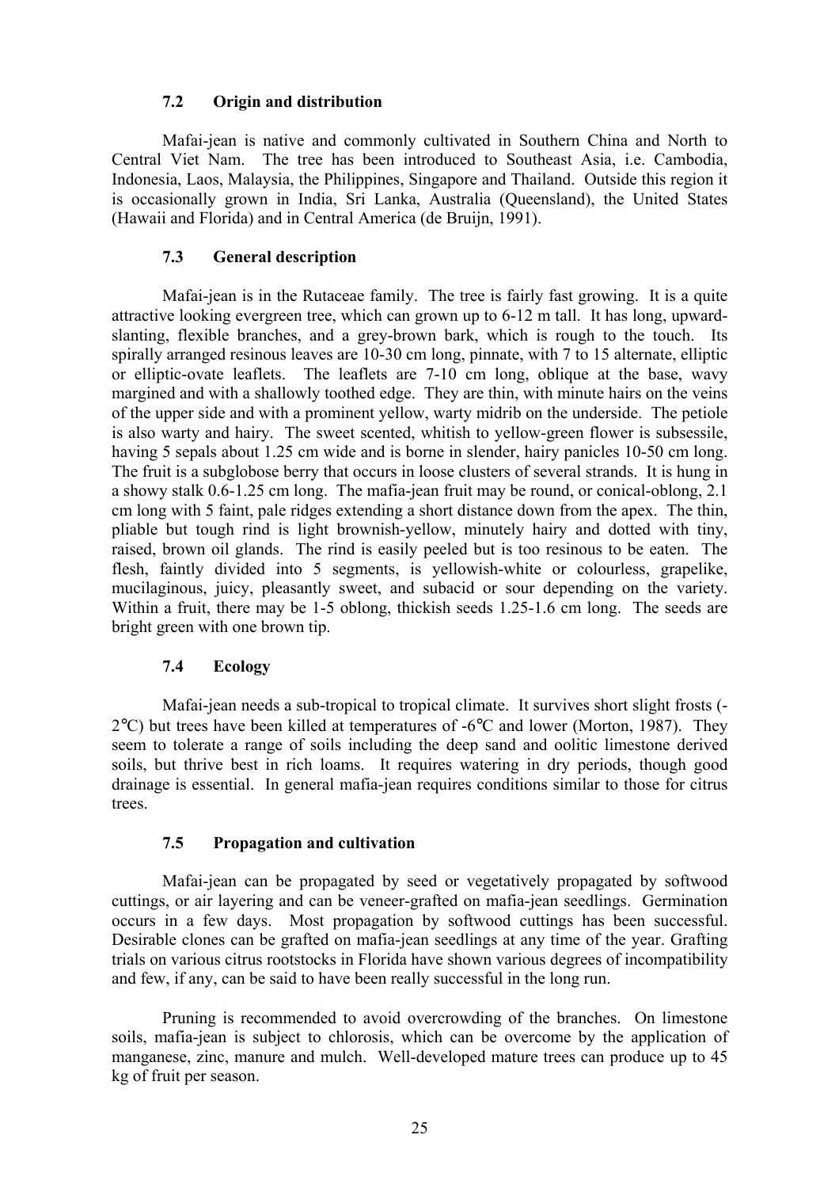### 7.2 Origin and distribution

Mafai-jean is native and commonly cultivated in Southern China and North to Central Viet Nam. The tree has been introduced to Southeast Asia, i.e. Cambodia, Indonesia, Laos, Malaysia, the Philippines, Singapore and Thailand. Outside this region it is occasionally grown in India, Sri Lanka, Australia (Queensland), the United States (Hawaii and Florida) and in Central America (de Bruijn, 1991).

### 7.3 General description

Mafai-jean is in the Rutaceae family. The tree is fairly fast growing. It is a quite attractive looking evergreen tree, which can grown up to 6-12 m tall. It has long, upward-slanting, flexible branches, and a grey-brown bark, which is rough to the touch. Its spirally arranged resinous leaves are 10-30 cm long, pinnate, with 7 to 15 alternate, elliptic or elliptic-ovate leaflets. The leaflets are 7-10 cm long, oblique at the base, wavy margined and with a shallowly toothed edge. They are thin, with minute hairs on the veins of the upper side and with a prominent yellow, warty midrib on the underside. The petiole is also warty and hairy. The sweet scented, whitish to yellow-green flower is subsessile, having 5 sepals about 1.25 cm wide and is borne in slender, hairy panicles 10-50 cm long. The fruit is a subglobose berry that occurs in loose clusters of several strands. It is hung in a showy stalk 0.6-1.25 cm long. The mafia-jean fruit may be round, or conical-oblong, 2.1 cm long with 5 faint, pale ridges extending a short distance down from the apex. The thin, pliable but tough rind is light brownish-yellow, minutely hairy and dotted with tiny, raised, brown oil glands. The rind is easily peeled but is too resinous to be eaten. The flesh, faintly divided into 5 segments, is yellowish-white or colourless, grapelike, mucilaginous, juicy, pleasantly sweet, and subacid or sour depending on the variety. Within a fruit, there may be 1-5 oblong, thickish seeds 1.25-1.6 cm long. The seeds are bright green with one brown tip.

### 7.4 Ecology

Mafai-jean needs a sub-tropical to tropical climate. It survives short slight frosts (-2°C) but trees have been killed at temperatures of -6°C and lower (Morton, 1987). They seem to tolerate a range of soils including the deep sand and oolitic limestone derived soils, but thrive best in rich loams. It requires watering in dry periods, though good drainage is essential. In general mafia-jean requires conditions similar to those for citrus trees.

### 7.5 Propagation and cultivation

Mafai-jean can be propagated by seed or vegetatively propagated by softwood cuttings, or air layering and can be veneer-grafted on mafia-jean seedlings. Germination occurs in a few days. Most propagation by softwood cuttings has been successful. Desirable clones can be grafted on mafia-jean seedlings at any time of the year. Grafting trials on various citrus rootstocks in Florida have shown various degrees of incompatibility and few, if any, can be said to have been really successful in the long run.

Pruning is recommended to avoid overcrowding of the branches. On limestone soils, mafia-jean is subject to chlorosis, which can be overcome by the application of manganese, zinc, manure and mulch. Well-developed mature trees can produce up to 45 kg of fruit per season.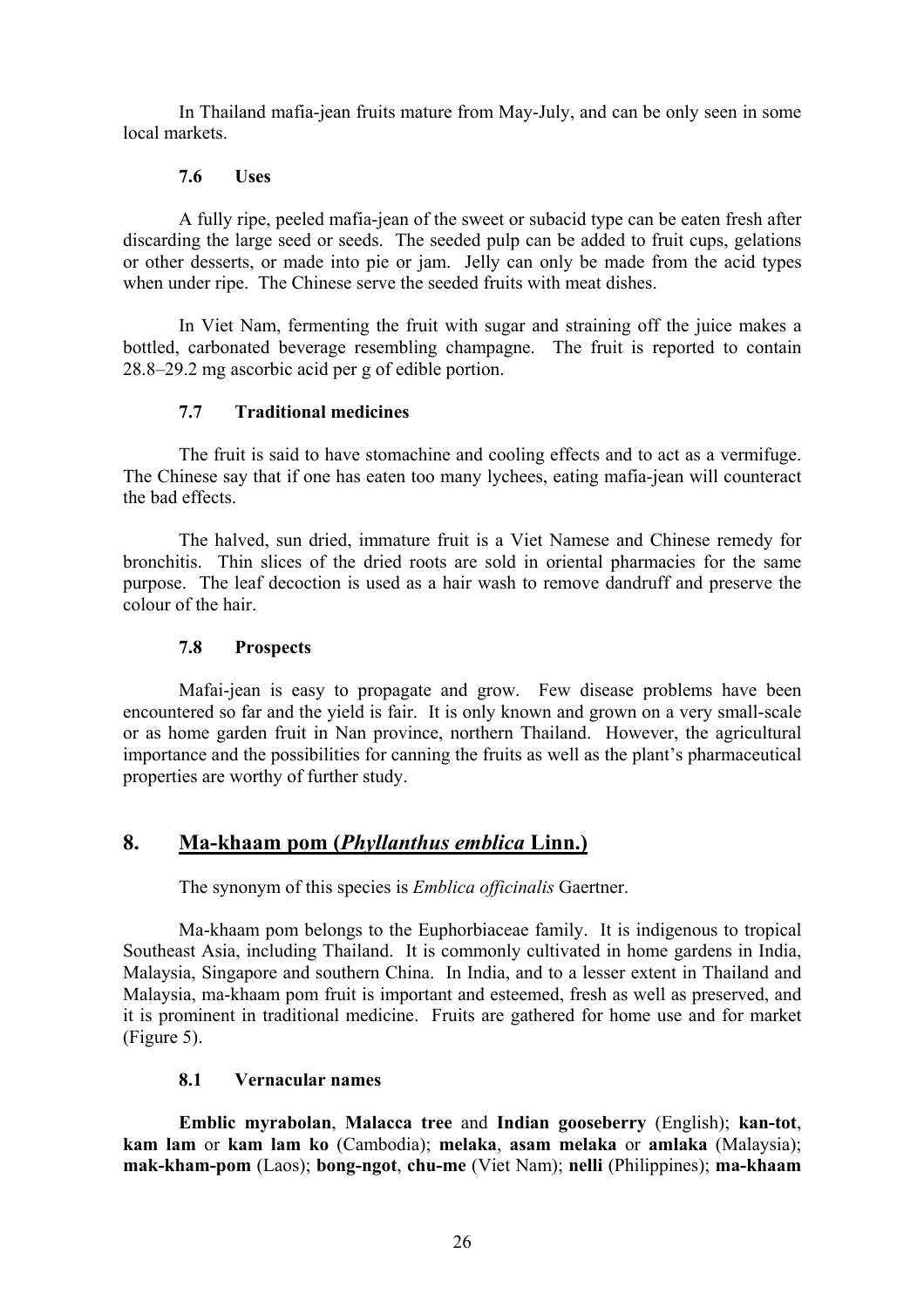In Thailand mafia-jean fruits mature from May-July, and can be only seen in some local markets.

### 7.6 Uses

A fully ripe, peeled mafia-jean of the sweet or subacid type can be eaten fresh after discarding the large seed or seeds. The seeded pulp can be added to fruit cups, gelations or other desserts, or made into pie or jam. Jelly can only be made from the acid types when under ripe. The Chinese serve the seeded fruits with meat dishes.

In Viet Nam, fermenting the fruit with sugar and straining off the juice makes a bottled, carbonated beverage resembling champagne. The fruit is reported to contain 28.8–29.2 mg ascorbic acid per g of edible portion.

### 7.7 Traditional medicines

The fruit is said to have stomachine and cooling effects and to act as a vermifuge. The Chinese say that if one has eaten too many lychees, eating mafia-jean will counteract the bad effects.

The halved, sun dried, immature fruit is a Viet Namese and Chinese remedy for bronchitis. Thin slices of the dried roots are sold in oriental pharmacies for the same purpose. The leaf decoction is used as a hair wash to remove dandruff and preserve the colour of the hair.

### 7.8 Prospects

Mafai-jean is easy to propagate and grow. Few disease problems have been encountered so far and the yield is fair. It is only known and grown on a very small-scale or as home garden fruit in Nan province, northern Thailand. However, the agricultural importance and the possibilities for canning the fruits as well as the plant's pharmaceutical properties are worthy of further study.

## 8. Ma-khaam pom (*Phyllanthus emblica* Linn.)

The synonym of this species is *Emblica officinalis* Gaertner.

Ma-khaam pom belongs to the Euphorbiaceae family. It is indigenous to tropical Southeast Asia, including Thailand. It is commonly cultivated in home gardens in India, Malaysia, Singapore and southern China. In India, and to a lesser extent in Thailand and Malaysia, ma-khaam pom fruit is important and esteemed, fresh as well as preserved, and it is prominent in traditional medicine. Fruits are gathered for home use and for market (Figure 5).

### 8.1 Vernacular names

**Emblic myrabolan**, **Malacca tree** and **Indian gooseberry** (English); **kan-tot**, **kam lam** or **kam lam ko** (Cambodia); **melaka**, **asam melaka** or **amlaka** (Malaysia); **mak-kham-pom** (Laos); **bong-ngot**, **chu-me** (Viet Nam); **nelli** (Philippines); **ma-khaam**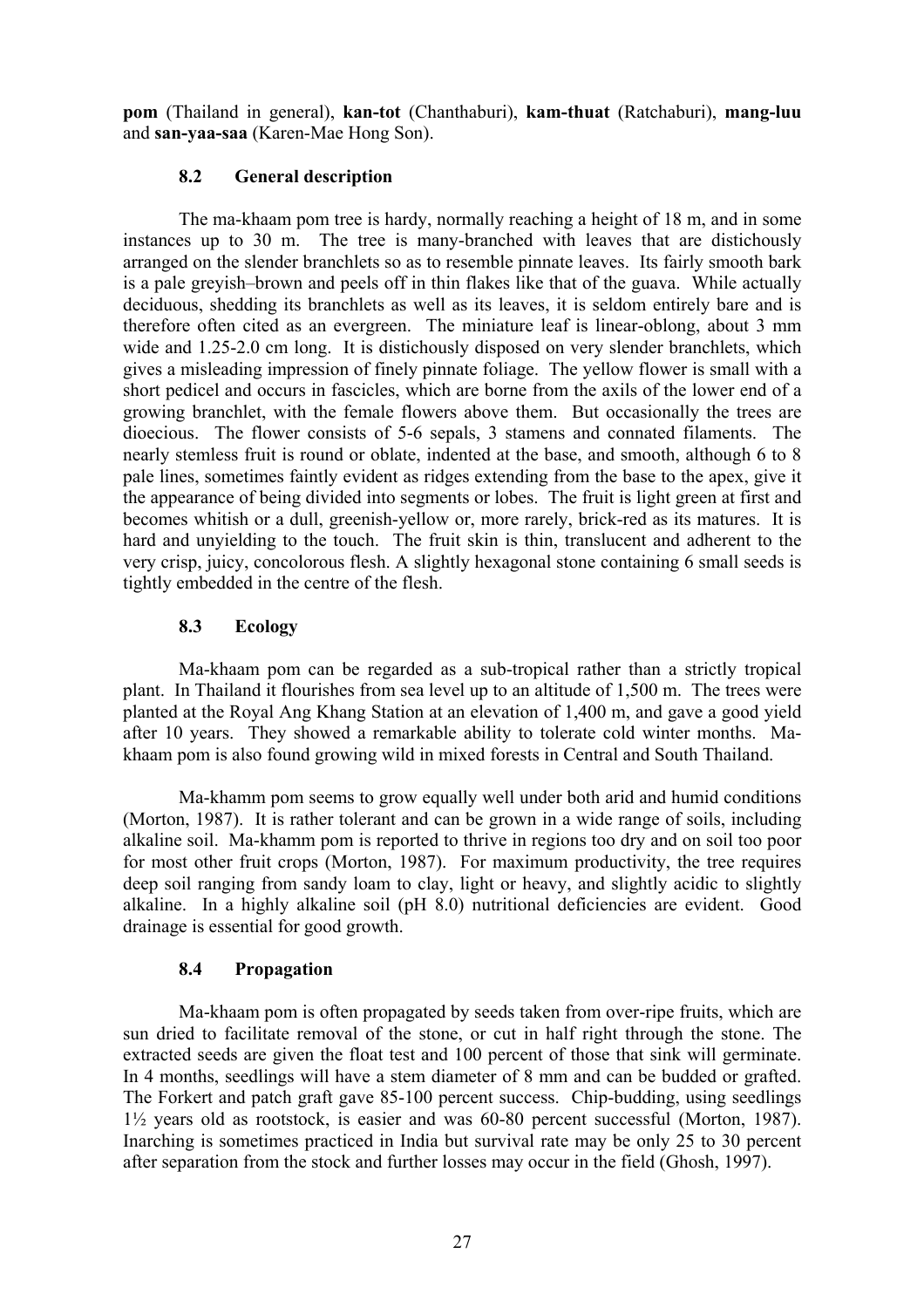**pom** (Thailand in general), **kan-tot** (Chanthaburi), **kam-thuat** (Ratchaburi), **mang-luu** and **san-yaa-saa** (Karen-Mae Hong Son).

### 8.2 General description

The ma-khaam pom tree is hardy, normally reaching a height of 18 m, and in some instances up to 30 m. The tree is many-branched with leaves that are distichously arranged on the slender branchlets so as to resemble pinnate leaves. Its fairly smooth bark is a pale greyish–brown and peels off in thin flakes like that of the guava. While actually deciduous, shedding its branchlets as well as its leaves, it is seldom entirely bare and is therefore often cited as an evergreen. The miniature leaf is linear-oblong, about 3 mm wide and 1.25-2.0 cm long. It is distichously disposed on very slender branchlets, which gives a misleading impression of finely pinnate foliage. The yellow flower is small with a short pedicel and occurs in fascicles, which are borne from the axils of the lower end of a growing branchlet, with the female flowers above them. But occasionally the trees are dioecious. The flower consists of 5-6 sepals, 3 stamens and connated filaments. The nearly stemless fruit is round or oblate, indented at the base, and smooth, although 6 to 8 pale lines, sometimes faintly evident as ridges extending from the base to the apex, give it the appearance of being divided into segments or lobes. The fruit is light green at first and becomes whitish or a dull, greenish-yellow or, more rarely, brick-red as its matures. It is hard and unyielding to the touch. The fruit skin is thin, translucent and adherent to the very crisp, juicy, concolorous flesh. A slightly hexagonal stone containing 6 small seeds is tightly embedded in the centre of the flesh.

### 8.3 Ecology

Ma-khaam pom can be regarded as a sub-tropical rather than a strictly tropical plant. In Thailand it flourishes from sea level up to an altitude of 1,500 m. The trees were planted at the Royal Ang Khang Station at an elevation of 1,400 m, and gave a good yield after 10 years. They showed a remarkable ability to tolerate cold winter months. Ma-khaam pom is also found growing wild in mixed forests in Central and South Thailand.

Ma-khamm pom seems to grow equally well under both arid and humid conditions (Morton, 1987). It is rather tolerant and can be grown in a wide range of soils, including alkaline soil. Ma-khamm pom is reported to thrive in regions too dry and on soil too poor for most other fruit crops (Morton, 1987). For maximum productivity, the tree requires deep soil ranging from sandy loam to clay, light or heavy, and slightly acidic to slightly alkaline. In a highly alkaline soil (pH 8.0) nutritional deficiencies are evident. Good drainage is essential for good growth.

### 8.4 Propagation

Ma-khaam pom is often propagated by seeds taken from over-ripe fruits, which are sun dried to facilitate removal of the stone, or cut in half right through the stone. The extracted seeds are given the float test and 100 percent of those that sink will germinate. In 4 months, seedlings will have a stem diameter of 8 mm and can be budded or grafted. The Forkert and patch graft gave 85-100 percent success. Chip-budding, using seedlings 1½ years old as rootstock, is easier and was 60-80 percent successful (Morton, 1987). Inarching is sometimes practiced in India but survival rate may be only 25 to 30 percent after separation from the stock and further losses may occur in the field (Ghosh, 1997).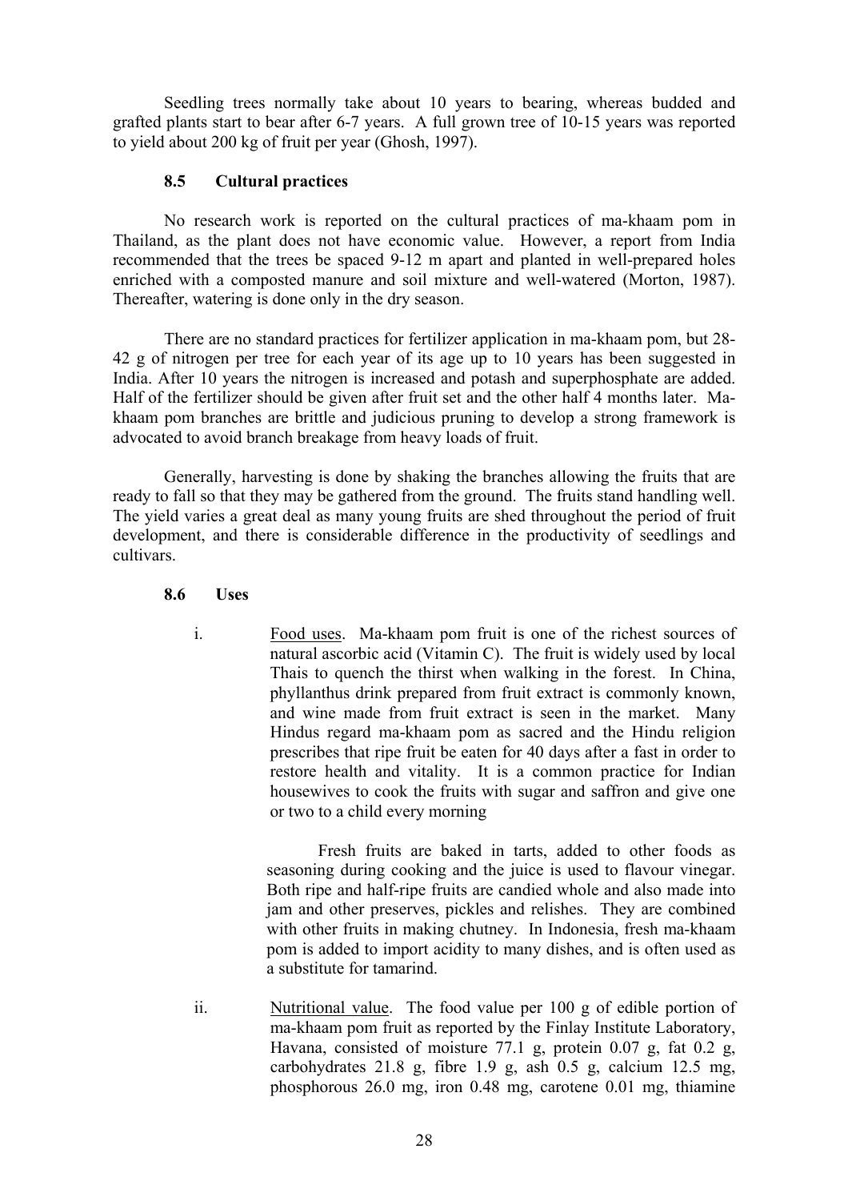Seedling trees normally take about 10 years to bearing, whereas budded and grafted plants start to bear after 6-7 years. A full grown tree of 10-15 years was reported to yield about 200 kg of fruit per year (Ghosh, 1997).

### 8.5 Cultural practices

No research work is reported on the cultural practices of ma-khaam pom in Thailand, as the plant does not have economic value. However, a report from India recommended that the trees be spaced 9-12 m apart and planted in well-prepared holes enriched with a composted manure and soil mixture and well-watered (Morton, 1987). Thereafter, watering is done only in the dry season.

There are no standard practices for fertilizer application in ma-khaam pom, but 28-42 g of nitrogen per tree for each year of its age up to 10 years has been suggested in India. After 10 years the nitrogen is increased and potash and superphosphate are added. Half of the fertilizer should be given after fruit set and the other half 4 months later. Ma-khaam pom branches are brittle and judicious pruning to develop a strong framework is advocated to avoid branch breakage from heavy loads of fruit.

Generally, harvesting is done by shaking the branches allowing the fruits that are ready to fall so that they may be gathered from the ground. The fruits stand handling well. The yield varies a great deal as many young fruits are shed throughout the period of fruit development, and there is considerable difference in the productivity of seedlings and cultivars.

### 8.6 Uses

i. Food uses. Ma-khaam pom fruit is one of the richest sources of natural ascorbic acid (Vitamin C). The fruit is widely used by local Thais to quench the thirst when walking in the forest. In China, phyllanthus drink prepared from fruit extract is commonly known, and wine made from fruit extract is seen in the market. Many Hindus regard ma-khaam pom as sacred and the Hindu religion prescribes that ripe fruit be eaten for 40 days after a fast in order to restore health and vitality. It is a common practice for Indian housewives to cook the fruits with sugar and saffron and give one or two to a child every morning

   Fresh fruits are baked in tarts, added to other foods as seasoning during cooking and the juice is used to flavour vinegar. Both ripe and half-ripe fruits are candied whole and also made into jam and other preserves, pickles and relishes. They are combined with other fruits in making chutney. In Indonesia, fresh ma-khaam pom is added to import acidity to many dishes, and is often used as a substitute for tamarind.

ii. Nutritional value. The food value per 100 g of edible portion of ma-khaam pom fruit as reported by the Finlay Institute Laboratory, Havana, consisted of moisture 77.1 g, protein 0.07 g, fat 0.2 g, carbohydrates 21.8 g, fibre 1.9 g, ash 0.5 g, calcium 12.5 mg, phosphorous 26.0 mg, iron 0.48 mg, carotene 0.01 mg, thiamine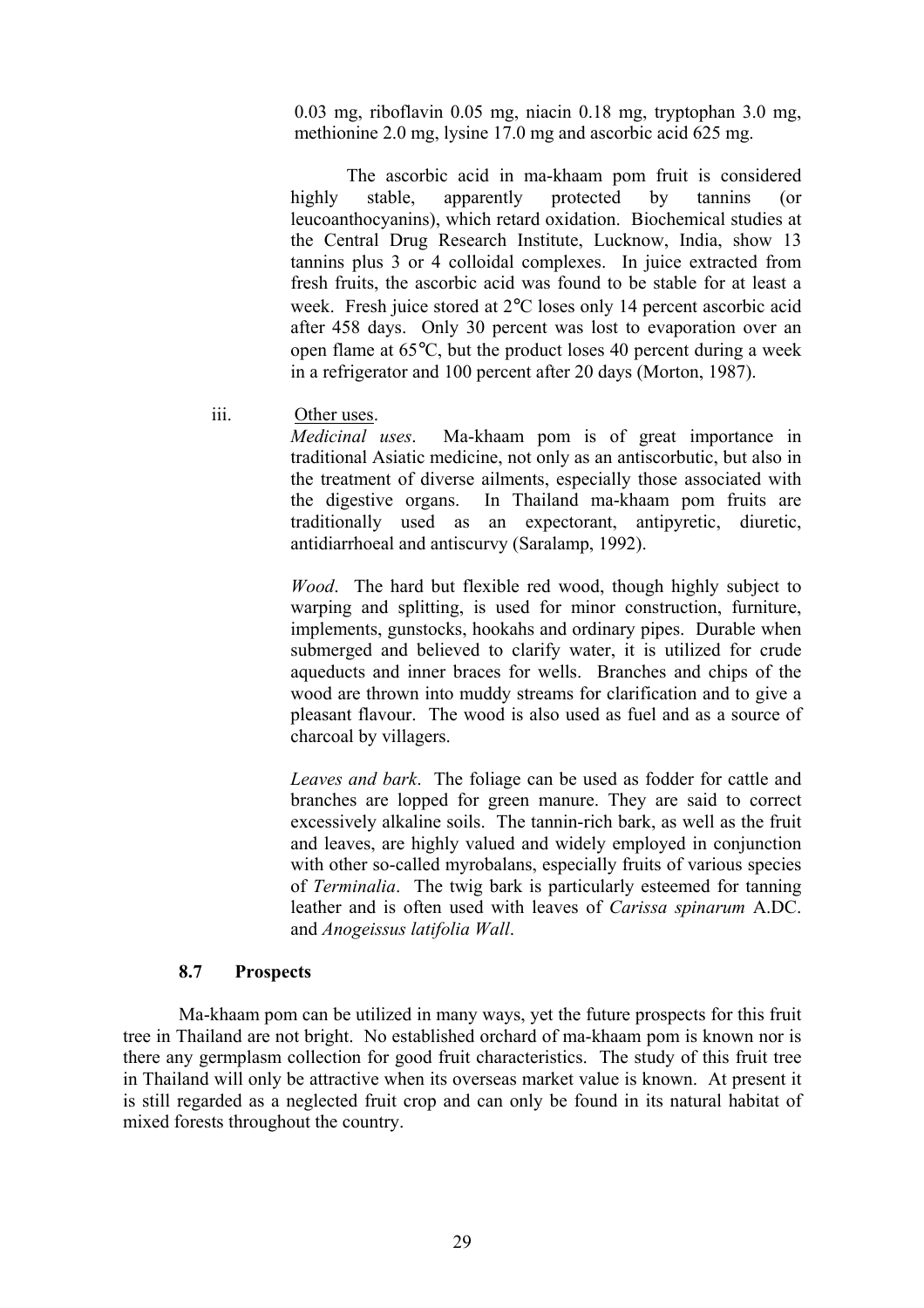0.03 mg, riboflavin 0.05 mg, niacin 0.18 mg, tryptophan 3.0 mg, methionine 2.0 mg, lysine 17.0 mg and ascorbic acid 625 mg.

The ascorbic acid in ma-khaam pom fruit is considered highly stable, apparently protected by tannins (or leucoanthocyanins), which retard oxidation. Biochemical studies at the Central Drug Research Institute, Lucknow, India, show 13 tannins plus 3 or 4 colloidal complexes. In juice extracted from fresh fruits, the ascorbic acid was found to be stable for at least a week. Fresh juice stored at 2°C loses only 14 percent ascorbic acid after 458 days. Only 30 percent was lost to evaporation over an open flame at 65°C, but the product loses 40 percent during a week in a refrigerator and 100 percent after 20 days (Morton, 1987).

iii. Other uses.

*Medicinal uses*. Ma-khaam pom is of great importance in traditional Asiatic medicine, not only as an antiscorbutic, but also in the treatment of diverse ailments, especially those associated with the digestive organs. In Thailand ma-khaam pom fruits are traditionally used as an expectorant, antipyretic, diuretic, antidiarrhoeal and antiscurvy (Saralamp, 1992).

*Wood*. The hard but flexible red wood, though highly subject to warping and splitting, is used for minor construction, furniture, implements, gunstocks, hookahs and ordinary pipes. Durable when submerged and believed to clarify water, it is utilized for crude aqueducts and inner braces for wells. Branches and chips of the wood are thrown into muddy streams for clarification and to give a pleasant flavour. The wood is also used as fuel and as a source of charcoal by villagers.

*Leaves and bark*. The foliage can be used as fodder for cattle and branches are lopped for green manure. They are said to correct excessively alkaline soils. The tannin-rich bark, as well as the fruit and leaves, are highly valued and widely employed in conjunction with other so-called myrobalans, especially fruits of various species of *Terminalia*. The twig bark is particularly esteemed for tanning leather and is often used with leaves of *Carissa spinarum* A.DC. and *Anogeissus latifolia Wall*.

### 8.7 Prospects

Ma-khaam pom can be utilized in many ways, yet the future prospects for this fruit tree in Thailand are not bright. No established orchard of ma-khaam pom is known nor is there any germplasm collection for good fruit characteristics. The study of this fruit tree in Thailand will only be attractive when its overseas market value is known. At present it is still regarded as a neglected fruit crop and can only be found in its natural habitat of mixed forests throughout the country.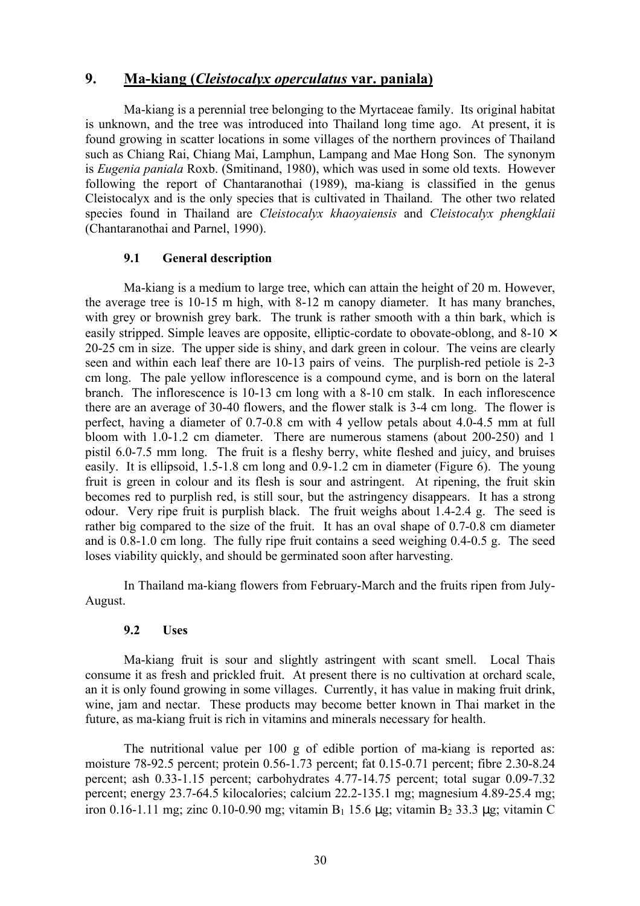## 9. Ma-kiang (*Cleistocalyx operculatus* var. paniala)

Ma-kiang is a perennial tree belonging to the Myrtaceae family. Its original habitat is unknown, and the tree was introduced into Thailand long time ago. At present, it is found growing in scatter locations in some villages of the northern provinces of Thailand such as Chiang Rai, Chiang Mai, Lamphun, Lampang and Mae Hong Son. The synonym is *Eugenia paniala* Roxb. (Smitinand, 1980), which was used in some old texts. However following the report of Chantaranothai (1989), ma-kiang is classified in the genus Cleistocalyx and is the only species that is cultivated in Thailand. The other two related species found in Thailand are *Cleistocalyx khaoyaiensis* and *Cleistocalyx phengklaii* (Chantaranothai and Parnel, 1990).

### 9.1 General description

Ma-kiang is a medium to large tree, which can attain the height of 20 m. However, the average tree is 10-15 m high, with 8-12 m canopy diameter. It has many branches, with grey or brownish grey bark. The trunk is rather smooth with a thin bark, which is easily stripped. Simple leaves are opposite, elliptic-cordate to obovate-oblong, and 8-10 × 20-25 cm in size. The upper side is shiny, and dark green in colour. The veins are clearly seen and within each leaf there are 10-13 pairs of veins. The purplish-red petiole is 2-3 cm long. The pale yellow inflorescence is a compound cyme, and is born on the lateral branch. The inflorescence is 10-13 cm long with a 8-10 cm stalk. In each inflorescence there are an average of 30-40 flowers, and the flower stalk is 3-4 cm long. The flower is perfect, having a diameter of 0.7-0.8 cm with 4 yellow petals about 4.0-4.5 mm at full bloom with 1.0-1.2 cm diameter. There are numerous stamens (about 200-250) and 1 pistil 6.0-7.5 mm long. The fruit is a fleshy berry, white fleshed and juicy, and bruises easily. It is ellipsoid, 1.5-1.8 cm long and 0.9-1.2 cm in diameter (Figure 6). The young fruit is green in colour and its flesh is sour and astringent. At ripening, the fruit skin becomes red to purplish red, is still sour, but the astringency disappears. It has a strong odour. Very ripe fruit is purplish black. The fruit weighs about 1.4-2.4 g. The seed is rather big compared to the size of the fruit. It has an oval shape of 0.7-0.8 cm diameter and is 0.8-1.0 cm long. The fully ripe fruit contains a seed weighing 0.4-0.5 g. The seed loses viability quickly, and should be germinated soon after harvesting.

In Thailand ma-kiang flowers from February-March and the fruits ripen from July-August.

### 9.2 Uses

Ma-kiang fruit is sour and slightly astringent with scant smell. Local Thais consume it as fresh and prickled fruit. At present there is no cultivation at orchard scale, an it is only found growing in some villages. Currently, it has value in making fruit drink, wine, jam and nectar. These products may become better known in Thai market in the future, as ma-kiang fruit is rich in vitamins and minerals necessary for health.

The nutritional value per 100 g of edible portion of ma-kiang is reported as: moisture 78-92.5 percent; protein 0.56-1.73 percent; fat 0.15-0.71 percent; fibre 2.30-8.24 percent; ash 0.33-1.15 percent; carbohydrates 4.77-14.75 percent; total sugar 0.09-7.32 percent; energy 23.7-64.5 kilocalories; calcium 22.2-135.1 mg; magnesium 4.89-25.4 mg; iron 0.16-1.11 mg; zinc 0.10-0.90 mg; vitamin $B_1$ 15.6 μg; vitamin $B_2$ 33.3 μg; vitamin C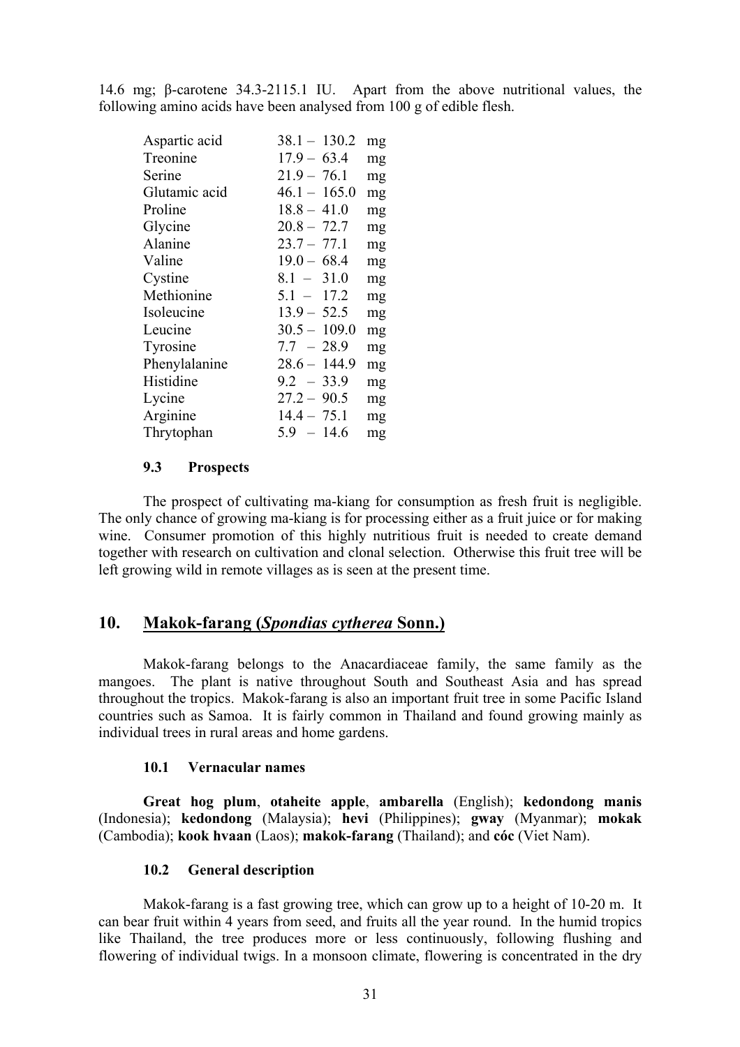14.6 mg; β-carotene 34.3-2115.1 IU. Apart from the above nutritional values, the following amino acids have been analysed from 100 g of edible flesh.

| | | |
|---|---|---|
| Aspartic acid | 38.1 – 130.2 | mg |
| Treonine | 17.9 – 63.4 | mg |
| Serine | 21.9 – 76.1 | mg |
| Glutamic acid | 46.1 – 165.0 | mg |
| Proline | 18.8 – 41.0 | mg |
| Glycine | 20.8 – 72.7 | mg |
| Alanine | 23.7 – 77.1 | mg |
| Valine | 19.0 – 68.4 | mg |
| Cystine | 8.1 – 31.0 | mg |
| Methionine | 5.1 – 17.2 | mg |
| Isoleucine | 13.9 – 52.5 | mg |
| Leucine | 30.5 – 109.0 | mg |
| Tyrosine | 7.7 – 28.9 | mg |
| Phenylalanine | 28.6 – 144.9 | mg |
| Histidine | 9.2 – 33.9 | mg |
| Lycine | 27.2 – 90.5 | mg |
| Arginine | 14.4 – 75.1 | mg |
| Thrytophan | 5.9 – 14.6 | mg |

### 9.3 Prospects

The prospect of cultivating ma-kiang for consumption as fresh fruit is negligible. The only chance of growing ma-kiang is for processing either as a fruit juice or for making wine. Consumer promotion of this highly nutritious fruit is needed to create demand together with research on cultivation and clonal selection. Otherwise this fruit tree will be left growing wild in remote villages as is seen at the present time.

## 10. Makok-farang (*Spondias cytherea* Sonn.)

Makok-farang belongs to the Anacardiaceae family, the same family as the mangoes. The plant is native throughout South and Southeast Asia and has spread throughout the tropics. Makok-farang is also an important fruit tree in some Pacific Island countries such as Samoa. It is fairly common in Thailand and found growing mainly as individual trees in rural areas and home gardens.

### 10.1 Vernacular names

**Great hog plum**, **otaheite apple**, **ambarella** (English); **kedondong manis** (Indonesia); **kedondong** (Malaysia); **hevi** (Philippines); **gway** (Myanmar); **mokak** (Cambodia); **kook hvaan** (Laos); **makok-farang** (Thailand); and **cóc** (Viet Nam).

### 10.2 General description

Makok-farang is a fast growing tree, which can grow up to a height of 10-20 m. It can bear fruit within 4 years from seed, and fruits all the year round. In the humid tropics like Thailand, the tree produces more or less continuously, following flushing and flowering of individual twigs. In a monsoon climate, flowering is concentrated in the dry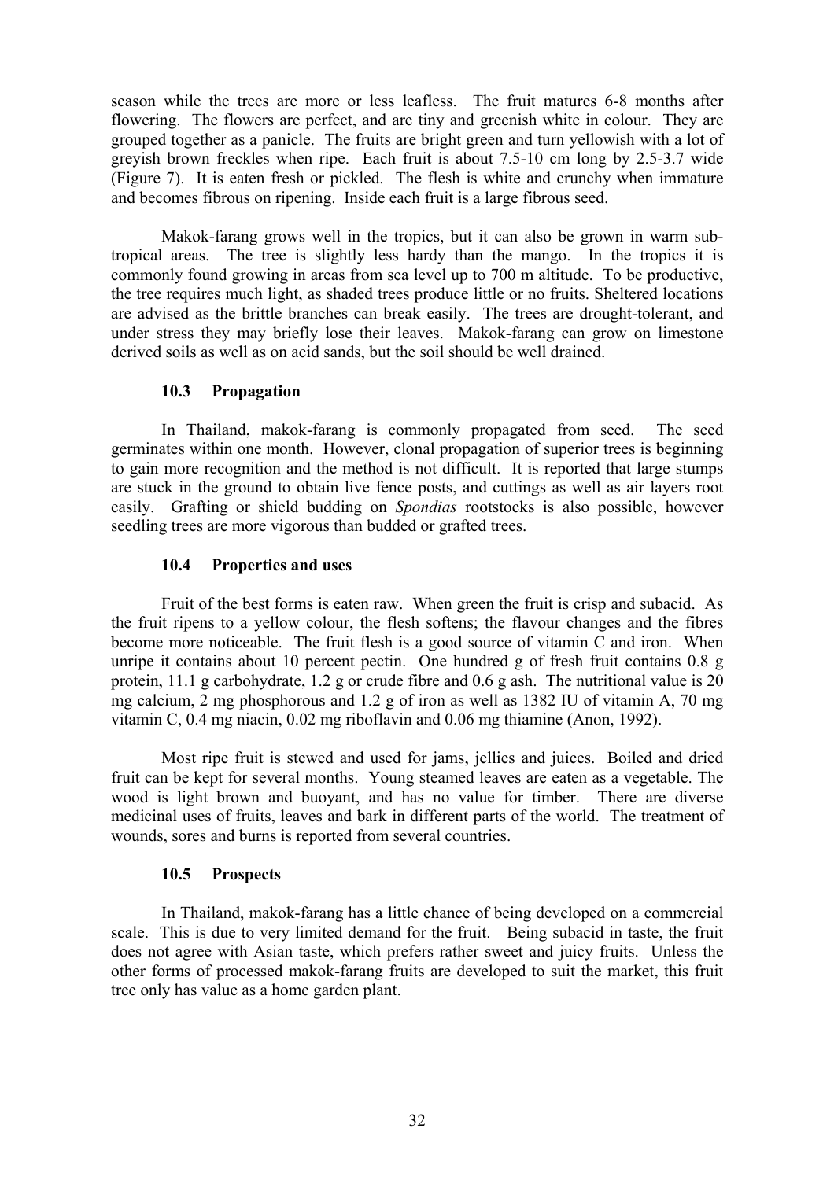season while the trees are more or less leafless. The fruit matures 6-8 months after flowering. The flowers are perfect, and are tiny and greenish white in colour. They are grouped together as a panicle. The fruits are bright green and turn yellowish with a lot of greyish brown freckles when ripe. Each fruit is about 7.5-10 cm long by 2.5-3.7 wide (Figure 7). It is eaten fresh or pickled. The flesh is white and crunchy when immature and becomes fibrous on ripening. Inside each fruit is a large fibrous seed.

Makok-farang grows well in the tropics, but it can also be grown in warm sub-tropical areas. The tree is slightly less hardy than the mango. In the tropics it is commonly found growing in areas from sea level up to 700 m altitude. To be productive, the tree requires much light, as shaded trees produce little or no fruits. Sheltered locations are advised as the brittle branches can break easily. The trees are drought-tolerant, and under stress they may briefly lose their leaves. Makok-farang can grow on limestone derived soils as well as on acid sands, but the soil should be well drained.

### 10.3 Propagation

In Thailand, makok-farang is commonly propagated from seed. The seed germinates within one month. However, clonal propagation of superior trees is beginning to gain more recognition and the method is not difficult. It is reported that large stumps are stuck in the ground to obtain live fence posts, and cuttings as well as air layers root easily. Grafting or shield budding on *Spondias* rootstocks is also possible, however seedling trees are more vigorous than budded or grafted trees.

### 10.4 Properties and uses

Fruit of the best forms is eaten raw. When green the fruit is crisp and subacid. As the fruit ripens to a yellow colour, the flesh softens; the flavour changes and the fibres become more noticeable. The fruit flesh is a good source of vitamin C and iron. When unripe it contains about 10 percent pectin. One hundred g of fresh fruit contains 0.8 g protein, 11.1 g carbohydrate, 1.2 g or crude fibre and 0.6 g ash. The nutritional value is 20 mg calcium, 2 mg phosphorous and 1.2 g of iron as well as 1382 IU of vitamin A, 70 mg vitamin C, 0.4 mg niacin, 0.02 mg riboflavin and 0.06 mg thiamine (Anon, 1992).

Most ripe fruit is stewed and used for jams, jellies and juices. Boiled and dried fruit can be kept for several months. Young steamed leaves are eaten as a vegetable. The wood is light brown and buoyant, and has no value for timber. There are diverse medicinal uses of fruits, leaves and bark in different parts of the world. The treatment of wounds, sores and burns is reported from several countries.

### 10.5 Prospects

In Thailand, makok-farang has a little chance of being developed on a commercial scale. This is due to very limited demand for the fruit. Being subacid in taste, the fruit does not agree with Asian taste, which prefers rather sweet and juicy fruits. Unless the other forms of processed makok-farang fruits are developed to suit the market, this fruit tree only has value as a home garden plant.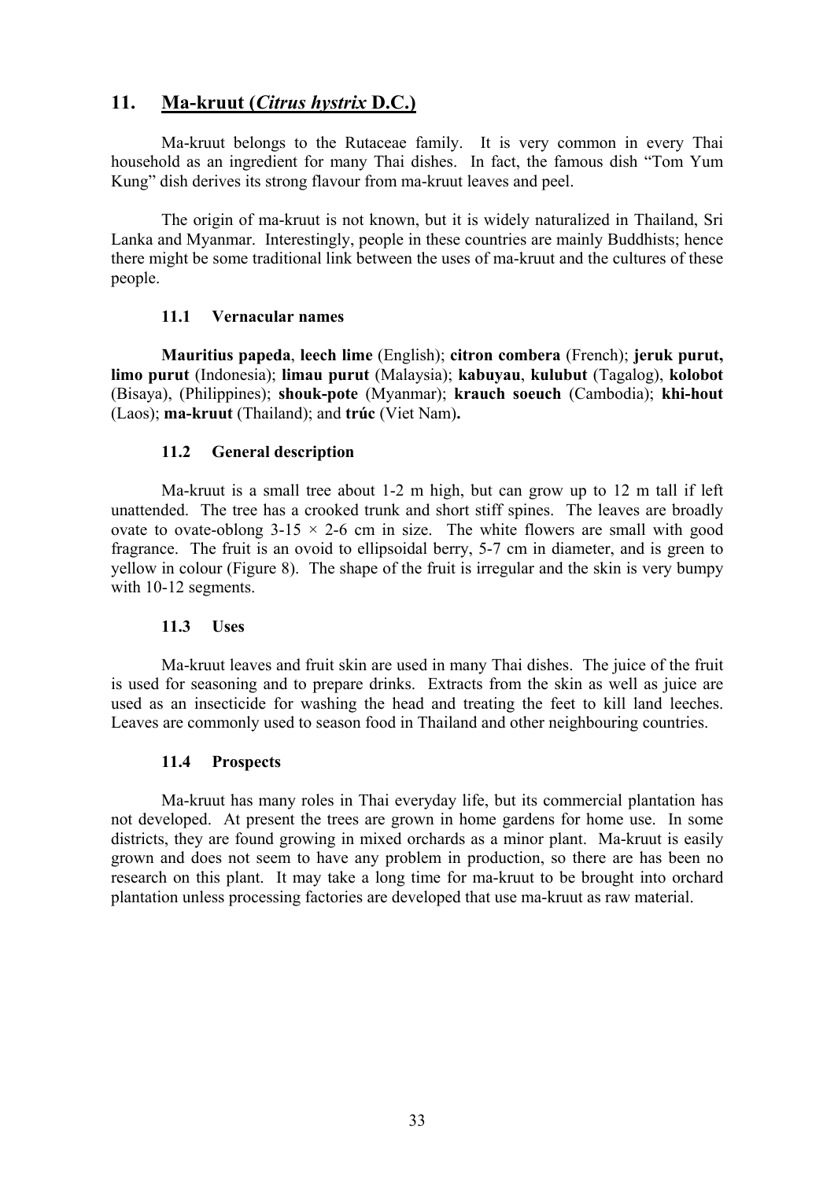## 11. <u>Ma-kruut (*Citrus hystrix* D.C.)</u>

Ma-kruut belongs to the Rutaceae family. It is very common in every Thai household as an ingredient for many Thai dishes. In fact, the famous dish "Tom Yum Kung" dish derives its strong flavour from ma-kruut leaves and peel.

The origin of ma-kruut is not known, but it is widely naturalized in Thailand, Sri Lanka and Myanmar. Interestingly, people in these countries are mainly Buddhists; hence there might be some traditional link between the uses of ma-kruut and the cultures of these people.

### 11.1 Vernacular names

**Mauritius papeda**, **leech lime** (English); **citron combera** (French); **jeruk purut, limo purut** (Indonesia); **limau purut** (Malaysia); **kabuyau**, **kulubut** (Tagalog), **kolobot** (Bisaya), (Philippines); **shouk-pote** (Myanmar); **krauch soeuch** (Cambodia); **khi-hout** (Laos); **ma-kruut** (Thailand); and **trúc** (Viet Nam)**.**

### 11.2 General description

Ma-kruut is a small tree about 1-2 m high, but can grow up to 12 m tall if left unattended. The tree has a crooked trunk and short stiff spines. The leaves are broadly ovate to ovate-oblong 3-15 × 2-6 cm in size. The white flowers are small with good fragrance. The fruit is an ovoid to ellipsoidal berry, 5-7 cm in diameter, and is green to yellow in colour (Figure 8). The shape of the fruit is irregular and the skin is very bumpy with 10-12 segments.

### 11.3 Uses

Ma-kruut leaves and fruit skin are used in many Thai dishes. The juice of the fruit is used for seasoning and to prepare drinks. Extracts from the skin as well as juice are used as an insecticide for washing the head and treating the feet to kill land leeches. Leaves are commonly used to season food in Thailand and other neighbouring countries.

### 11.4 Prospects

Ma-kruut has many roles in Thai everyday life, but its commercial plantation has not developed. At present the trees are grown in home gardens for home use. In some districts, they are found growing in mixed orchards as a minor plant. Ma-kruut is easily grown and does not seem to have any problem in production, so there are has been no research on this plant. It may take a long time for ma-kruut to be brought into orchard plantation unless processing factories are developed that use ma-kruut as raw material.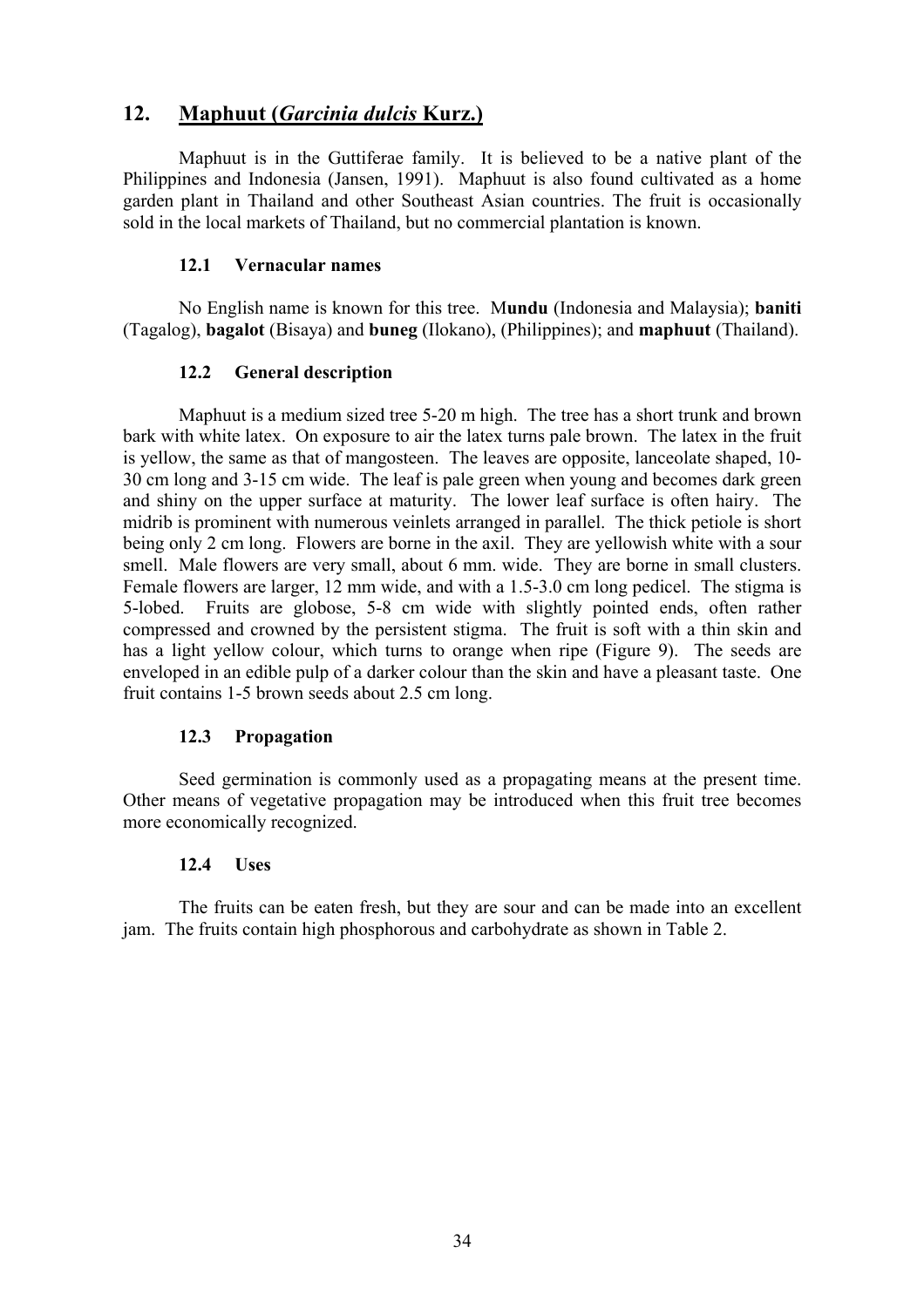## 12. Maphuut (*Garcinia dulcis* Kurz.)

Maphuut is in the Guttiferae family. It is believed to be a native plant of the Philippines and Indonesia (Jansen, 1991). Maphuut is also found cultivated as a home garden plant in Thailand and other Southeast Asian countries. The fruit is occasionally sold in the local markets of Thailand, but no commercial plantation is known.

### 12.1 Vernacular names

No English name is known for this tree. M**undu** (Indonesia and Malaysia); **baniti** (Tagalog), **bagalot** (Bisaya) and **buneg** (Ilokano), (Philippines); and **maphuut** (Thailand).

### 12.2 General description

Maphuut is a medium sized tree 5-20 m high. The tree has a short trunk and brown bark with white latex. On exposure to air the latex turns pale brown. The latex in the fruit is yellow, the same as that of mangosteen. The leaves are opposite, lanceolate shaped, 10-30 cm long and 3-15 cm wide. The leaf is pale green when young and becomes dark green and shiny on the upper surface at maturity. The lower leaf surface is often hairy. The midrib is prominent with numerous veinlets arranged in parallel. The thick petiole is short being only 2 cm long. Flowers are borne in the axil. They are yellowish white with a sour smell. Male flowers are very small, about 6 mm. wide. They are borne in small clusters. Female flowers are larger, 12 mm wide, and with a 1.5-3.0 cm long pedicel. The stigma is 5-lobed. Fruits are globose, 5-8 cm wide with slightly pointed ends, often rather compressed and crowned by the persistent stigma. The fruit is soft with a thin skin and has a light yellow colour, which turns to orange when ripe (Figure 9). The seeds are enveloped in an edible pulp of a darker colour than the skin and have a pleasant taste. One fruit contains 1-5 brown seeds about 2.5 cm long.

### 12.3 Propagation

Seed germination is commonly used as a propagating means at the present time. Other means of vegetative propagation may be introduced when this fruit tree becomes more economically recognized.

### 12.4 Uses

The fruits can be eaten fresh, but they are sour and can be made into an excellent jam. The fruits contain high phosphorous and carbohydrate as shown in Table 2.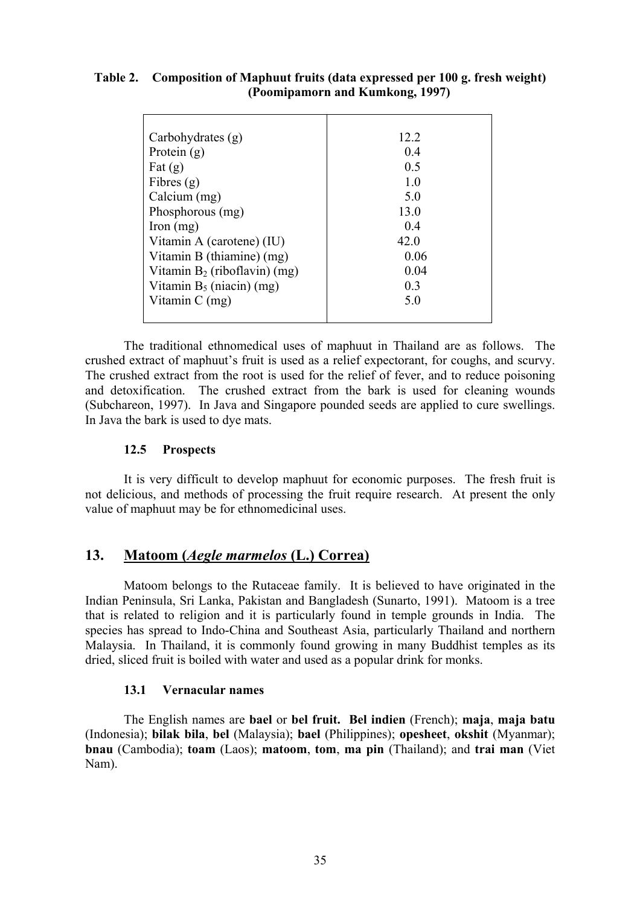**Table 2. Composition of Maphuut fruits (data expressed per 100 g. fresh weight) (Poomipamorn and Kumkong, 1997)**

| | |
|---|---|
| Carbohydrates (g) | 12.2 |
| Protein (g) | 0.4 |
| Fat (g) | 0.5 |
| Fibres (g) | 1.0 |
| Calcium (mg) | 5.0 |
| Phosphorous (mg) | 13.0 |
| Iron (mg) | 0.4 |
| Vitamin A (carotene) (IU) | 42.0 |
| Vitamin B (thiamine) (mg) | 0.06 |
| Vitamin $B_2$ (riboflavin) (mg) | 0.04 |
| Vitamin $B_5$ (niacin) (mg) | 0.3 |
| Vitamin C (mg) | 5.0 |

The traditional ethnomedical uses of maphuut in Thailand are as follows. The crushed extract of maphuut's fruit is used as a relief expectorant, for coughs, and scurvy. The crushed extract from the root is used for the relief of fever, and to reduce poisoning and detoxification. The crushed extract from the bark is used for cleaning wounds (Subchareon, 1997). In Java and Singapore pounded seeds are applied to cure swellings. In Java the bark is used to dye mats.

### 12.5 Prospects

It is very difficult to develop maphuut for economic purposes. The fresh fruit is not delicious, and methods of processing the fruit require research. At present the only value of maphuut may be for ethnomedicinal uses.

## 13. Matoom (*Aegle marmelos* (L.) Correa)

Matoom belongs to the Rutaceae family. It is believed to have originated in the Indian Peninsula, Sri Lanka, Pakistan and Bangladesh (Sunarto, 1991). Matoom is a tree that is related to religion and it is particularly found in temple grounds in India. The species has spread to Indo-China and Southeast Asia, particularly Thailand and northern Malaysia. In Thailand, it is commonly found growing in many Buddhist temples as its dried, sliced fruit is boiled with water and used as a popular drink for monks.

### 13.1 Vernacular names

The English names are **bael** or **bel fruit. Bel indien** (French); **maja**, **maja batu** (Indonesia); **bilak bila**, **bel** (Malaysia); **bael** (Philippines); **opesheet**, **okshit** (Myanmar); **bnau** (Cambodia); **toam** (Laos); **matoom**, **tom**, **ma pin** (Thailand); and **trai man** (Viet Nam).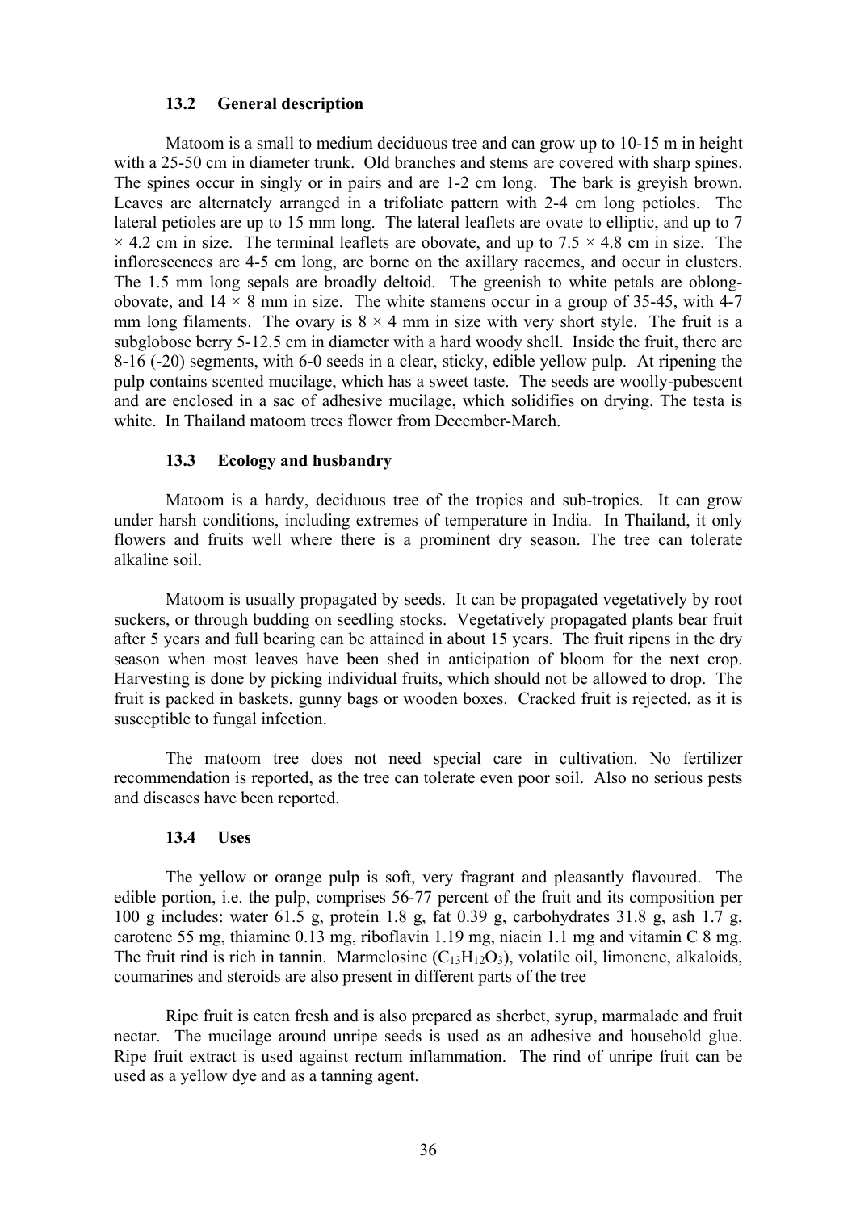### 13.2 General description

Matoom is a small to medium deciduous tree and can grow up to 10-15 m in height with a 25-50 cm in diameter trunk. Old branches and stems are covered with sharp spines. The spines occur in singly or in pairs and are 1-2 cm long. The bark is greyish brown. Leaves are alternately arranged in a trifoliate pattern with 2-4 cm long petioles. The lateral petioles are up to 15 mm long. The lateral leaflets are ovate to elliptic, and up to 7 × 4.2 cm in size. The terminal leaflets are obovate, and up to 7.5 × 4.8 cm in size. The inflorescences are 4-5 cm long, are borne on the axillary racemes, and occur in clusters. The 1.5 mm long sepals are broadly deltoid. The greenish to white petals are oblong-obovate, and 14 × 8 mm in size. The white stamens occur in a group of 35-45, with 4-7 mm long filaments. The ovary is 8 × 4 mm in size with very short style. The fruit is a subglobose berry 5-12.5 cm in diameter with a hard woody shell. Inside the fruit, there are 8-16 (-20) segments, with 6-0 seeds in a clear, sticky, edible yellow pulp. At ripening the pulp contains scented mucilage, which has a sweet taste. The seeds are woolly-pubescent and are enclosed in a sac of adhesive mucilage, which solidifies on drying. The testa is white. In Thailand matoom trees flower from December-March.

### 13.3 Ecology and husbandry

Matoom is a hardy, deciduous tree of the tropics and sub-tropics. It can grow under harsh conditions, including extremes of temperature in India. In Thailand, it only flowers and fruits well where there is a prominent dry season. The tree can tolerate alkaline soil.

Matoom is usually propagated by seeds. It can be propagated vegetatively by root suckers, or through budding on seedling stocks. Vegetatively propagated plants bear fruit after 5 years and full bearing can be attained in about 15 years. The fruit ripens in the dry season when most leaves have been shed in anticipation of bloom for the next crop. Harvesting is done by picking individual fruits, which should not be allowed to drop. The fruit is packed in baskets, gunny bags or wooden boxes. Cracked fruit is rejected, as it is susceptible to fungal infection.

The matoom tree does not need special care in cultivation. No fertilizer recommendation is reported, as the tree can tolerate even poor soil. Also no serious pests and diseases have been reported.

### 13.4 Uses

The yellow or orange pulp is soft, very fragrant and pleasantly flavoured. The edible portion, i.e. the pulp, comprises 56-77 percent of the fruit and its composition per 100 g includes: water 61.5 g, protein 1.8 g, fat 0.39 g, carbohydrates 31.8 g, ash 1.7 g, carotene 55 mg, thiamine 0.13 mg, riboflavin 1.19 mg, niacin 1.1 mg and vitamin C 8 mg. The fruit rind is rich in tannin. Marmelosine ($C_{13}H_{12}O_3$), volatile oil, limonene, alkaloids, coumarines and steroids are also present in different parts of the tree

Ripe fruit is eaten fresh and is also prepared as sherbet, syrup, marmalade and fruit nectar. The mucilage around unripe seeds is used as an adhesive and household glue. Ripe fruit extract is used against rectum inflammation. The rind of unripe fruit can be used as a yellow dye and as a tanning agent.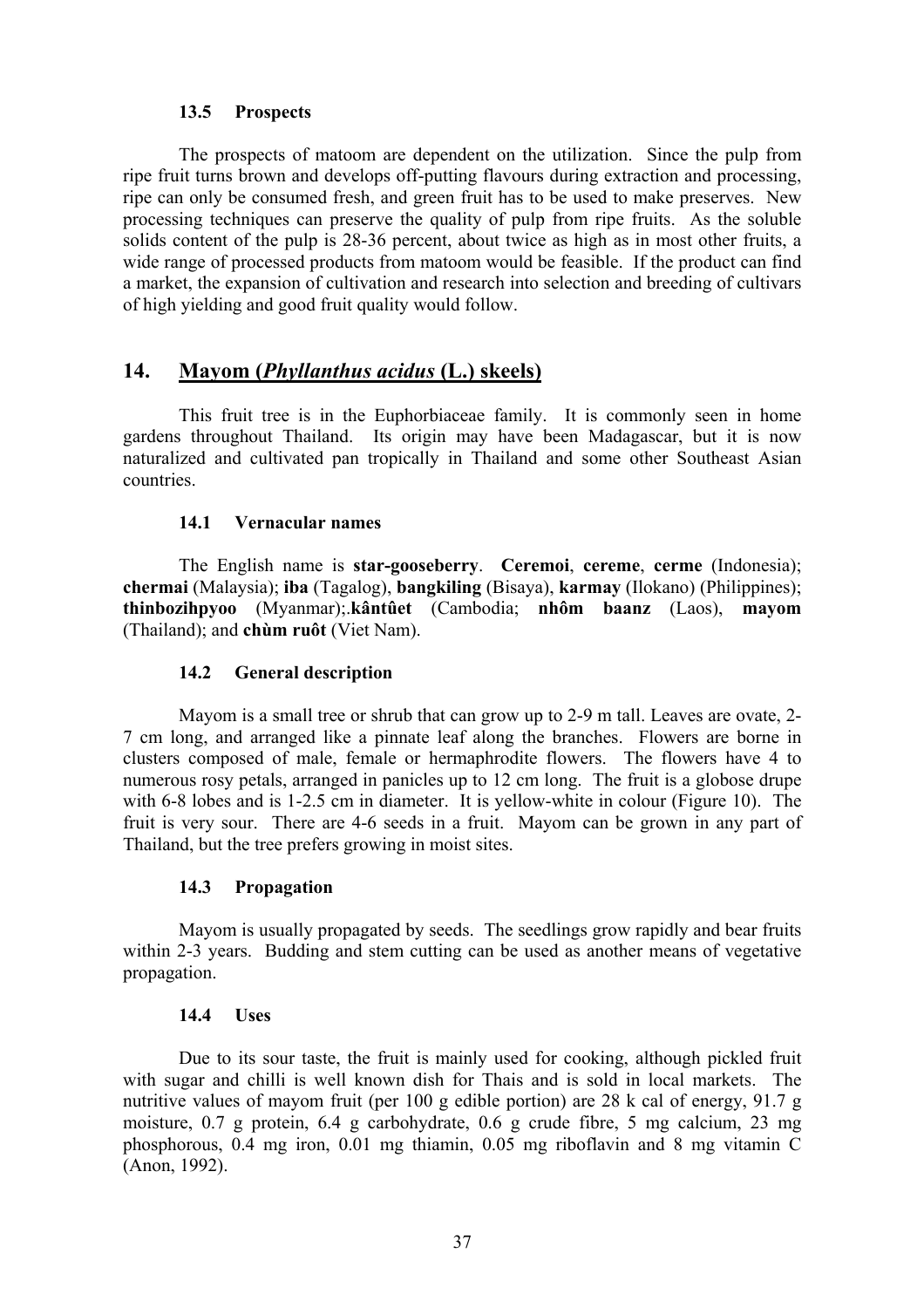### 13.5 Prospects

The prospects of matoom are dependent on the utilization. Since the pulp from ripe fruit turns brown and develops off-putting flavours during extraction and processing, ripe can only be consumed fresh, and green fruit has to be used to make preserves. New processing techniques can preserve the quality of pulp from ripe fruits. As the soluble solids content of the pulp is 28-36 percent, about twice as high as in most other fruits, a wide range of processed products from matoom would be feasible. If the product can find a market, the expansion of cultivation and research into selection and breeding of cultivars of high yielding and good fruit quality would follow.

## 14. Mayom (*Phyllanthus acidus* (L.) skeels)

This fruit tree is in the Euphorbiaceae family. It is commonly seen in home gardens throughout Thailand. Its origin may have been Madagascar, but it is now naturalized and cultivated pan tropically in Thailand and some other Southeast Asian countries.

### 14.1 Vernacular names

The English name is **star-gooseberry**. **Ceremoi**, **cereme**, **cerme** (Indonesia); **chermai** (Malaysia); **iba** (Tagalog), **bangkiling** (Bisaya), **karmay** (Ilokano) (Philippines); **thinbozihpyoo** (Myanmar);.**kântûet** (Cambodia; **nhôm baanz** (Laos), **mayom** (Thailand); and **chùm ruôt** (Viet Nam).

### 14.2 General description

Mayom is a small tree or shrub that can grow up to 2-9 m tall. Leaves are ovate, 2-7 cm long, and arranged like a pinnate leaf along the branches. Flowers are borne in clusters composed of male, female or hermaphrodite flowers. The flowers have 4 to numerous rosy petals, arranged in panicles up to 12 cm long. The fruit is a globose drupe with 6-8 lobes and is 1-2.5 cm in diameter. It is yellow-white in colour (Figure 10). The fruit is very sour. There are 4-6 seeds in a fruit. Mayom can be grown in any part of Thailand, but the tree prefers growing in moist sites.

### 14.3 Propagation

Mayom is usually propagated by seeds. The seedlings grow rapidly and bear fruits within 2-3 years. Budding and stem cutting can be used as another means of vegetative propagation.

### 14.4 Uses

Due to its sour taste, the fruit is mainly used for cooking, although pickled fruit with sugar and chilli is well known dish for Thais and is sold in local markets. The nutritive values of mayom fruit (per 100 g edible portion) are 28 k cal of energy, 91.7 g moisture, 0.7 g protein, 6.4 g carbohydrate, 0.6 g crude fibre, 5 mg calcium, 23 mg phosphorous, 0.4 mg iron, 0.01 mg thiamin, 0.05 mg riboflavin and 8 mg vitamin C (Anon, 1992).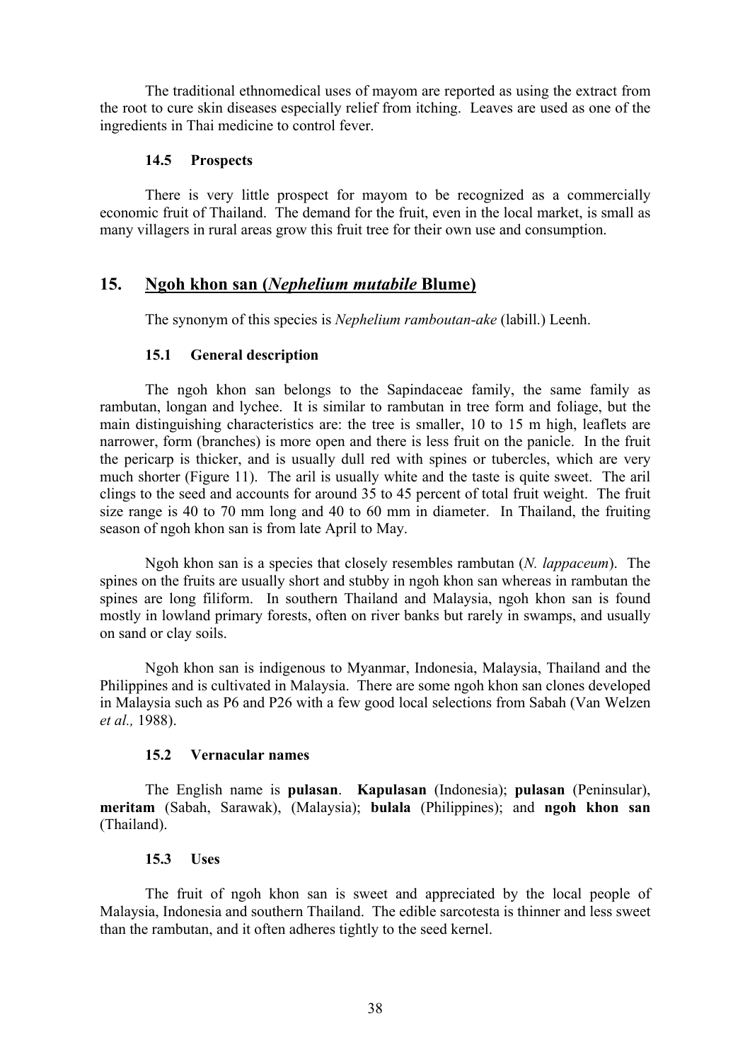The traditional ethnomedical uses of mayom are reported as using the extract from the root to cure skin diseases especially relief from itching. Leaves are used as one of the ingredients in Thai medicine to control fever.

### 14.5 Prospects

There is very little prospect for mayom to be recognized as a commercially economic fruit of Thailand. The demand for the fruit, even in the local market, is small as many villagers in rural areas grow this fruit tree for their own use and consumption.

## 15. Ngoh khon san (*Nephelium mutabile* Blume)

The synonym of this species is *Nephelium ramboutan-ake* (labill.) Leenh.

### 15.1 General description

The ngoh khon san belongs to the Sapindaceae family, the same family as rambutan, longan and lychee. It is similar to rambutan in tree form and foliage, but the main distinguishing characteristics are: the tree is smaller, 10 to 15 m high, leaflets are narrower, form (branches) is more open and there is less fruit on the panicle. In the fruit the pericarp is thicker, and is usually dull red with spines or tubercles, which are very much shorter (Figure 11). The aril is usually white and the taste is quite sweet. The aril clings to the seed and accounts for around 35 to 45 percent of total fruit weight. The fruit size range is 40 to 70 mm long and 40 to 60 mm in diameter. In Thailand, the fruiting season of ngoh khon san is from late April to May.

Ngoh khon san is a species that closely resembles rambutan (*N. lappaceum*). The spines on the fruits are usually short and stubby in ngoh khon san whereas in rambutan the spines are long filiform. In southern Thailand and Malaysia, ngoh khon san is found mostly in lowland primary forests, often on river banks but rarely in swamps, and usually on sand or clay soils.

Ngoh khon san is indigenous to Myanmar, Indonesia, Malaysia, Thailand and the Philippines and is cultivated in Malaysia. There are some ngoh khon san clones developed in Malaysia such as P6 and P26 with a few good local selections from Sabah (Van Welzen *et al.,* 1988).

### 15.2 Vernacular names

The English name is **pulasan**. **Kapulasan** (Indonesia); **pulasan** (Peninsular), **meritam** (Sabah, Sarawak), (Malaysia); **bulala** (Philippines); and **ngoh khon san** (Thailand).

### 15.3 Uses

The fruit of ngoh khon san is sweet and appreciated by the local people of Malaysia, Indonesia and southern Thailand. The edible sarcotesta is thinner and less sweet than the rambutan, and it often adheres tightly to the seed kernel.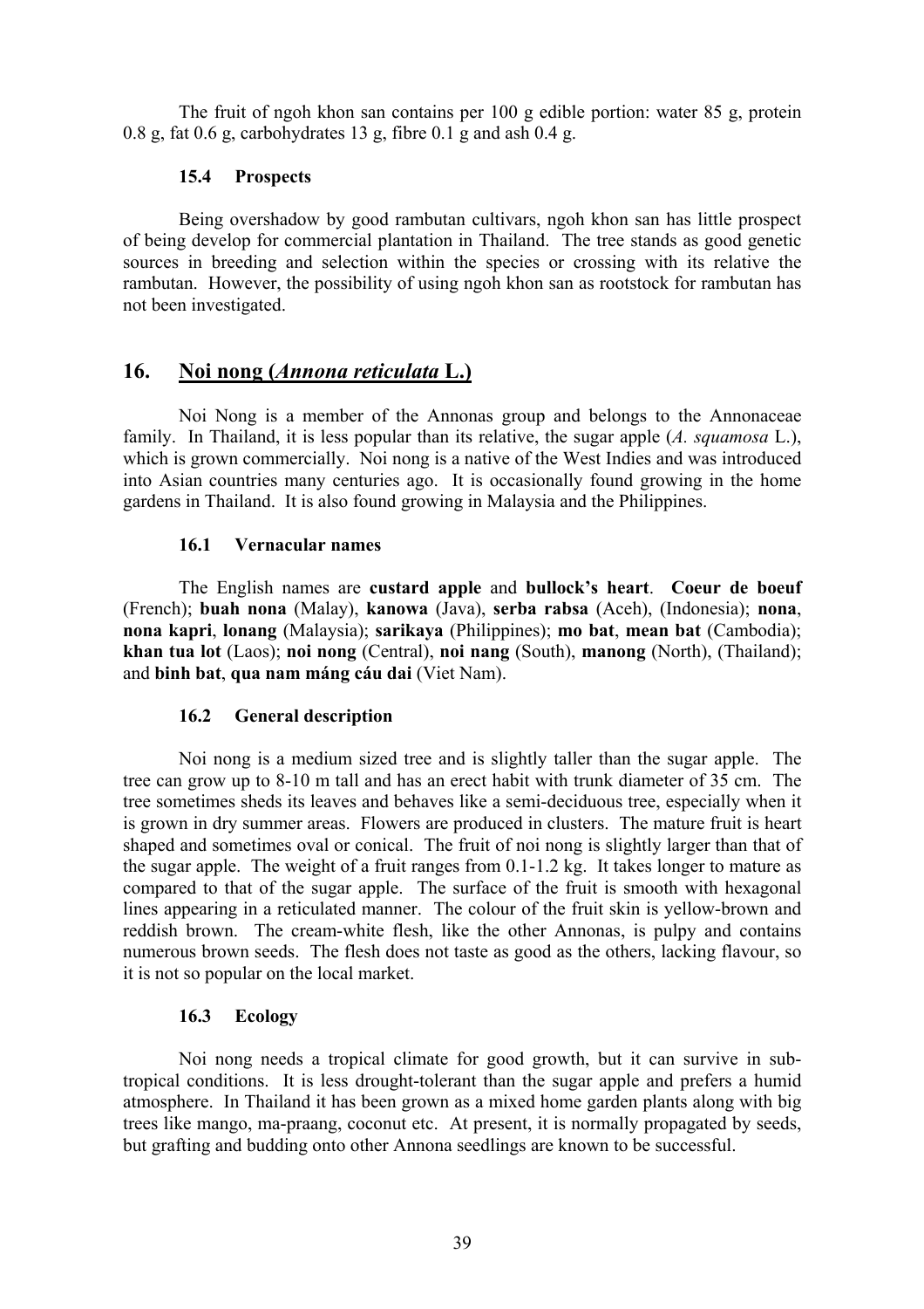The fruit of ngoh khon san contains per 100 g edible portion: water 85 g, protein 0.8 g, fat 0.6 g, carbohydrates 13 g, fibre 0.1 g and ash 0.4 g.

### 15.4 Prospects

Being overshadow by good rambutan cultivars, ngoh khon san has little prospect of being develop for commercial plantation in Thailand. The tree stands as good genetic sources in breeding and selection within the species or crossing with its relative the rambutan. However, the possibility of using ngoh khon san as rootstock for rambutan has not been investigated.

## 16. Noi nong (*Annona reticulata* L.)

Noi Nong is a member of the Annonas group and belongs to the Annonaceae family. In Thailand, it is less popular than its relative, the sugar apple (*A. squamosa* L.), which is grown commercially. Noi nong is a native of the West Indies and was introduced into Asian countries many centuries ago. It is occasionally found growing in the home gardens in Thailand. It is also found growing in Malaysia and the Philippines.

### 16.1 Vernacular names

The English names are **custard apple** and **bullock's heart**. **Coeur de boeuf** (French); **buah nona** (Malay), **kanowa** (Java), **serba rabsa** (Aceh), (Indonesia); **nona**, **nona kapri**, **lonang** (Malaysia); **sarikaya** (Philippines); **mo bat**, **mean bat** (Cambodia); **khan tua lot** (Laos); **noi nong** (Central), **noi nang** (South), **manong** (North), (Thailand); and **binh bat**, **qua nam máng cáu dai** (Viet Nam).

### 16.2 General description

Noi nong is a medium sized tree and is slightly taller than the sugar apple. The tree can grow up to 8-10 m tall and has an erect habit with trunk diameter of 35 cm. The tree sometimes sheds its leaves and behaves like a semi-deciduous tree, especially when it is grown in dry summer areas. Flowers are produced in clusters. The mature fruit is heart shaped and sometimes oval or conical. The fruit of noi nong is slightly larger than that of the sugar apple. The weight of a fruit ranges from 0.1-1.2 kg. It takes longer to mature as compared to that of the sugar apple. The surface of the fruit is smooth with hexagonal lines appearing in a reticulated manner. The colour of the fruit skin is yellow-brown and reddish brown. The cream-white flesh, like the other Annonas, is pulpy and contains numerous brown seeds. The flesh does not taste as good as the others, lacking flavour, so it is not so popular on the local market.

### 16.3 Ecology

Noi nong needs a tropical climate for good growth, but it can survive in sub-tropical conditions. It is less drought-tolerant than the sugar apple and prefers a humid atmosphere. In Thailand it has been grown as a mixed home garden plants along with big trees like mango, ma-praang, coconut etc. At present, it is normally propagated by seeds, but grafting and budding onto other Annona seedlings are known to be successful.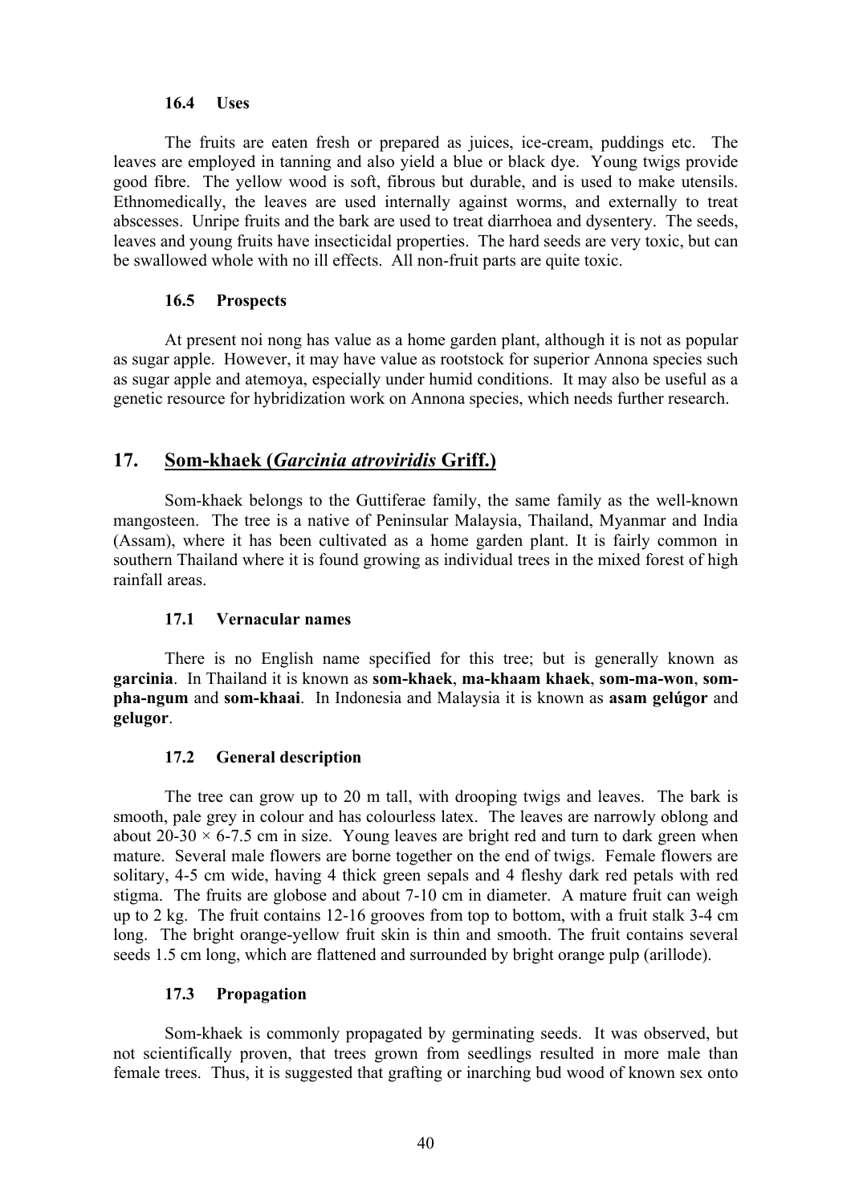### 16.4 Uses

The fruits are eaten fresh or prepared as juices, ice-cream, puddings etc. The leaves are employed in tanning and also yield a blue or black dye. Young twigs provide good fibre. The yellow wood is soft, fibrous but durable, and is used to make utensils. Ethnomedically, the leaves are used internally against worms, and externally to treat abscesses. Unripe fruits and the bark are used to treat diarrhoea and dysentery. The seeds, leaves and young fruits have insecticidal properties. The hard seeds are very toxic, but can be swallowed whole with no ill effects. All non-fruit parts are quite toxic.

### 16.5 Prospects

At present noi nong has value as a home garden plant, although it is not as popular as sugar apple. However, it may have value as rootstock for superior Annona species such as sugar apple and atemoya, especially under humid conditions. It may also be useful as a genetic resource for hybridization work on Annona species, which needs further research.

## 17. Som-khaek (*Garcinia atroviridis* Griff.)

Som-khaek belongs to the Guttiferae family, the same family as the well-known mangosteen. The tree is a native of Peninsular Malaysia, Thailand, Myanmar and India (Assam), where it has been cultivated as a home garden plant. It is fairly common in southern Thailand where it is found growing as individual trees in the mixed forest of high rainfall areas.

### 17.1 Vernacular names

There is no English name specified for this tree; but is generally known as **garcinia**. In Thailand it is known as **som-khaek**, **ma-khaam khaek**, **som-ma-won**, **som-pha-ngum** and **som-khaai**. In Indonesia and Malaysia it is known as **asam gelúgor** and **gelugor**.

### 17.2 General description

The tree can grow up to 20 m tall, with drooping twigs and leaves. The bark is smooth, pale grey in colour and has colourless latex. The leaves are narrowly oblong and about 20-30 × 6-7.5 cm in size. Young leaves are bright red and turn to dark green when mature. Several male flowers are borne together on the end of twigs. Female flowers are solitary, 4-5 cm wide, having 4 thick green sepals and 4 fleshy dark red petals with red stigma. The fruits are globose and about 7-10 cm in diameter. A mature fruit can weigh up to 2 kg. The fruit contains 12-16 grooves from top to bottom, with a fruit stalk 3-4 cm long. The bright orange-yellow fruit skin is thin and smooth. The fruit contains several seeds 1.5 cm long, which are flattened and surrounded by bright orange pulp (arillode).

### 17.3 Propagation

Som-khaek is commonly propagated by germinating seeds. It was observed, but not scientifically proven, that trees grown from seedlings resulted in more male than female trees. Thus, it is suggested that grafting or inarching bud wood of known sex onto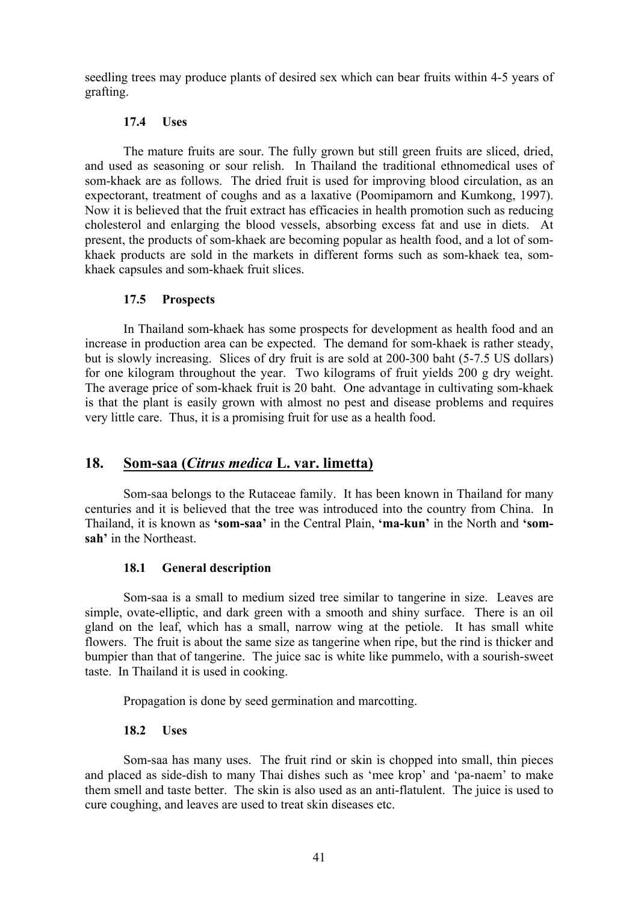seedling trees may produce plants of desired sex which can bear fruits within 4-5 years of grafting.

### 17.4 Uses

The mature fruits are sour. The fully grown but still green fruits are sliced, dried, and used as seasoning or sour relish. In Thailand the traditional ethnomedical uses of som-khaek are as follows. The dried fruit is used for improving blood circulation, as an expectorant, treatment of coughs and as a laxative (Poomipamorn and Kumkong, 1997). Now it is believed that the fruit extract has efficacies in health promotion such as reducing cholesterol and enlarging the blood vessels, absorbing excess fat and use in diets. At present, the products of som-khaek are becoming popular as health food, and a lot of som-khaek products are sold in the markets in different forms such as som-khaek tea, som-khaek capsules and som-khaek fruit slices.

### 17.5 Prospects

In Thailand som-khaek has some prospects for development as health food and an increase in production area can be expected. The demand for som-khaek is rather steady, but is slowly increasing. Slices of dry fruit is are sold at 200-300 baht (5-7.5 US dollars) for one kilogram throughout the year. Two kilograms of fruit yields 200 g dry weight. The average price of som-khaek fruit is 20 baht. One advantage in cultivating som-khaek is that the plant is easily grown with almost no pest and disease problems and requires very little care. Thus, it is a promising fruit for use as a health food.

## 18. Som-saa (*Citrus medica* L. var. limetta)

Som-saa belongs to the Rutaceae family. It has been known in Thailand for many centuries and it is believed that the tree was introduced into the country from China. In Thailand, it is known as **'som-saa'** in the Central Plain, **'ma-kun'** in the North and **'som-sah'** in the Northeast.

### 18.1 General description

Som-saa is a small to medium sized tree similar to tangerine in size. Leaves are simple, ovate-elliptic, and dark green with a smooth and shiny surface. There is an oil gland on the leaf, which has a small, narrow wing at the petiole. It has small white flowers. The fruit is about the same size as tangerine when ripe, but the rind is thicker and bumpier than that of tangerine. The juice sac is white like pummelo, with a sourish-sweet taste. In Thailand it is used in cooking.

Propagation is done by seed germination and marcotting.

### 18.2 Uses

Som-saa has many uses. The fruit rind or skin is chopped into small, thin pieces and placed as side-dish to many Thai dishes such as 'mee krop' and 'pa-naem' to make them smell and taste better. The skin is also used as an anti-flatulent. The juice is used to cure coughing, and leaves are used to treat skin diseases etc.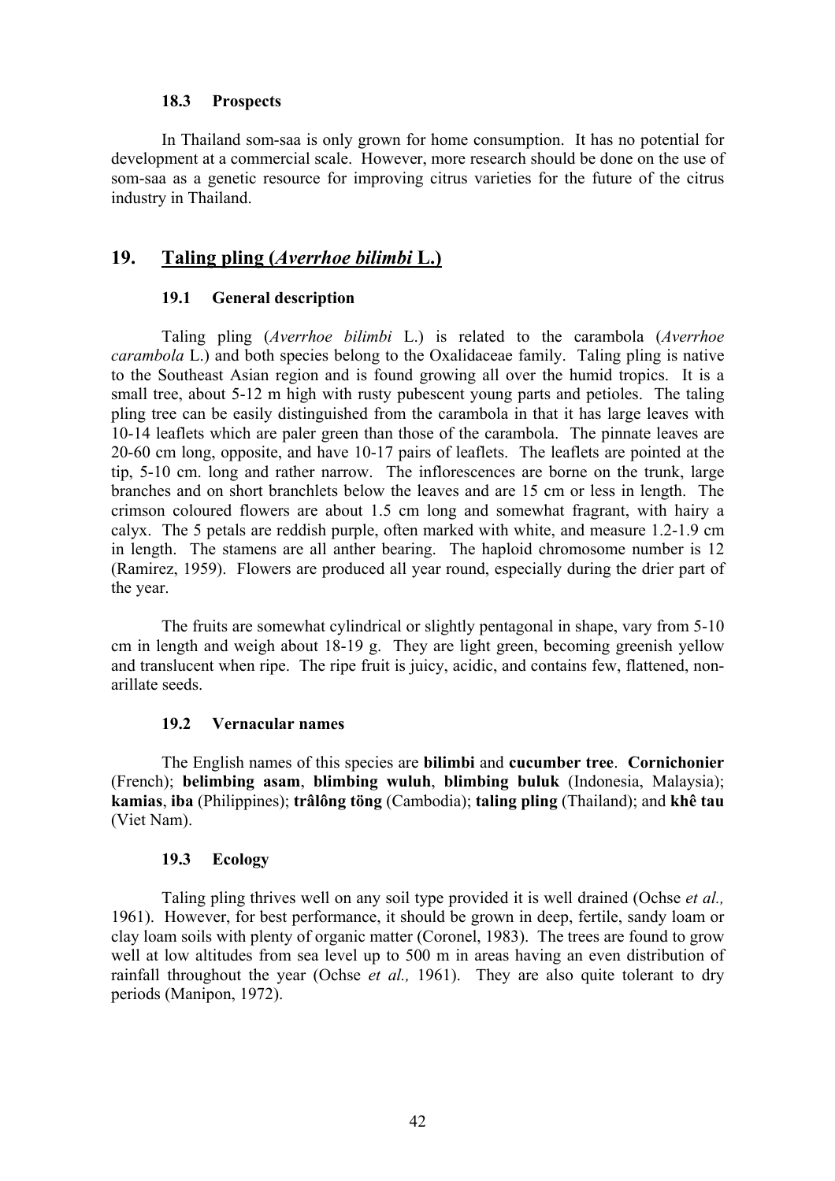### 18.3 Prospects

In Thailand som-saa is only grown for home consumption. It has no potential for development at a commercial scale. However, more research should be done on the use of som-saa as a genetic resource for improving citrus varieties for the future of the citrus industry in Thailand.

## 19. Taling pling (*Averrhoe bilimbi* L.)

### 19.1 General description

Taling pling (*Averrhoe bilimbi* L.) is related to the carambola (*Averrhoe carambola* L.) and both species belong to the Oxalidaceae family. Taling pling is native to the Southeast Asian region and is found growing all over the humid tropics. It is a small tree, about 5-12 m high with rusty pubescent young parts and petioles. The taling pling tree can be easily distinguished from the carambola in that it has large leaves with 10-14 leaflets which are paler green than those of the carambola. The pinnate leaves are 20-60 cm long, opposite, and have 10-17 pairs of leaflets. The leaflets are pointed at the tip, 5-10 cm. long and rather narrow. The inflorescences are borne on the trunk, large branches and on short branchlets below the leaves and are 15 cm or less in length. The crimson coloured flowers are about 1.5 cm long and somewhat fragrant, with hairy a calyx. The 5 petals are reddish purple, often marked with white, and measure 1.2-1.9 cm in length. The stamens are all anther bearing. The haploid chromosome number is 12 (Ramirez, 1959). Flowers are produced all year round, especially during the drier part of the year.

The fruits are somewhat cylindrical or slightly pentagonal in shape, vary from 5-10 cm in length and weigh about 18-19 g. They are light green, becoming greenish yellow and translucent when ripe. The ripe fruit is juicy, acidic, and contains few, flattened, non-arillate seeds.

### 19.2 Vernacular names

The English names of this species are **bilimbi** and **cucumber tree**. **Cornichonier** (French); **belimbing asam**, **blimbing wuluh**, **blimbing buluk** (Indonesia, Malaysia); **kamias**, **iba** (Philippines); **trâlông töng** (Cambodia); **taling pling** (Thailand); and **khê tau** (Viet Nam).

### 19.3 Ecology

Taling pling thrives well on any soil type provided it is well drained (Ochse *et al.,* 1961). However, for best performance, it should be grown in deep, fertile, sandy loam or clay loam soils with plenty of organic matter (Coronel, 1983). The trees are found to grow well at low altitudes from sea level up to 500 m in areas having an even distribution of rainfall throughout the year (Ochse *et al.,* 1961). They are also quite tolerant to dry periods (Manipon, 1972).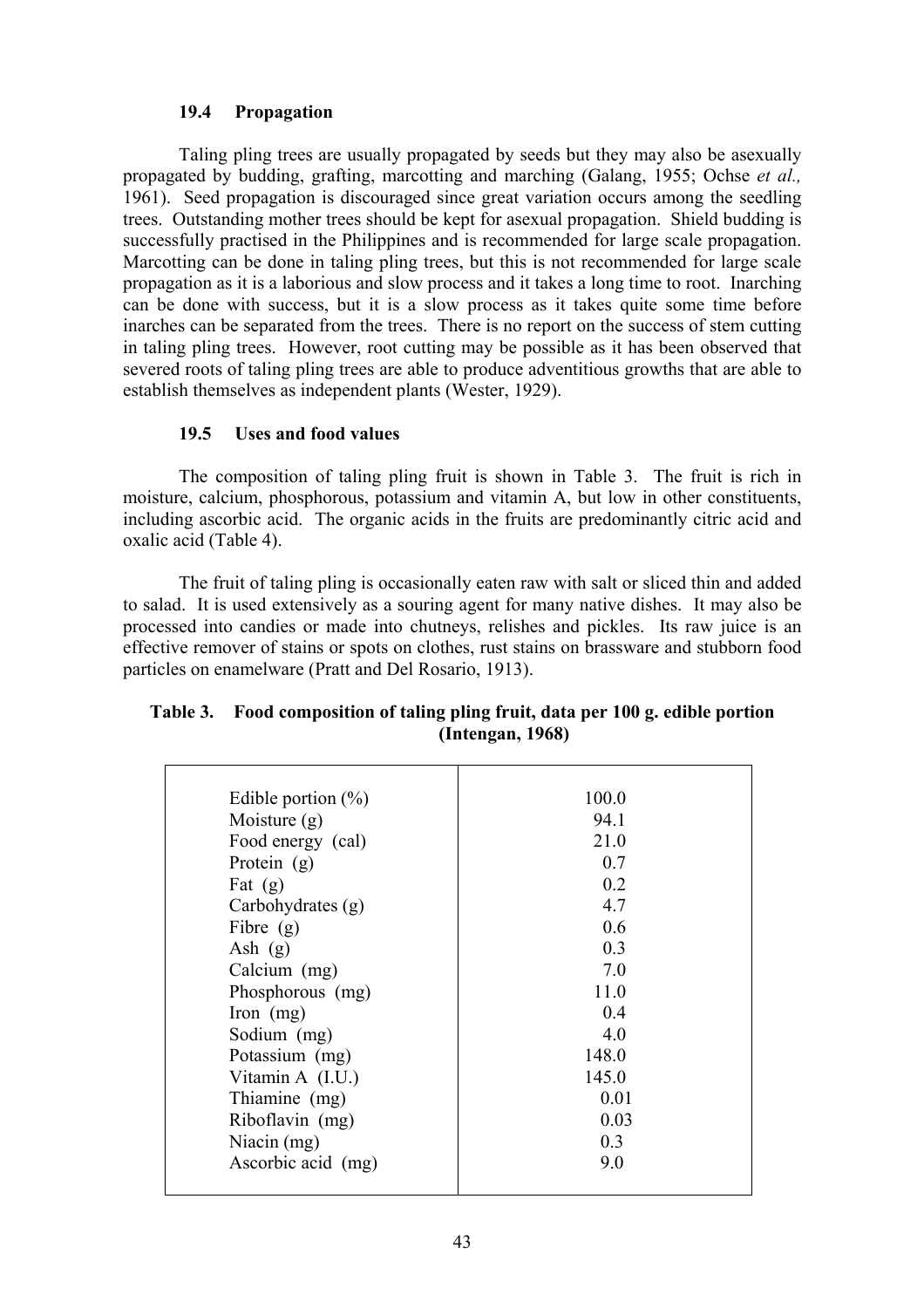### 19.4 Propagation

Taling pling trees are usually propagated by seeds but they may also be asexually propagated by budding, grafting, marcotting and marching (Galang, 1955; Ochse *et al.,* 1961). Seed propagation is discouraged since great variation occurs among the seedling trees. Outstanding mother trees should be kept for asexual propagation. Shield budding is successfully practised in the Philippines and is recommended for large scale propagation. Marcotting can be done in taling pling trees, but this is not recommended for large scale propagation as it is a laborious and slow process and it takes a long time to root. Inarching can be done with success, but it is a slow process as it takes quite some time before inarches can be separated from the trees. There is no report on the success of stem cutting in taling pling trees. However, root cutting may be possible as it has been observed that severed roots of taling pling trees are able to produce adventitious growths that are able to establish themselves as independent plants (Wester, 1929).

### 19.5 Uses and food values

The composition of taling pling fruit is shown in Table 3. The fruit is rich in moisture, calcium, phosphorous, potassium and vitamin A, but low in other constituents, including ascorbic acid. The organic acids in the fruits are predominantly citric acid and oxalic acid (Table 4).

The fruit of taling pling is occasionally eaten raw with salt or sliced thin and added to salad. It is used extensively as a souring agent for many native dishes. It may also be processed into candies or made into chutneys, relishes and pickles. Its raw juice is an effective remover of stains or spots on clothes, rust stains on brassware and stubborn food particles on enamelware (Pratt and Del Rosario, 1913).

**Table 3. Food composition of taling pling fruit, data per 100 g. edible portion (Intengan, 1968)**

| Constituent | Value |
|---|---|
| Edible portion (%) | 100.0 |
| Moisture (g) | 94.1 |
| Food energy (cal) | 21.0 |
| Protein (g) | 0.7 |
| Fat (g) | 0.2 |
| Carbohydrates (g) | 4.7 |
| Fibre (g) | 0.6 |
| Ash (g) | 0.3 |
| Calcium (mg) | 7.0 |
| Phosphorous (mg) | 11.0 |
| Iron (mg) | 0.4 |
| Sodium (mg) | 4.0 |
| Potassium (mg) | 148.0 |
| Vitamin A (I.U.) | 145.0 |
| Thiamine (mg) | 0.01 |
| Riboflavin (mg) | 0.03 |
| Niacin (mg) | 0.3 |
| Ascorbic acid (mg) | 9.0 |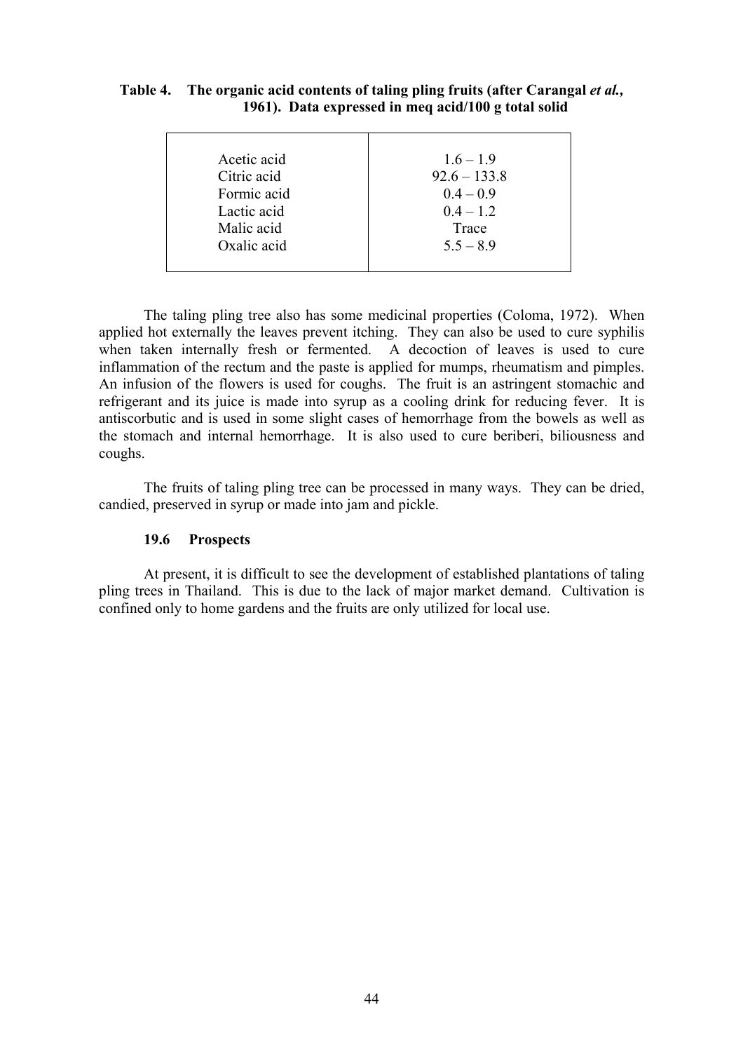**Table 4. The organic acid contents of taling pling fruits (after Carangal *et al.*, 1961). Data expressed in meq acid/100 g total solid**

| | |
|---|---|
| Acetic acid | 1.6 – 1.9 |
| Citric acid | 92.6 – 133.8 |
| Formic acid | 0.4 – 0.9 |
| Lactic acid | 0.4 – 1.2 |
| Malic acid | Trace |
| Oxalic acid | 5.5 – 8.9 |

The taling pling tree also has some medicinal properties (Coloma, 1972). When applied hot externally the leaves prevent itching. They can also be used to cure syphilis when taken internally fresh or fermented. A decoction of leaves is used to cure inflammation of the rectum and the paste is applied for mumps, rheumatism and pimples. An infusion of the flowers is used for coughs. The fruit is an astringent stomachic and refrigerant and its juice is made into syrup as a cooling drink for reducing fever. It is antiscorbutic and is used in some slight cases of hemorrhage from the bowels as well as the stomach and internal hemorrhage. It is also used to cure beriberi, biliousness and coughs.

The fruits of taling pling tree can be processed in many ways. They can be dried, candied, preserved in syrup or made into jam and pickle.

### 19.6 Prospects

At present, it is difficult to see the development of established plantations of taling pling trees in Thailand. This is due to the lack of major market demand. Cultivation is confined only to home gardens and the fruits are only utilized for local use.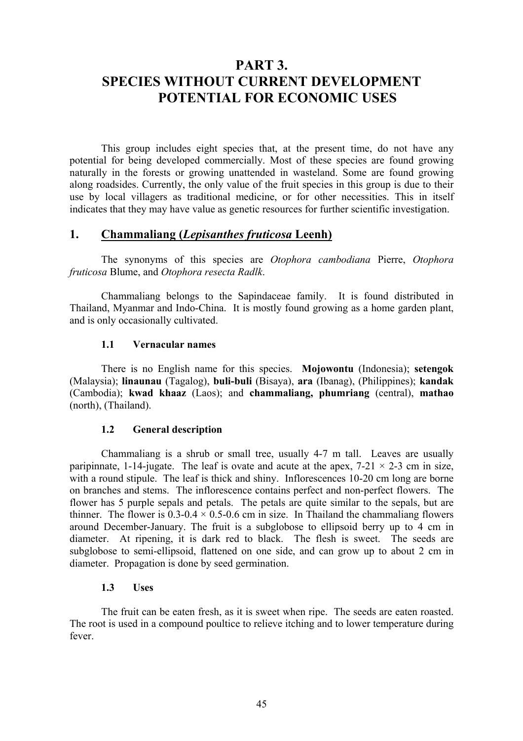# PART 3.
# SPECIES WITHOUT CURRENT DEVELOPMENT POTENTIAL FOR ECONOMIC USES

This group includes eight species that, at the present time, do not have any potential for being developed commercially. Most of these species are found growing naturally in the forests or growing unattended in wasteland. Some are found growing along roadsides. Currently, the only value of the fruit species in this group is due to their use by local villagers as traditional medicine, or for other necessities. This in itself indicates that they may have value as genetic resources for further scientific investigation.

## 1. Chammaliang (*Lepisanthes fruticosa* Leenh)

The synonyms of this species are *Otophora cambodiana* Pierre, *Otophora fruticosa* Blume, and *Otophora resecta Radlk*.

Chammaliang belongs to the Sapindaceae family. It is found distributed in Thailand, Myanmar and Indo-China. It is mostly found growing as a home garden plant, and is only occasionally cultivated.

### 1.1 Vernacular names

There is no English name for this species. **Mojowontu** (Indonesia); **setengok** (Malaysia); **linaunau** (Tagalog), **buli-buli** (Bisaya), **ara** (Ibanag), (Philippines); **kandak** (Cambodia); **kwad khaaz** (Laos); and **chammaliang, phumriang** (central), **mathao** (north), (Thailand).

### 1.2 General description

Chammaliang is a shrub or small tree, usually 4-7 m tall. Leaves are usually paripinnate, 1-14-jugate. The leaf is ovate and acute at the apex, 7-21 × 2-3 cm in size, with a round stipule. The leaf is thick and shiny. Inflorescences 10-20 cm long are borne on branches and stems. The inflorescence contains perfect and non-perfect flowers. The flower has 5 purple sepals and petals. The petals are quite similar to the sepals, but are thinner. The flower is 0.3-0.4 × 0.5-0.6 cm in size. In Thailand the chammaliang flowers around December-January. The fruit is a subglobose to ellipsoid berry up to 4 cm in diameter. At ripening, it is dark red to black. The flesh is sweet. The seeds are subglobose to semi-ellipsoid, flattened on one side, and can grow up to about 2 cm in diameter. Propagation is done by seed germination.

### 1.3 Uses

The fruit can be eaten fresh, as it is sweet when ripe. The seeds are eaten roasted. The root is used in a compound poultice to relieve itching and to lower temperature during fever.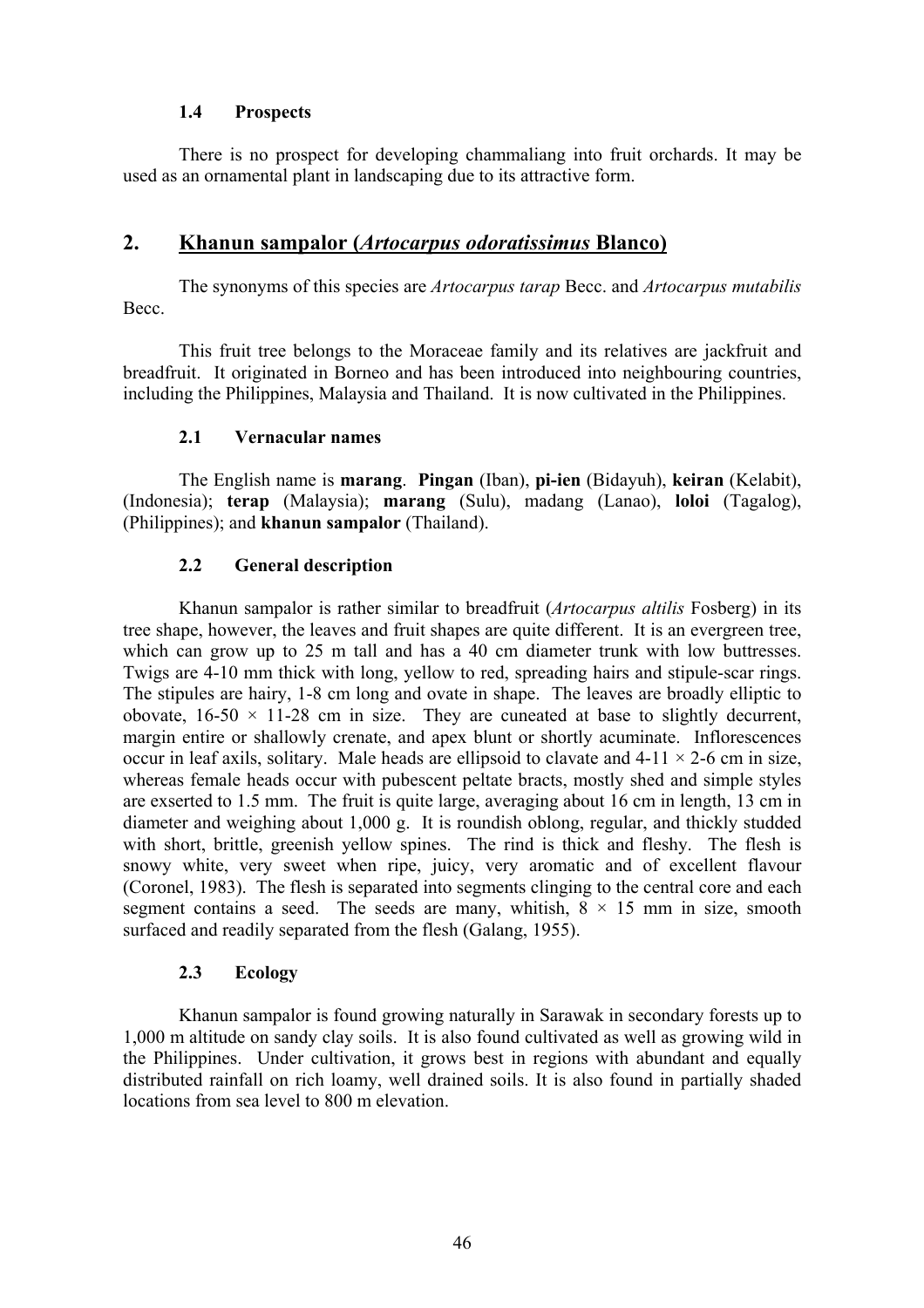### 1.4 Prospects

There is no prospect for developing chammaliang into fruit orchards. It may be used as an ornamental plant in landscaping due to its attractive form.

## 2. Khanun sampalor (*Artocarpus odoratissimus* Blanco)

The synonyms of this species are *Artocarpus tarap* Becc. and *Artocarpus mutabilis* Becc.

This fruit tree belongs to the Moraceae family and its relatives are jackfruit and breadfruit. It originated in Borneo and has been introduced into neighbouring countries, including the Philippines, Malaysia and Thailand. It is now cultivated in the Philippines.

### 2.1 Vernacular names

The English name is **marang**. **Pingan** (Iban), **pi-ien** (Bidayuh), **keiran** (Kelabit), (Indonesia); **terap** (Malaysia); **marang** (Sulu), madang (Lanao), **loloi** (Tagalog), (Philippines); and **khanun sampalor** (Thailand).

### 2.2 General description

Khanun sampalor is rather similar to breadfruit (*Artocarpus altilis* Fosberg) in its tree shape, however, the leaves and fruit shapes are quite different. It is an evergreen tree, which can grow up to 25 m tall and has a 40 cm diameter trunk with low buttresses. Twigs are 4-10 mm thick with long, yellow to red, spreading hairs and stipule-scar rings. The stipules are hairy, 1-8 cm long and ovate in shape. The leaves are broadly elliptic to obovate, 16-50 × 11-28 cm in size. They are cuneated at base to slightly decurrent, margin entire or shallowly crenate, and apex blunt or shortly acuminate. Inflorescences occur in leaf axils, solitary. Male heads are ellipsoid to clavate and 4-11 × 2-6 cm in size, whereas female heads occur with pubescent peltate bracts, mostly shed and simple styles are exserted to 1.5 mm. The fruit is quite large, averaging about 16 cm in length, 13 cm in diameter and weighing about 1,000 g. It is roundish oblong, regular, and thickly studded with short, brittle, greenish yellow spines. The rind is thick and fleshy. The flesh is snowy white, very sweet when ripe, juicy, very aromatic and of excellent flavour (Coronel, 1983). The flesh is separated into segments clinging to the central core and each segment contains a seed. The seeds are many, whitish, 8 × 15 mm in size, smooth surfaced and readily separated from the flesh (Galang, 1955).

### 2.3 Ecology

Khanun sampalor is found growing naturally in Sarawak in secondary forests up to 1,000 m altitude on sandy clay soils. It is also found cultivated as well as growing wild in the Philippines. Under cultivation, it grows best in regions with abundant and equally distributed rainfall on rich loamy, well drained soils. It is also found in partially shaded locations from sea level to 800 m elevation.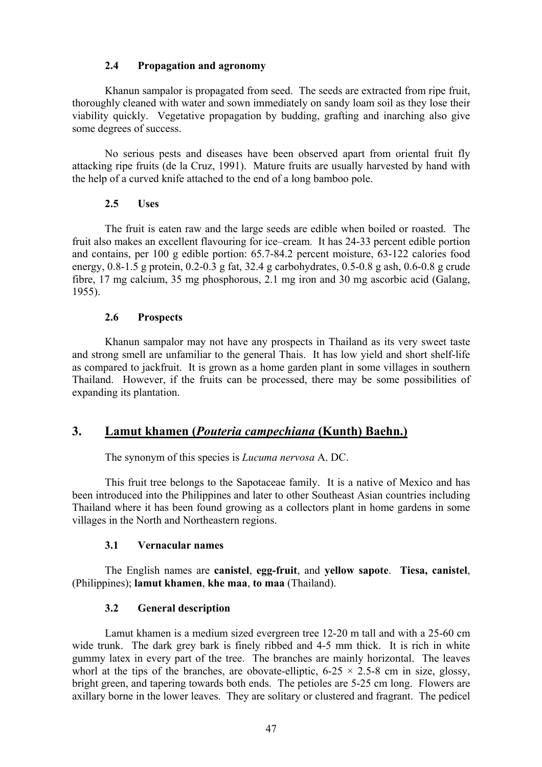### 2.4 Propagation and agronomy

Khanun sampalor is propagated from seed. The seeds are extracted from ripe fruit, thoroughly cleaned with water and sown immediately on sandy loam soil as they lose their viability quickly. Vegetative propagation by budding, grafting and inarching also give some degrees of success.

No serious pests and diseases have been observed apart from oriental fruit fly attacking ripe fruits (de la Cruz, 1991). Mature fruits are usually harvested by hand with the help of a curved knife attached to the end of a long bamboo pole.

### 2.5 Uses

The fruit is eaten raw and the large seeds are edible when boiled or roasted. The fruit also makes an excellent flavouring for ice–cream. It has 24-33 percent edible portion and contains, per 100 g edible portion: 65.7-84.2 percent moisture, 63-122 calories food energy, 0.8-1.5 g protein, 0.2-0.3 g fat, 32.4 g carbohydrates, 0.5-0.8 g ash, 0.6-0.8 g crude fibre, 17 mg calcium, 35 mg phosphorous, 2.1 mg iron and 30 mg ascorbic acid (Galang, 1955).

### 2.6 Prospects

Khanun sampalor may not have any prospects in Thailand as its very sweet taste and strong smell are unfamiliar to the general Thais. It has low yield and short shelf-life as compared to jackfruit. It is grown as a home garden plant in some villages in southern Thailand. However, if the fruits can be processed, there may be some possibilities of expanding its plantation.

## 3. Lamut khamen (*Pouteria campechiana* (Kunth) Baehn.)

The synonym of this species is *Lucuma nervosa* A. DC.

This fruit tree belongs to the Sapotaceae family. It is a native of Mexico and has been introduced into the Philippines and later to other Southeast Asian countries including Thailand where it has been found growing as a collectors plant in home gardens in some villages in the North and Northeastern regions.

### 3.1 Vernacular names

The English names are **canistel**, **egg-fruit**, and **yellow sapote**. **Tiesa, canistel**, (Philippines); **lamut khamen**, **khe maa**, **to maa** (Thailand).

### 3.2 General description

Lamut khamen is a medium sized evergreen tree 12-20 m tall and with a 25-60 cm wide trunk. The dark grey bark is finely ribbed and 4-5 mm thick. It is rich in white gummy latex in every part of the tree. The branches are mainly horizontal. The leaves whorl at the tips of the branches, are obovate-elliptic, 6-25 × 2.5-8 cm in size, glossy, bright green, and tapering towards both ends. The petioles are 5-25 cm long. Flowers are axillary borne in the lower leaves. They are solitary or clustered and fragrant. The pedicel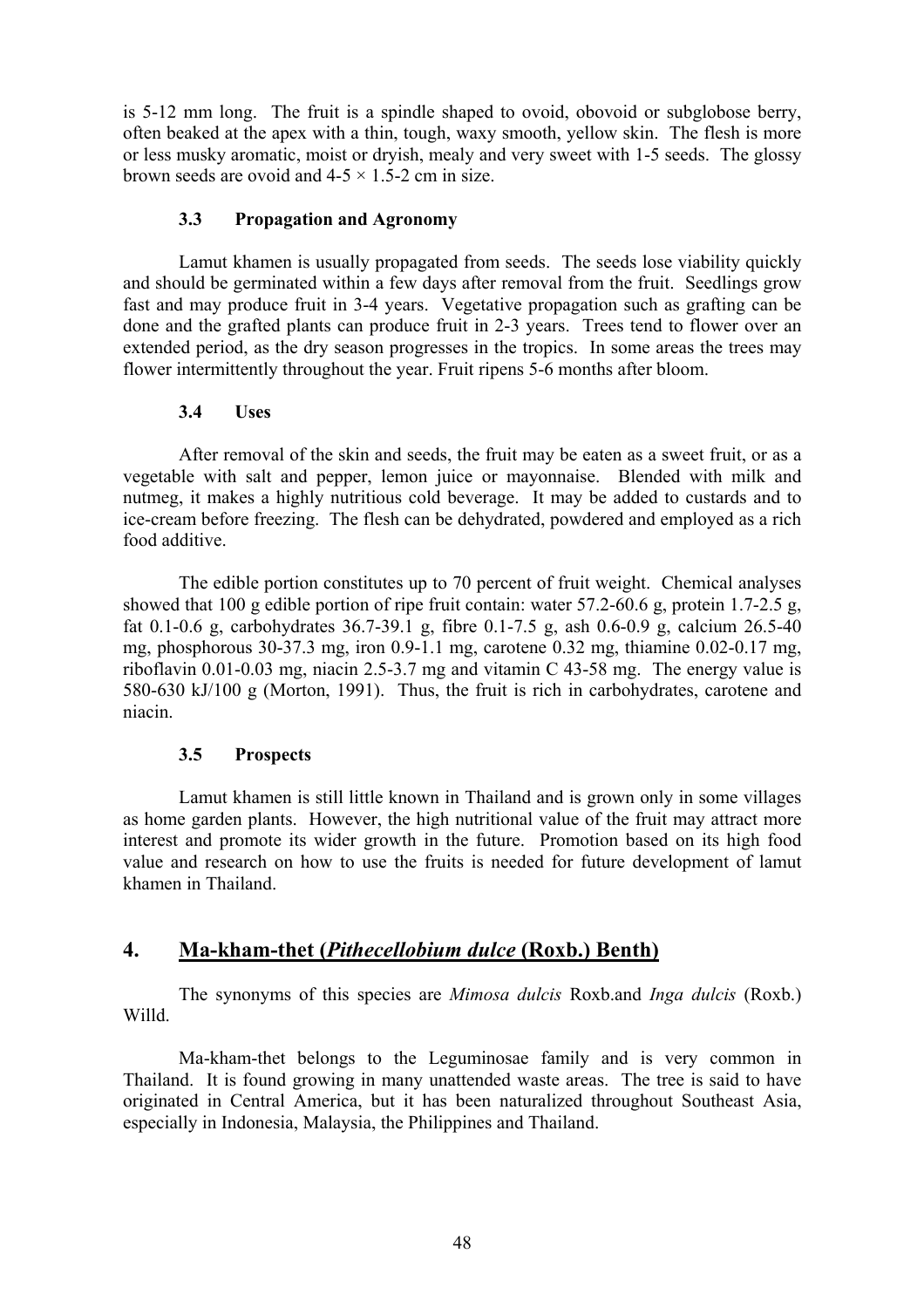is 5-12 mm long. The fruit is a spindle shaped to ovoid, obovoid or subglobose berry, often beaked at the apex with a thin, tough, waxy smooth, yellow skin. The flesh is more or less musky aromatic, moist or dryish, mealy and very sweet with 1-5 seeds. The glossy brown seeds are ovoid and 4-5 × 1.5-2 cm in size.

### 3.3 Propagation and Agronomy

Lamut khamen is usually propagated from seeds. The seeds lose viability quickly and should be germinated within a few days after removal from the fruit. Seedlings grow fast and may produce fruit in 3-4 years. Vegetative propagation such as grafting can be done and the grafted plants can produce fruit in 2-3 years. Trees tend to flower over an extended period, as the dry season progresses in the tropics. In some areas the trees may flower intermittently throughout the year. Fruit ripens 5-6 months after bloom.

### 3.4 Uses

After removal of the skin and seeds, the fruit may be eaten as a sweet fruit, or as a vegetable with salt and pepper, lemon juice or mayonnaise. Blended with milk and nutmeg, it makes a highly nutritious cold beverage. It may be added to custards and to ice-cream before freezing. The flesh can be dehydrated, powdered and employed as a rich food additive.

The edible portion constitutes up to 70 percent of fruit weight. Chemical analyses showed that 100 g edible portion of ripe fruit contain: water 57.2-60.6 g, protein 1.7-2.5 g, fat 0.1-0.6 g, carbohydrates 36.7-39.1 g, fibre 0.1-7.5 g, ash 0.6-0.9 g, calcium 26.5-40 mg, phosphorous 30-37.3 mg, iron 0.9-1.1 mg, carotene 0.32 mg, thiamine 0.02-0.17 mg, riboflavin 0.01-0.03 mg, niacin 2.5-3.7 mg and vitamin C 43-58 mg. The energy value is 580-630 kJ/100 g (Morton, 1991). Thus, the fruit is rich in carbohydrates, carotene and niacin.

### 3.5 Prospects

Lamut khamen is still little known in Thailand and is grown only in some villages as home garden plants. However, the high nutritional value of the fruit may attract more interest and promote its wider growth in the future. Promotion based on its high food value and research on how to use the fruits is needed for future development of lamut khamen in Thailand.

## 4. Ma-kham-thet (*Pithecellobium dulce* (Roxb.) Benth)

The synonyms of this species are *Mimosa dulcis* Roxb.and *Inga dulcis* (Roxb.) Willd.

Ma-kham-thet belongs to the Leguminosae family and is very common in Thailand. It is found growing in many unattended waste areas. The tree is said to have originated in Central America, but it has been naturalized throughout Southeast Asia, especially in Indonesia, Malaysia, the Philippines and Thailand.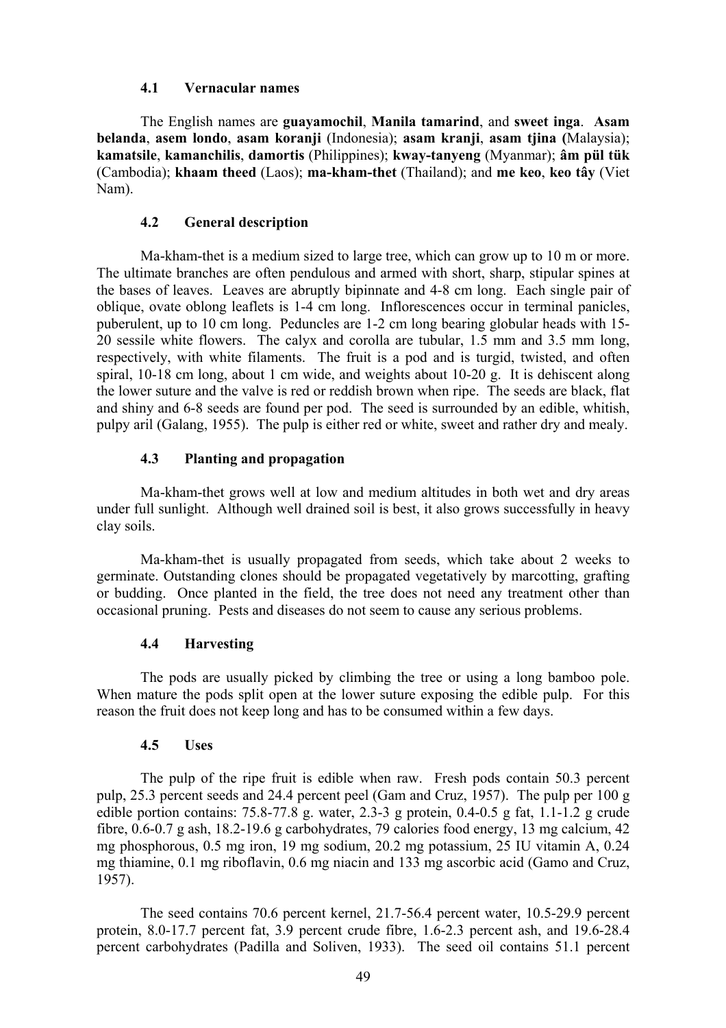### 4.1 Vernacular names

The English names are **guayamochil**, **Manila tamarind**, and **sweet inga**. **Asam belanda**, **asem londo**, **asam koranji** (Indonesia); **asam kranji**, **asam tjina (**Malaysia); **kamatsile**, **kamanchilis**, **damortis** (Philippines); **kway-tanyeng** (Myanmar); **âm pül tük** (Cambodia); **khaam theed** (Laos); **ma-kham-thet** (Thailand); and **me keo**, **keo tây** (Viet Nam).

### 4.2 General description

Ma-kham-thet is a medium sized to large tree, which can grow up to 10 m or more. The ultimate branches are often pendulous and armed with short, sharp, stipular spines at the bases of leaves. Leaves are abruptly bipinnate and 4-8 cm long. Each single pair of oblique, ovate oblong leaflets is 1-4 cm long. Inflorescences occur in terminal panicles, puberulent, up to 10 cm long. Peduncles are 1-2 cm long bearing globular heads with 15-20 sessile white flowers. The calyx and corolla are tubular, 1.5 mm and 3.5 mm long, respectively, with white filaments. The fruit is a pod and is turgid, twisted, and often spiral, 10-18 cm long, about 1 cm wide, and weights about 10-20 g. It is dehiscent along the lower suture and the valve is red or reddish brown when ripe. The seeds are black, flat and shiny and 6-8 seeds are found per pod. The seed is surrounded by an edible, whitish, pulpy aril (Galang, 1955). The pulp is either red or white, sweet and rather dry and mealy.

### 4.3 Planting and propagation

Ma-kham-thet grows well at low and medium altitudes in both wet and dry areas under full sunlight. Although well drained soil is best, it also grows successfully in heavy clay soils.

Ma-kham-thet is usually propagated from seeds, which take about 2 weeks to germinate. Outstanding clones should be propagated vegetatively by marcotting, grafting or budding. Once planted in the field, the tree does not need any treatment other than occasional pruning. Pests and diseases do not seem to cause any serious problems.

### 4.4 Harvesting

The pods are usually picked by climbing the tree or using a long bamboo pole. When mature the pods split open at the lower suture exposing the edible pulp. For this reason the fruit does not keep long and has to be consumed within a few days.

### 4.5 Uses

The pulp of the ripe fruit is edible when raw. Fresh pods contain 50.3 percent pulp, 25.3 percent seeds and 24.4 percent peel (Gam and Cruz, 1957). The pulp per 100 g edible portion contains: 75.8-77.8 g. water, 2.3-3 g protein, 0.4-0.5 g fat, 1.1-1.2 g crude fibre, 0.6-0.7 g ash, 18.2-19.6 g carbohydrates, 79 calories food energy, 13 mg calcium, 42 mg phosphorous, 0.5 mg iron, 19 mg sodium, 20.2 mg potassium, 25 IU vitamin A, 0.24 mg thiamine, 0.1 mg riboflavin, 0.6 mg niacin and 133 mg ascorbic acid (Gamo and Cruz, 1957).

The seed contains 70.6 percent kernel, 21.7-56.4 percent water, 10.5-29.9 percent protein, 8.0-17.7 percent fat, 3.9 percent crude fibre, 1.6-2.3 percent ash, and 19.6-28.4 percent carbohydrates (Padilla and Soliven, 1933). The seed oil contains 51.1 percent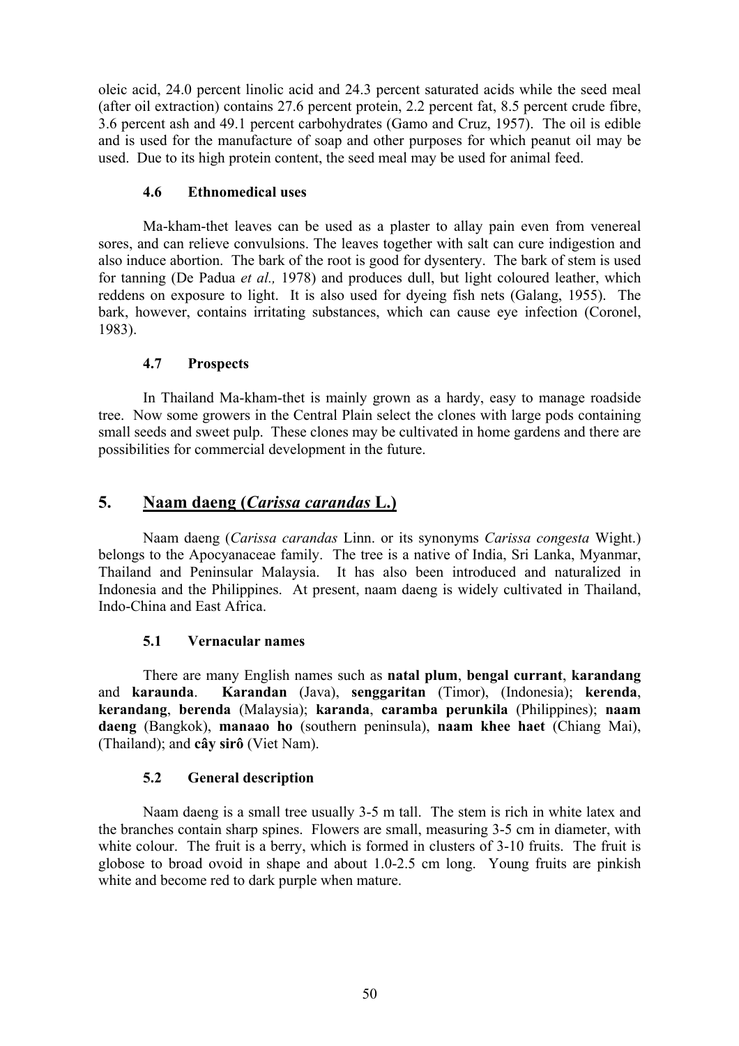oleic acid, 24.0 percent linolic acid and 24.3 percent saturated acids while the seed meal (after oil extraction) contains 27.6 percent protein, 2.2 percent fat, 8.5 percent crude fibre, 3.6 percent ash and 49.1 percent carbohydrates (Gamo and Cruz, 1957). The oil is edible and is used for the manufacture of soap and other purposes for which peanut oil may be used. Due to its high protein content, the seed meal may be used for animal feed.

### 4.6 Ethnomedical uses

Ma-kham-thet leaves can be used as a plaster to allay pain even from venereal sores, and can relieve convulsions. The leaves together with salt can cure indigestion and also induce abortion. The bark of the root is good for dysentery. The bark of stem is used for tanning (De Padua *et al.,* 1978) and produces dull, but light coloured leather, which reddens on exposure to light. It is also used for dyeing fish nets (Galang, 1955). The bark, however, contains irritating substances, which can cause eye infection (Coronel, 1983).

### 4.7 Prospects

In Thailand Ma-kham-thet is mainly grown as a hardy, easy to manage roadside tree. Now some growers in the Central Plain select the clones with large pods containing small seeds and sweet pulp. These clones may be cultivated in home gardens and there are possibilities for commercial development in the future.

## 5. Naam daeng (*Carissa carandas* L.)

Naam daeng (*Carissa carandas* Linn. or its synonyms *Carissa congesta* Wight.) belongs to the Apocyanaceae family. The tree is a native of India, Sri Lanka, Myanmar, Thailand and Peninsular Malaysia. It has also been introduced and naturalized in Indonesia and the Philippines. At present, naam daeng is widely cultivated in Thailand, Indo-China and East Africa.

### 5.1 Vernacular names

There are many English names such as **natal plum**, **bengal currant**, **karandang** and **karaunda**. **Karandan** (Java), **senggaritan** (Timor), (Indonesia); **kerenda**, **kerandang**, **berenda** (Malaysia); **karanda**, **caramba perunkila** (Philippines); **naam daeng** (Bangkok), **manaao ho** (southern peninsula), **naam khee haet** (Chiang Mai), (Thailand); and **cây sirô** (Viet Nam).

### 5.2 General description

Naam daeng is a small tree usually 3-5 m tall. The stem is rich in white latex and the branches contain sharp spines. Flowers are small, measuring 3-5 cm in diameter, with white colour. The fruit is a berry, which is formed in clusters of 3-10 fruits. The fruit is globose to broad ovoid in shape and about 1.0-2.5 cm long. Young fruits are pinkish white and become red to dark purple when mature.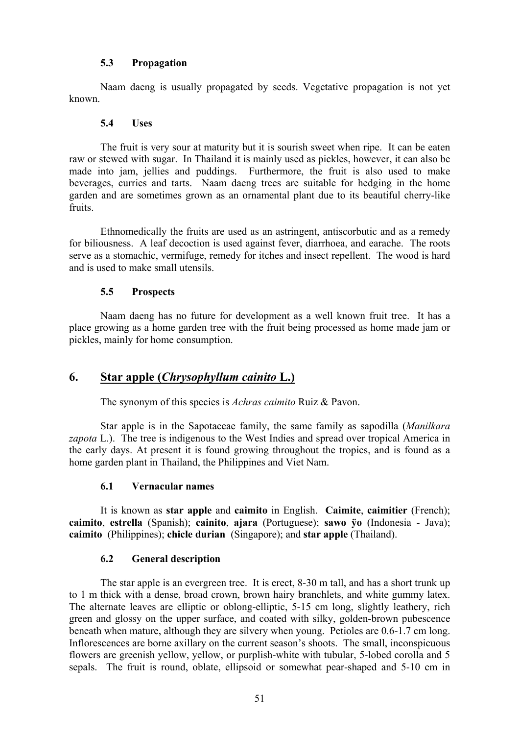### 5.3 Propagation

Naam daeng is usually propagated by seeds. Vegetative propagation is not yet known.

### 5.4 Uses

The fruit is very sour at maturity but it is sourish sweet when ripe. It can be eaten raw or stewed with sugar. In Thailand it is mainly used as pickles, however, it can also be made into jam, jellies and puddings. Furthermore, the fruit is also used to make beverages, curries and tarts. Naam daeng trees are suitable for hedging in the home garden and are sometimes grown as an ornamental plant due to its beautiful cherry-like fruits.

Ethnomedically the fruits are used as an astringent, antiscorbutic and as a remedy for biliousness. A leaf decoction is used against fever, diarrhoea, and earache. The roots serve as a stomachic, vermifuge, remedy for itches and insect repellent. The wood is hard and is used to make small utensils.

### 5.5 Prospects

Naam daeng has no future for development as a well known fruit tree. It has a place growing as a home garden tree with the fruit being processed as home made jam or pickles, mainly for home consumption.

## 6. Star apple (*Chrysophyllum cainito* L.)

The synonym of this species is *Achras caimito* Ruiz & Pavon.

Star apple is in the Sapotaceae family, the same family as sapodilla (*Manilkara zapota* L.). The tree is indigenous to the West Indies and spread over tropical America in the early days. At present it is found growing throughout the tropics, and is found as a home garden plant in Thailand, the Philippines and Viet Nam.

### 6.1 Vernacular names

It is known as **star apple** and **caimito** in English. **Caimite**, **caimitier** (French); **caimito**, **estrella** (Spanish); **cainito**, **ajara** (Portuguese); **sawo ÿo** (Indonesia - Java); **caimito** (Philippines); **chicle durian** (Singapore); and **star apple** (Thailand).

### 6.2 General description

The star apple is an evergreen tree. It is erect, 8-30 m tall, and has a short trunk up to 1 m thick with a dense, broad crown, brown hairy branchlets, and white gummy latex. The alternate leaves are elliptic or oblong-elliptic, 5-15 cm long, slightly leathery, rich green and glossy on the upper surface, and coated with silky, golden-brown pubescence beneath when mature, although they are silvery when young. Petioles are 0.6-1.7 cm long. Inflorescences are borne axillary on the current season's shoots. The small, inconspicuous flowers are greenish yellow, yellow, or purplish-white with tubular, 5-lobed corolla and 5 sepals. The fruit is round, oblate, ellipsoid or somewhat pear-shaped and 5-10 cm in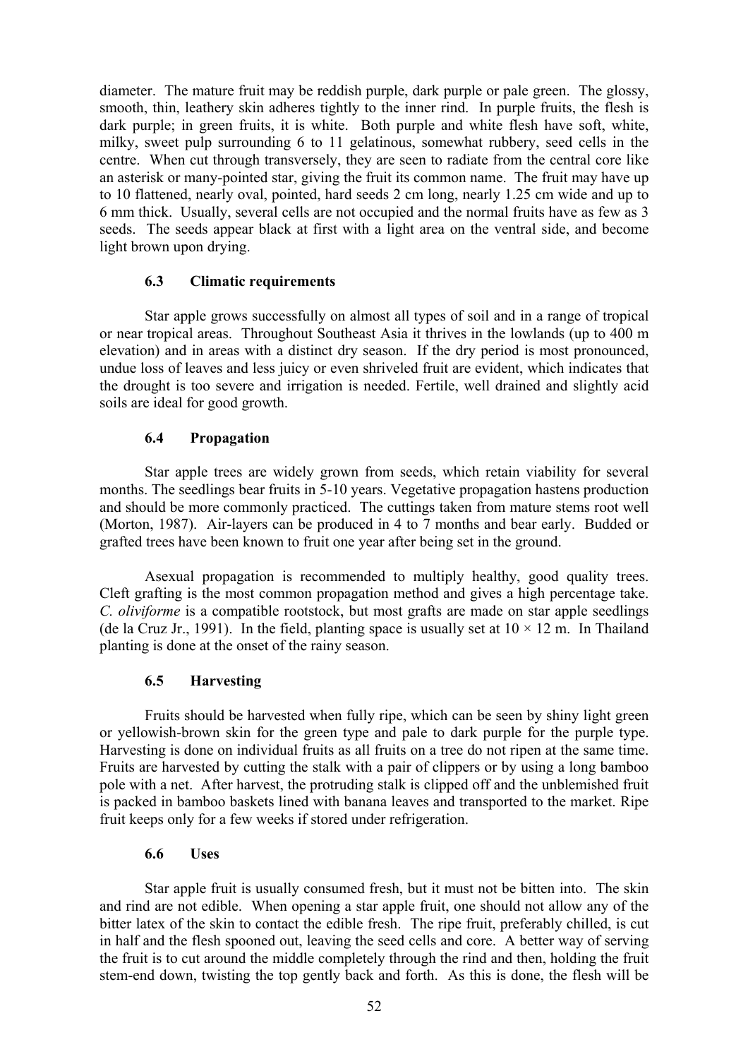diameter. The mature fruit may be reddish purple, dark purple or pale green. The glossy, smooth, thin, leathery skin adheres tightly to the inner rind. In purple fruits, the flesh is dark purple; in green fruits, it is white. Both purple and white flesh have soft, white, milky, sweet pulp surrounding 6 to 11 gelatinous, somewhat rubbery, seed cells in the centre. When cut through transversely, they are seen to radiate from the central core like an asterisk or many-pointed star, giving the fruit its common name. The fruit may have up to 10 flattened, nearly oval, pointed, hard seeds 2 cm long, nearly 1.25 cm wide and up to 6 mm thick. Usually, several cells are not occupied and the normal fruits have as few as 3 seeds. The seeds appear black at first with a light area on the ventral side, and become light brown upon drying.

### 6.3 Climatic requirements

Star apple grows successfully on almost all types of soil and in a range of tropical or near tropical areas. Throughout Southeast Asia it thrives in the lowlands (up to 400 m elevation) and in areas with a distinct dry season. If the dry period is most pronounced, undue loss of leaves and less juicy or even shriveled fruit are evident, which indicates that the drought is too severe and irrigation is needed. Fertile, well drained and slightly acid soils are ideal for good growth.

### 6.4 Propagation

Star apple trees are widely grown from seeds, which retain viability for several months. The seedlings bear fruits in 5-10 years. Vegetative propagation hastens production and should be more commonly practiced. The cuttings taken from mature stems root well (Morton, 1987). Air-layers can be produced in 4 to 7 months and bear early. Budded or grafted trees have been known to fruit one year after being set in the ground.

Asexual propagation is recommended to multiply healthy, good quality trees. Cleft grafting is the most common propagation method and gives a high percentage take. *C. oliviforme* is a compatible rootstock, but most grafts are made on star apple seedlings (de la Cruz Jr., 1991). In the field, planting space is usually set at 10 × 12 m. In Thailand planting is done at the onset of the rainy season.

### 6.5 Harvesting

Fruits should be harvested when fully ripe, which can be seen by shiny light green or yellowish-brown skin for the green type and pale to dark purple for the purple type. Harvesting is done on individual fruits as all fruits on a tree do not ripen at the same time. Fruits are harvested by cutting the stalk with a pair of clippers or by using a long bamboo pole with a net. After harvest, the protruding stalk is clipped off and the unblemished fruit is packed in bamboo baskets lined with banana leaves and transported to the market. Ripe fruit keeps only for a few weeks if stored under refrigeration.

### 6.6 Uses

Star apple fruit is usually consumed fresh, but it must not be bitten into. The skin and rind are not edible. When opening a star apple fruit, one should not allow any of the bitter latex of the skin to contact the edible fresh. The ripe fruit, preferably chilled, is cut in half and the flesh spooned out, leaving the seed cells and core. A better way of serving the fruit is to cut around the middle completely through the rind and then, holding the fruit stem-end down, twisting the top gently back and forth. As this is done, the flesh will be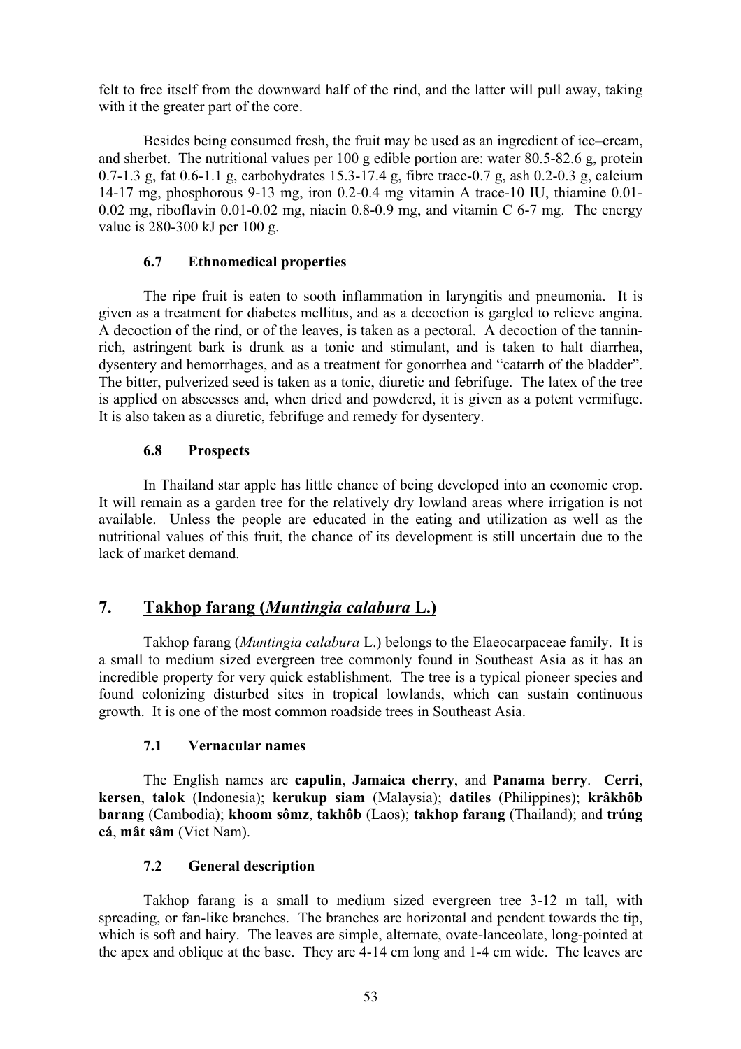felt to free itself from the downward half of the rind, and the latter will pull away, taking with it the greater part of the core.

Besides being consumed fresh, the fruit may be used as an ingredient of ice–cream, and sherbet. The nutritional values per 100 g edible portion are: water 80.5-82.6 g, protein 0.7-1.3 g, fat 0.6-1.1 g, carbohydrates 15.3-17.4 g, fibre trace-0.7 g, ash 0.2-0.3 g, calcium 14-17 mg, phosphorous 9-13 mg, iron 0.2-0.4 mg vitamin A trace-10 IU, thiamine 0.01-0.02 mg, riboflavin 0.01-0.02 mg, niacin 0.8-0.9 mg, and vitamin C 6-7 mg. The energy value is 280-300 kJ per 100 g.

### 6.7 Ethnomedical properties

The ripe fruit is eaten to sooth inflammation in laryngitis and pneumonia. It is given as a treatment for diabetes mellitus, and as a decoction is gargled to relieve angina. A decoction of the rind, or of the leaves, is taken as a pectoral. A decoction of the tannin-rich, astringent bark is drunk as a tonic and stimulant, and is taken to halt diarrhea, dysentery and hemorrhages, and as a treatment for gonorrhea and "catarrh of the bladder". The bitter, pulverized seed is taken as a tonic, diuretic and febrifuge. The latex of the tree is applied on abscesses and, when dried and powdered, it is given as a potent vermifuge. It is also taken as a diuretic, febrifuge and remedy for dysentery.

### 6.8 Prospects

In Thailand star apple has little chance of being developed into an economic crop. It will remain as a garden tree for the relatively dry lowland areas where irrigation is not available. Unless the people are educated in the eating and utilization as well as the nutritional values of this fruit, the chance of its development is still uncertain due to the lack of market demand.

## 7. Takhop farang (*Muntingia calabura* L.)

Takhop farang (*Muntingia calabura* L.) belongs to the Elaeocarpaceae family. It is a small to medium sized evergreen tree commonly found in Southeast Asia as it has an incredible property for very quick establishment. The tree is a typical pioneer species and found colonizing disturbed sites in tropical lowlands, which can sustain continuous growth. It is one of the most common roadside trees in Southeast Asia.

### 7.1 Vernacular names

The English names are **capulin**, **Jamaica cherry**, and **Panama berry**. **Cerri**, **kersen**, **talok** (Indonesia); **kerukup siam** (Malaysia); **datiles** (Philippines); **krâkhôb barang** (Cambodia); **khoom sômz**, **takhôb** (Laos); **takhop farang** (Thailand); and **trúng cá**, **mât sâm** (Viet Nam).

### 7.2 General description

Takhop farang is a small to medium sized evergreen tree 3-12 m tall, with spreading, or fan-like branches. The branches are horizontal and pendent towards the tip, which is soft and hairy. The leaves are simple, alternate, ovate-lanceolate, long-pointed at the apex and oblique at the base. They are 4-14 cm long and 1-4 cm wide. The leaves are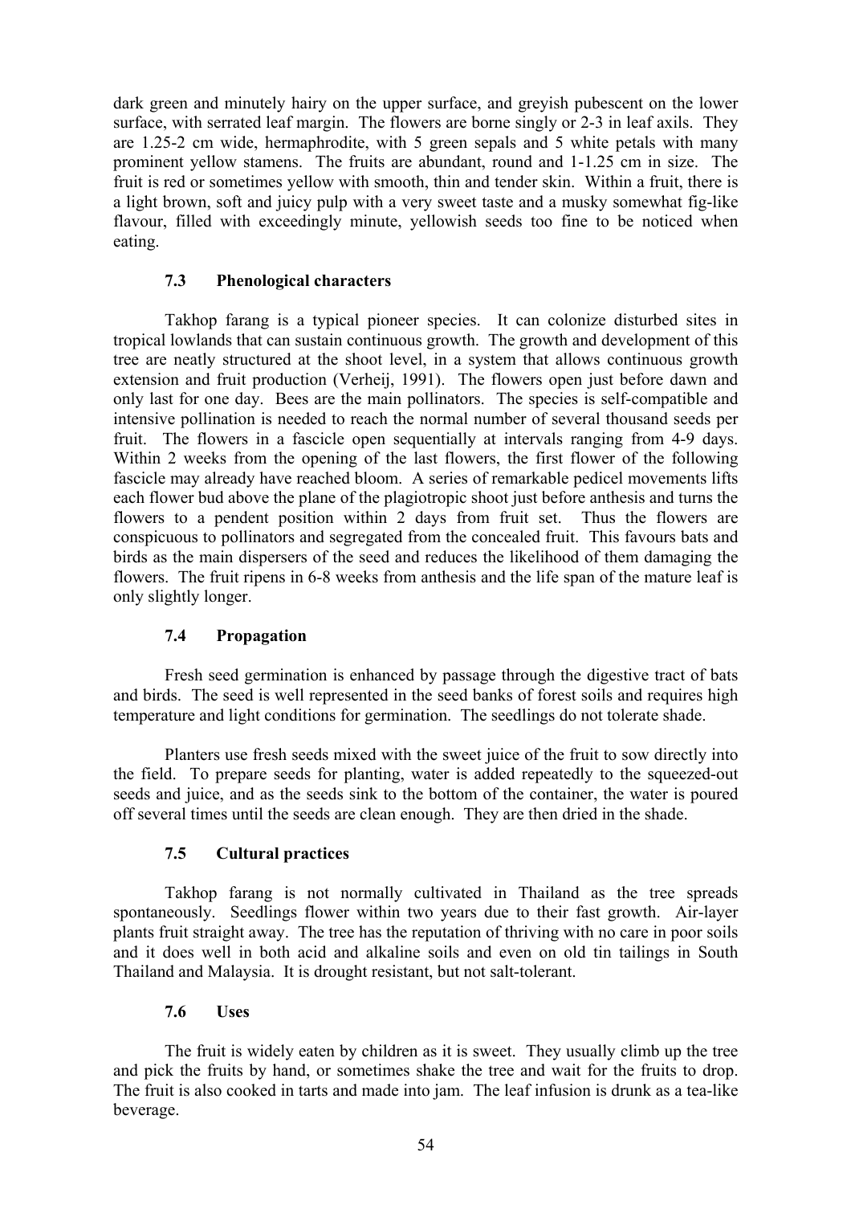dark green and minutely hairy on the upper surface, and greyish pubescent on the lower surface, with serrated leaf margin. The flowers are borne singly or 2-3 in leaf axils. They are 1.25-2 cm wide, hermaphrodite, with 5 green sepals and 5 white petals with many prominent yellow stamens. The fruits are abundant, round and 1-1.25 cm in size. The fruit is red or sometimes yellow with smooth, thin and tender skin. Within a fruit, there is a light brown, soft and juicy pulp with a very sweet taste and a musky somewhat fig-like flavour, filled with exceedingly minute, yellowish seeds too fine to be noticed when eating.

### 7.3 Phenological characters

Takhop farang is a typical pioneer species. It can colonize disturbed sites in tropical lowlands that can sustain continuous growth. The growth and development of this tree are neatly structured at the shoot level, in a system that allows continuous growth extension and fruit production (Verheij, 1991). The flowers open just before dawn and only last for one day. Bees are the main pollinators. The species is self-compatible and intensive pollination is needed to reach the normal number of several thousand seeds per fruit. The flowers in a fascicle open sequentially at intervals ranging from 4-9 days. Within 2 weeks from the opening of the last flowers, the first flower of the following fascicle may already have reached bloom. A series of remarkable pedicel movements lifts each flower bud above the plane of the plagiotropic shoot just before anthesis and turns the flowers to a pendent position within 2 days from fruit set. Thus the flowers are conspicuous to pollinators and segregated from the concealed fruit. This favours bats and birds as the main dispersers of the seed and reduces the likelihood of them damaging the flowers. The fruit ripens in 6-8 weeks from anthesis and the life span of the mature leaf is only slightly longer.

### 7.4 Propagation

Fresh seed germination is enhanced by passage through the digestive tract of bats and birds. The seed is well represented in the seed banks of forest soils and requires high temperature and light conditions for germination. The seedlings do not tolerate shade.

Planters use fresh seeds mixed with the sweet juice of the fruit to sow directly into the field. To prepare seeds for planting, water is added repeatedly to the squeezed-out seeds and juice, and as the seeds sink to the bottom of the container, the water is poured off several times until the seeds are clean enough. They are then dried in the shade.

### 7.5 Cultural practices

Takhop farang is not normally cultivated in Thailand as the tree spreads spontaneously. Seedlings flower within two years due to their fast growth. Air-layer plants fruit straight away. The tree has the reputation of thriving with no care in poor soils and it does well in both acid and alkaline soils and even on old tin tailings in South Thailand and Malaysia. It is drought resistant, but not salt-tolerant.

### 7.6 Uses

The fruit is widely eaten by children as it is sweet. They usually climb up the tree and pick the fruits by hand, or sometimes shake the tree and wait for the fruits to drop. The fruit is also cooked in tarts and made into jam. The leaf infusion is drunk as a tea-like beverage.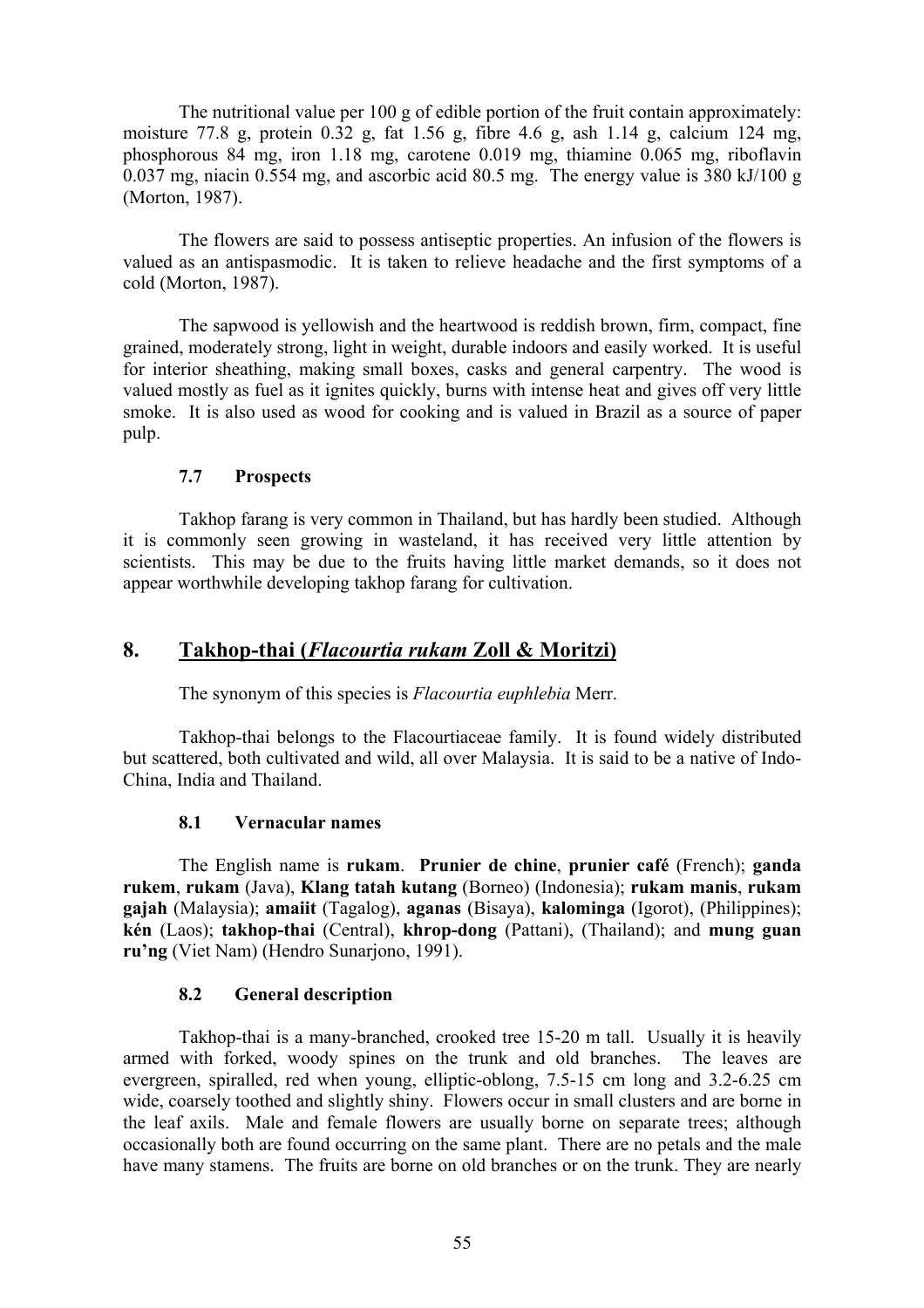The nutritional value per 100 g of edible portion of the fruit contain approximately: moisture 77.8 g, protein 0.32 g, fat 1.56 g, fibre 4.6 g, ash 1.14 g, calcium 124 mg, phosphorous 84 mg, iron 1.18 mg, carotene 0.019 mg, thiamine 0.065 mg, riboflavin 0.037 mg, niacin 0.554 mg, and ascorbic acid 80.5 mg. The energy value is 380 kJ/100 g (Morton, 1987).

The flowers are said to possess antiseptic properties. An infusion of the flowers is valued as an antispasmodic. It is taken to relieve headache and the first symptoms of a cold (Morton, 1987).

The sapwood is yellowish and the heartwood is reddish brown, firm, compact, fine grained, moderately strong, light in weight, durable indoors and easily worked. It is useful for interior sheathing, making small boxes, casks and general carpentry. The wood is valued mostly as fuel as it ignites quickly, burns with intense heat and gives off very little smoke. It is also used as wood for cooking and is valued in Brazil as a source of paper pulp.

### 7.7 Prospects

Takhop farang is very common in Thailand, but has hardly been studied. Although it is commonly seen growing in wasteland, it has received very little attention by scientists. This may be due to the fruits having little market demands, so it does not appear worthwhile developing takhop farang for cultivation.

## 8. Takhop-thai (*Flacourtia rukam* Zoll & Moritzi)

The synonym of this species is *Flacourtia euphlebia* Merr.

Takhop-thai belongs to the Flacourtiaceae family. It is found widely distributed but scattered, both cultivated and wild, all over Malaysia. It is said to be a native of Indo-China, India and Thailand.

### 8.1 Vernacular names

The English name is **rukam**. **Prunier de chine**, **prunier café** (French); **ganda rukem**, **rukam** (Java), **Klang tatah kutang** (Borneo) (Indonesia); **rukam manis**, **rukam gajah** (Malaysia); **amaiit** (Tagalog), **aganas** (Bisaya), **kalominga** (Igorot), (Philippines); **kén** (Laos); **takhop-thai** (Central), **khrop-dong** (Pattani), (Thailand); and **mung guan ru'ng** (Viet Nam) (Hendro Sunarjono, 1991).

### 8.2 General description

Takhop-thai is a many-branched, crooked tree 15-20 m tall. Usually it is heavily armed with forked, woody spines on the trunk and old branches. The leaves are evergreen, spiralled, red when young, elliptic-oblong, 7.5-15 cm long and 3.2-6.25 cm wide, coarsely toothed and slightly shiny. Flowers occur in small clusters and are borne in the leaf axils. Male and female flowers are usually borne on separate trees; although occasionally both are found occurring on the same plant. There are no petals and the male have many stamens. The fruits are borne on old branches or on the trunk. They are nearly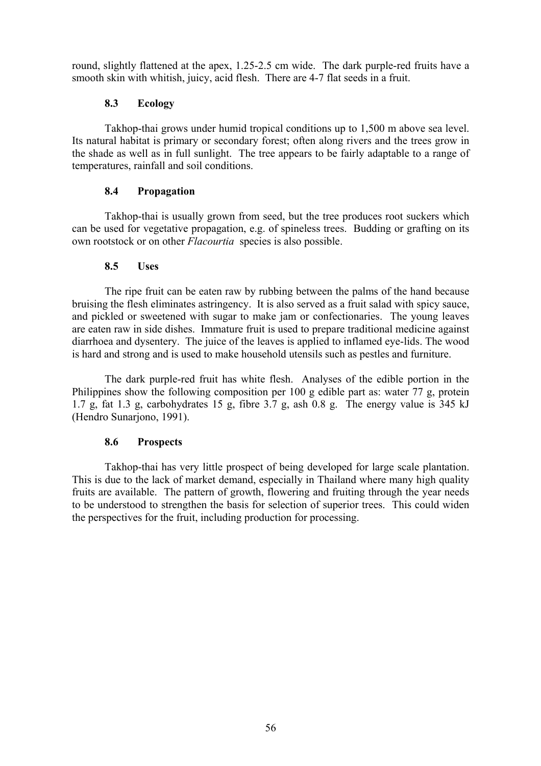round, slightly flattened at the apex, 1.25-2.5 cm wide. The dark purple-red fruits have a smooth skin with whitish, juicy, acid flesh. There are 4-7 flat seeds in a fruit.

### 8.3 Ecology

Takhop-thai grows under humid tropical conditions up to 1,500 m above sea level. Its natural habitat is primary or secondary forest; often along rivers and the trees grow in the shade as well as in full sunlight. The tree appears to be fairly adaptable to a range of temperatures, rainfall and soil conditions.

### 8.4 Propagation

Takhop-thai is usually grown from seed, but the tree produces root suckers which can be used for vegetative propagation, e.g. of spineless trees. Budding or grafting on its own rootstock or on other *Flacourtia* species is also possible.

### 8.5 Uses

The ripe fruit can be eaten raw by rubbing between the palms of the hand because bruising the flesh eliminates astringency. It is also served as a fruit salad with spicy sauce, and pickled or sweetened with sugar to make jam or confectionaries. The young leaves are eaten raw in side dishes. Immature fruit is used to prepare traditional medicine against diarrhoea and dysentery. The juice of the leaves is applied to inflamed eye-lids. The wood is hard and strong and is used to make household utensils such as pestles and furniture.

The dark purple-red fruit has white flesh. Analyses of the edible portion in the Philippines show the following composition per 100 g edible part as: water 77 g, protein 1.7 g, fat 1.3 g, carbohydrates 15 g, fibre 3.7 g, ash 0.8 g. The energy value is 345 kJ (Hendro Sunarjono, 1991).

### 8.6 Prospects

Takhop-thai has very little prospect of being developed for large scale plantation. This is due to the lack of market demand, especially in Thailand where many high quality fruits are available. The pattern of growth, flowering and fruiting through the year needs to be understood to strengthen the basis for selection of superior trees. This could widen the perspectives for the fruit, including production for processing.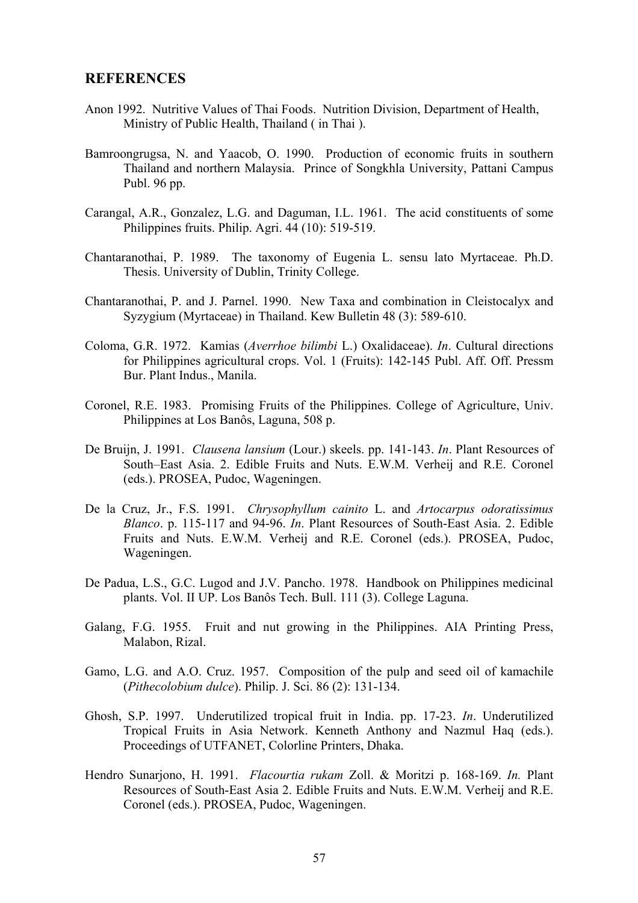## REFERENCES

Anon 1992. Nutritive Values of Thai Foods. Nutrition Division, Department of Health, Ministry of Public Health, Thailand ( in Thai ).

Bamroongrugsa, N. and Yaacob, O. 1990. Production of economic fruits in southern Thailand and northern Malaysia. Prince of Songkhla University, Pattani Campus Publ. 96 pp.

Carangal, A.R., Gonzalez, L.G. and Daguman, I.L. 1961. The acid constituents of some Philippines fruits. Philip. Agri. 44 (10): 519-519.

Chantaranothai, P. 1989. The taxonomy of Eugenia L. sensu lato Myrtaceae. Ph.D. Thesis. University of Dublin, Trinity College.

Chantaranothai, P. and J. Parnel. 1990. New Taxa and combination in Cleistocalyx and Syzygium (Myrtaceae) in Thailand. Kew Bulletin 48 (3): 589-610.

Coloma, G.R. 1972. Kamias (*Averrhoe bilimbi* L.) Oxalidaceae). *In*. Cultural directions for Philippines agricultural crops. Vol. 1 (Fruits): 142-145 Publ. Aff. Off. Pressm Bur. Plant Indus., Manila.

Coronel, R.E. 1983. Promising Fruits of the Philippines. College of Agriculture, Univ. Philippines at Los Banôs, Laguna, 508 p.

De Bruijn, J. 1991. *Clausena lansium* (Lour.) skeels. pp. 141-143. *In*. Plant Resources of South–East Asia. 2. Edible Fruits and Nuts. E.W.M. Verheij and R.E. Coronel (eds.). PROSEA, Pudoc, Wageningen.

De la Cruz, Jr., F.S. 1991. *Chrysophyllum cainito* L. and *Artocarpus odoratissimus Blanco*. p. 115-117 and 94-96. *In*. Plant Resources of South-East Asia. 2. Edible Fruits and Nuts. E.W.M. Verheij and R.E. Coronel (eds.). PROSEA, Pudoc, Wageningen.

De Padua, L.S., G.C. Lugod and J.V. Pancho. 1978. Handbook on Philippines medicinal plants. Vol. II UP. Los Banôs Tech. Bull. 111 (3). College Laguna.

Galang, F.G. 1955. Fruit and nut growing in the Philippines. AIA Printing Press, Malabon, Rizal.

Gamo, L.G. and A.O. Cruz. 1957. Composition of the pulp and seed oil of kamachile (*Pithecolobium dulce*). Philip. J. Sci. 86 (2): 131-134.

Ghosh, S.P. 1997. Underutilized tropical fruit in India. pp. 17-23. *In*. Underutilized Tropical Fruits in Asia Network. Kenneth Anthony and Nazmul Haq (eds.). Proceedings of UTFANET, Colorline Printers, Dhaka.

Hendro Sunarjono, H. 1991. *Flacourtia rukam* Zoll. & Moritzi p. 168-169. *In.* Plant Resources of South-East Asia 2. Edible Fruits and Nuts. E.W.M. Verheij and R.E. Coronel (eds.). PROSEA, Pudoc, Wageningen.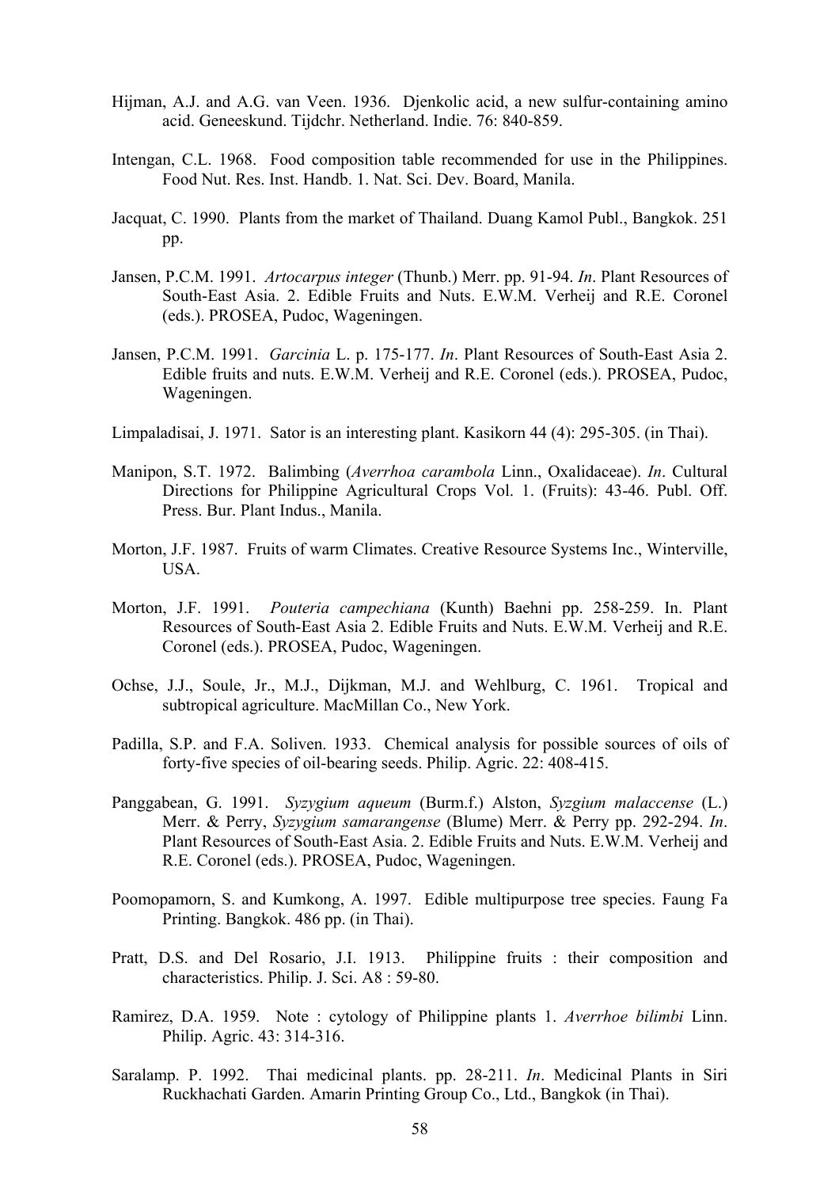Hijman, A.J. and A.G. van Veen. 1936. Djenkolic acid, a new sulfur-containing amino acid. Geneeskund. Tijdchr. Netherland. Indie. 76: 840-859.

Intengan, C.L. 1968. Food composition table recommended for use in the Philippines. Food Nut. Res. Inst. Handb. 1. Nat. Sci. Dev. Board, Manila.

Jacquat, C. 1990. Plants from the market of Thailand. Duang Kamol Publ., Bangkok. 251 pp.

Jansen, P.C.M. 1991. *Artocarpus integer* (Thunb.) Merr. pp. 91-94. *In*. Plant Resources of South-East Asia. 2. Edible Fruits and Nuts. E.W.M. Verheij and R.E. Coronel (eds.). PROSEA, Pudoc, Wageningen.

Jansen, P.C.M. 1991. *Garcinia* L. p. 175-177. *In*. Plant Resources of South-East Asia 2. Edible fruits and nuts. E.W.M. Verheij and R.E. Coronel (eds.). PROSEA, Pudoc, Wageningen.

Limpaladisai, J. 1971. Sator is an interesting plant. Kasikorn 44 (4): 295-305. (in Thai).

Manipon, S.T. 1972. Balimbing (*Averrhoa carambola* Linn., Oxalidaceae). *In*. Cultural Directions for Philippine Agricultural Crops Vol. 1. (Fruits): 43-46. Publ. Off. Press. Bur. Plant Indus., Manila.

Morton, J.F. 1987. Fruits of warm Climates. Creative Resource Systems Inc., Winterville, USA.

Morton, J.F. 1991. *Pouteria campechiana* (Kunth) Baehni pp. 258-259. In. Plant Resources of South-East Asia 2. Edible Fruits and Nuts. E.W.M. Verheij and R.E. Coronel (eds.). PROSEA, Pudoc, Wageningen.

Ochse, J.J., Soule, Jr., M.J., Dijkman, M.J. and Wehlburg, C. 1961. Tropical and subtropical agriculture. MacMillan Co., New York.

Padilla, S.P. and F.A. Soliven. 1933. Chemical analysis for possible sources of oils of forty-five species of oil-bearing seeds. Philip. Agric. 22: 408-415.

Panggabean, G. 1991. *Syzygium aqueum* (Burm.f.) Alston, *Syzgium malaccense* (L.) Merr. & Perry, *Syzygium samarangense* (Blume) Merr. & Perry pp. 292-294. *In*. Plant Resources of South-East Asia. 2. Edible Fruits and Nuts. E.W.M. Verheij and R.E. Coronel (eds.). PROSEA, Pudoc, Wageningen.

Poomopamorn, S. and Kumkong, A. 1997. Edible multipurpose tree species. Faung Fa Printing. Bangkok. 486 pp. (in Thai).

Pratt, D.S. and Del Rosario, J.I. 1913. Philippine fruits : their composition and characteristics. Philip. J. Sci. A8 : 59-80.

Ramirez, D.A. 1959. Note : cytology of Philippine plants 1. *Averrhoe bilimbi* Linn. Philip. Agric. 43: 314-316.

Saralamp. P. 1992. Thai medicinal plants. pp. 28-211. *In*. Medicinal Plants in Siri Ruckhachati Garden. Amarin Printing Group Co., Ltd., Bangkok (in Thai).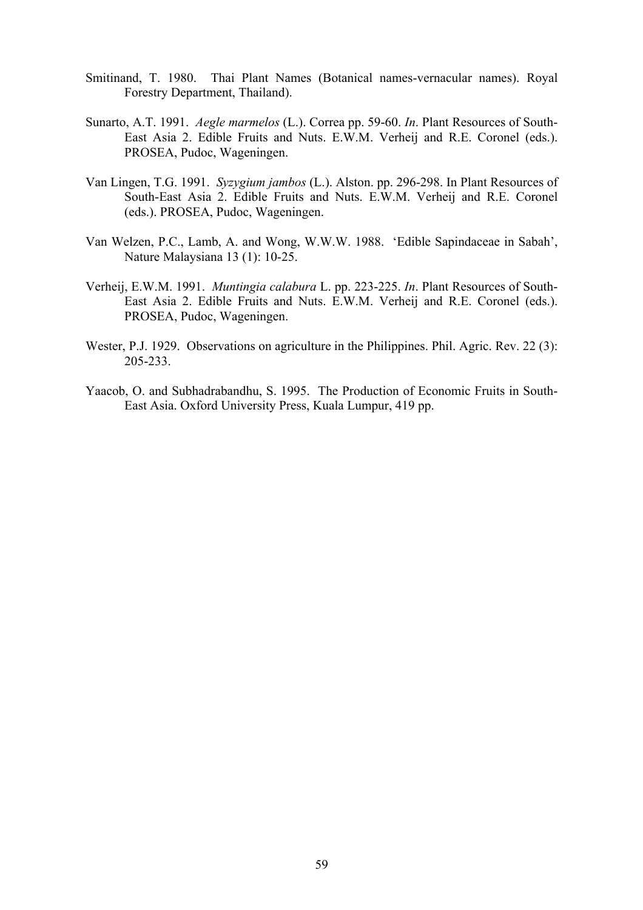Smitinand, T. 1980. Thai Plant Names (Botanical names-vernacular names). Royal Forestry Department, Thailand).

Sunarto, A.T. 1991. *Aegle marmelos* (L.). Correa pp. 59-60. *In*. Plant Resources of South-East Asia 2. Edible Fruits and Nuts. E.W.M. Verheij and R.E. Coronel (eds.). PROSEA, Pudoc, Wageningen.

Van Lingen, T.G. 1991. *Syzygium jambos* (L.). Alston. pp. 296-298. In Plant Resources of South-East Asia 2. Edible Fruits and Nuts. E.W.M. Verheij and R.E. Coronel (eds.). PROSEA, Pudoc, Wageningen.

Van Welzen, P.C., Lamb, A. and Wong, W.W.W. 1988. 'Edible Sapindaceae in Sabah', Nature Malaysiana 13 (1): 10-25.

Verheij, E.W.M. 1991. *Muntingia calabura* L. pp. 223-225. *In*. Plant Resources of South-East Asia 2. Edible Fruits and Nuts. E.W.M. Verheij and R.E. Coronel (eds.). PROSEA, Pudoc, Wageningen.

Wester, P.J. 1929. Observations on agriculture in the Philippines. Phil. Agric. Rev. 22 (3): 205-233.

Yaacob, O. and Subhadrabandhu, S. 1995. The Production of Economic Fruits in South-East Asia. Oxford University Press, Kuala Lumpur, 419 pp.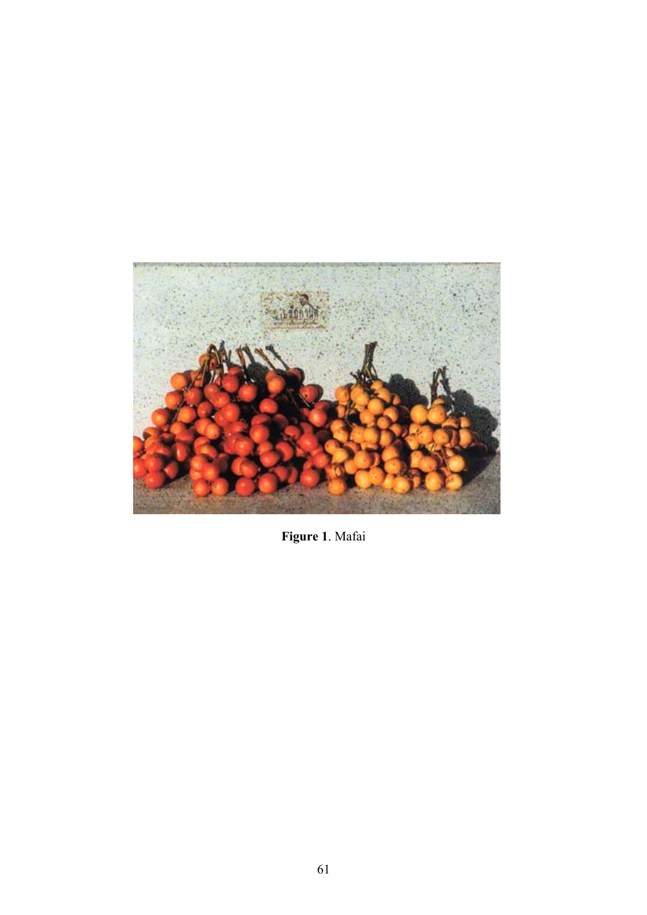**Figure 1**. Mafai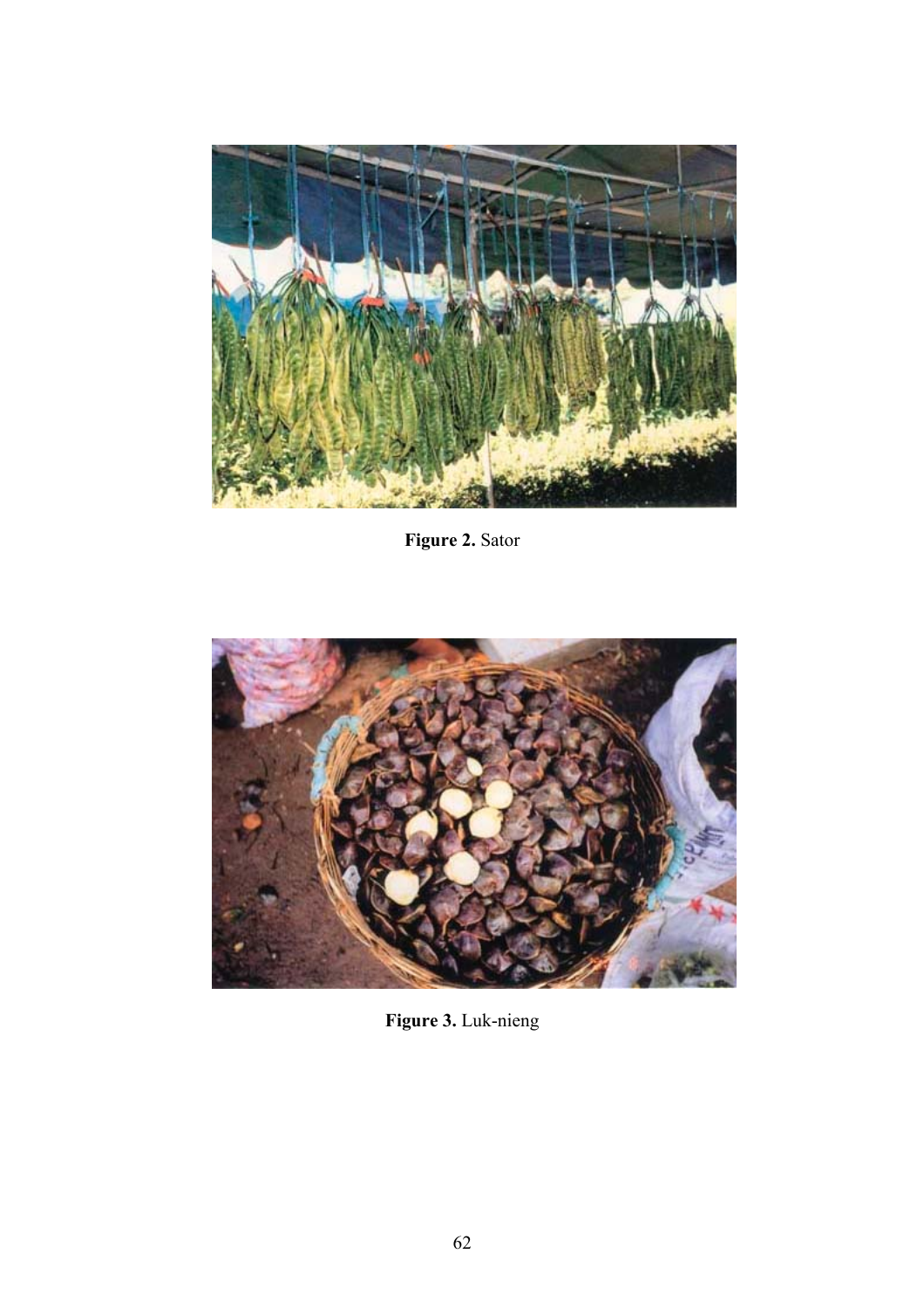**Figure 2.** Sator

**Figure 3.** Luk-nieng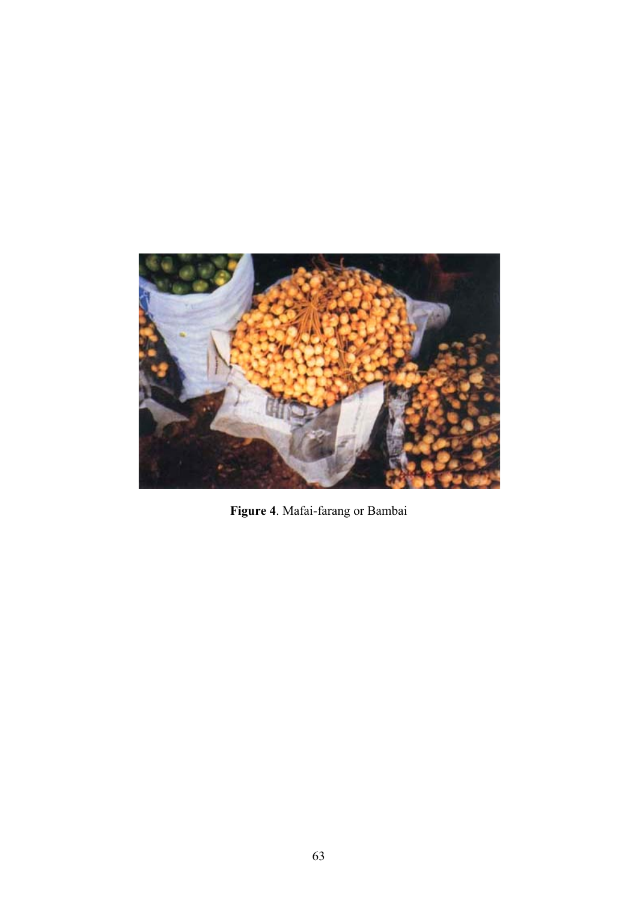**Figure 4**. Mafai-farang or Bambai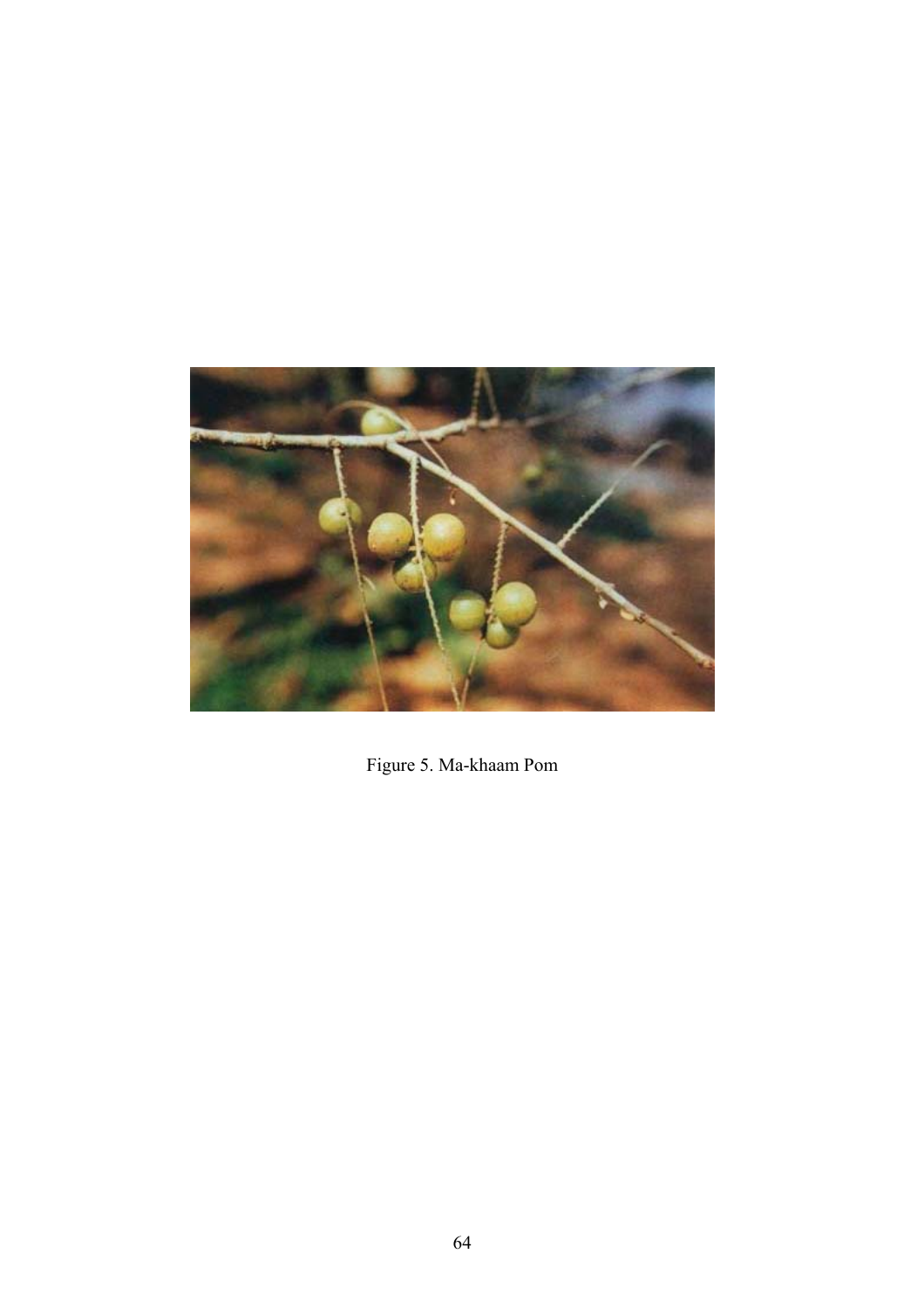Figure 5. Ma-khaam Pom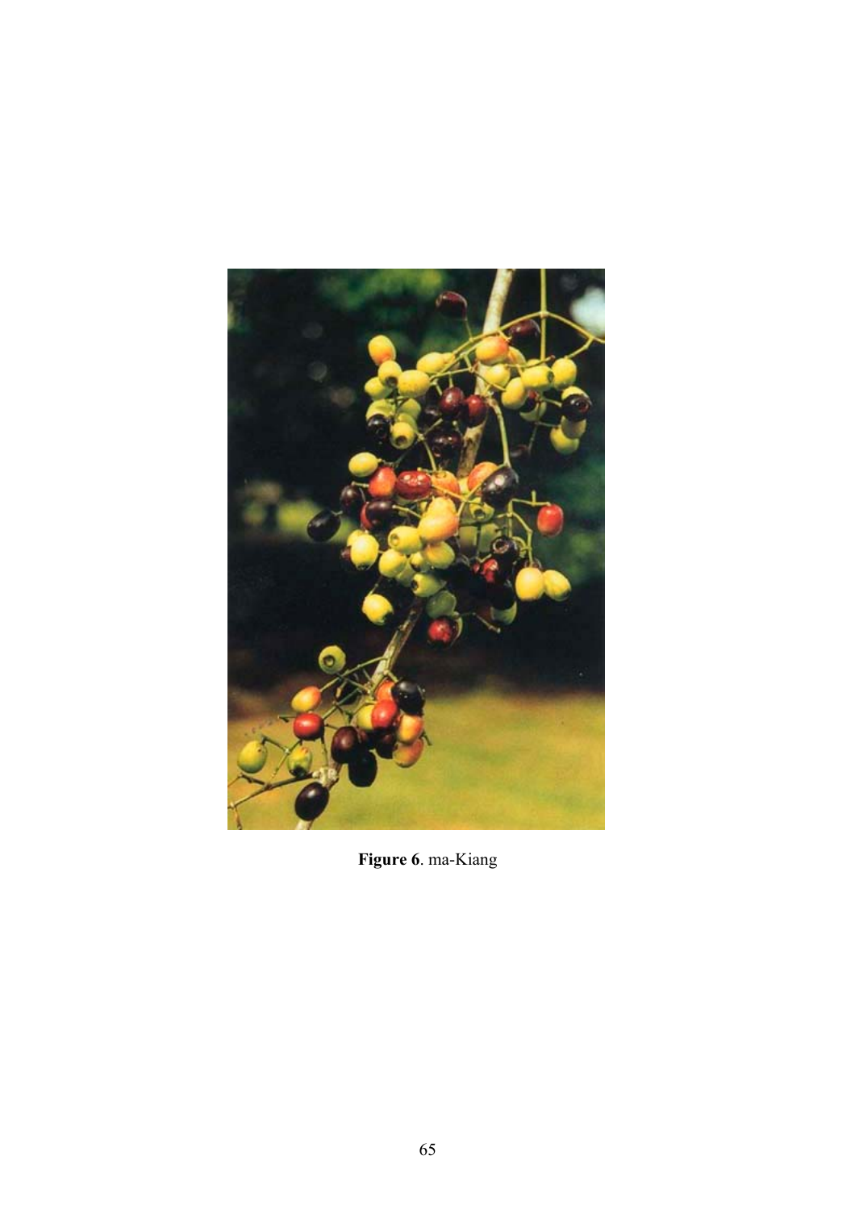**Figure 6**. ma-Kiang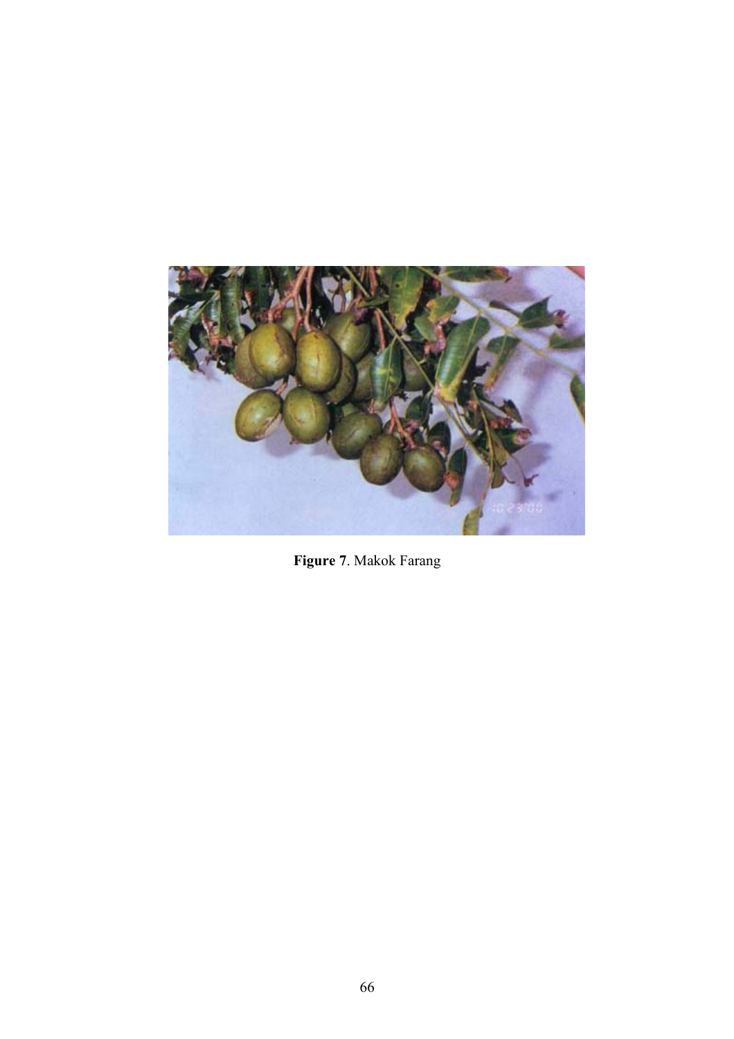**Figure 7**. Makok Farang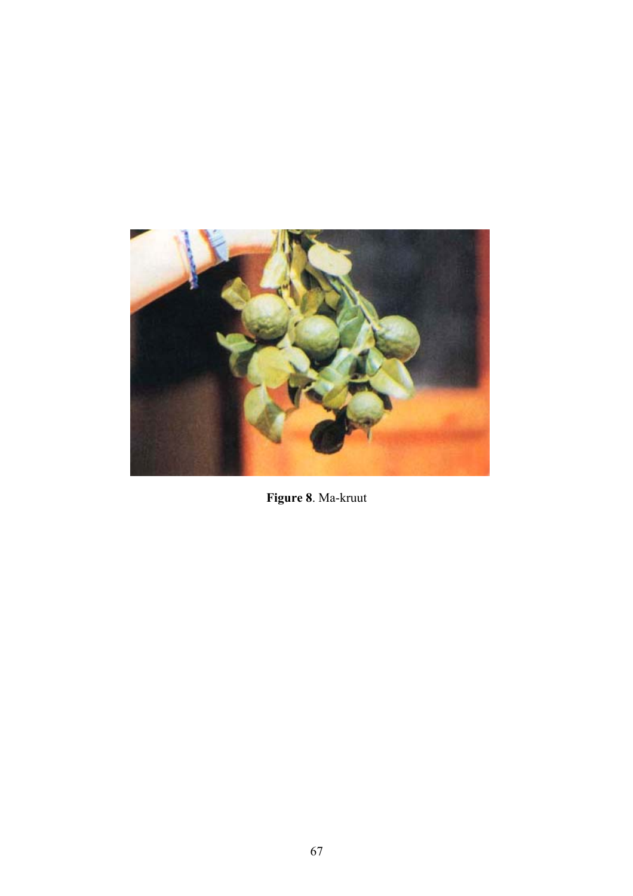**Figure 8**. Ma-kruut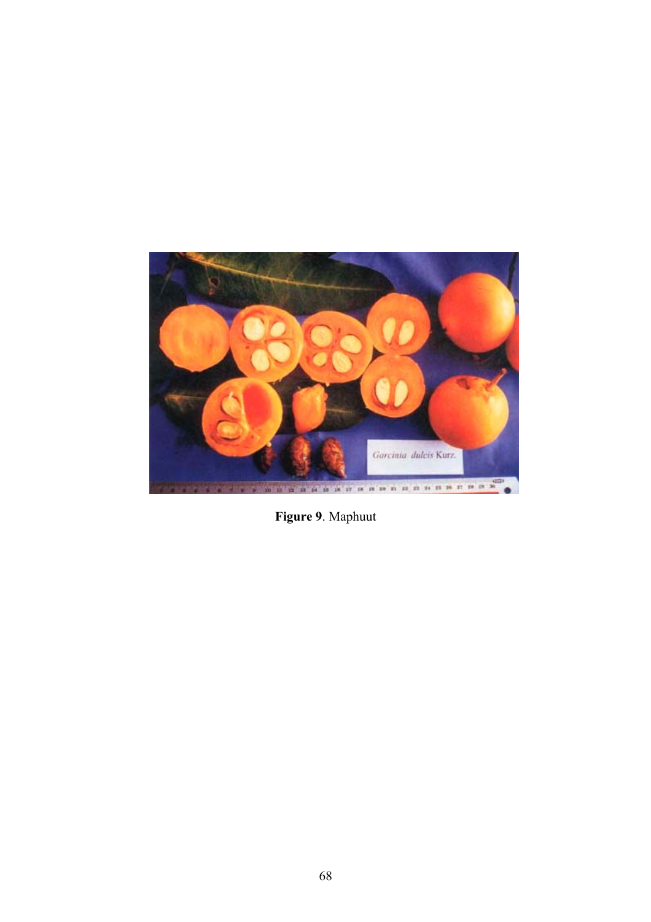**Figure 9**. Maphuut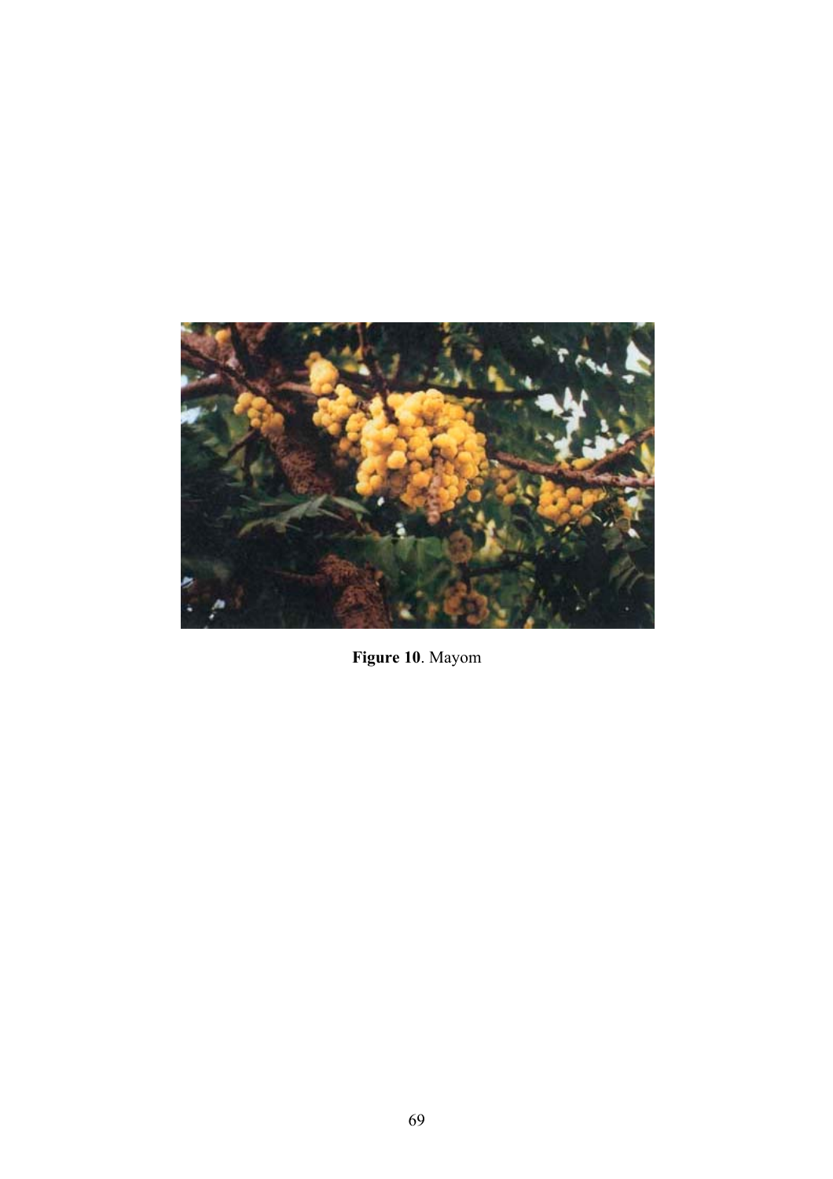**Figure 10**. Mayom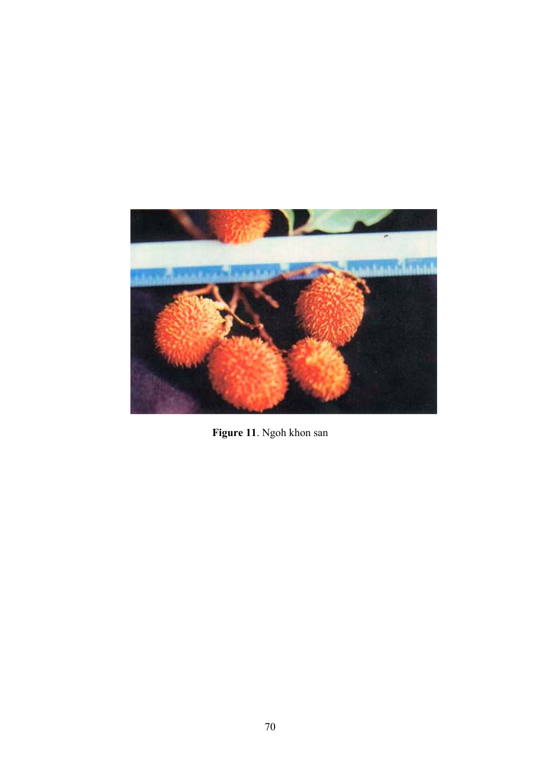**Figure 11**. Ngoh khon san